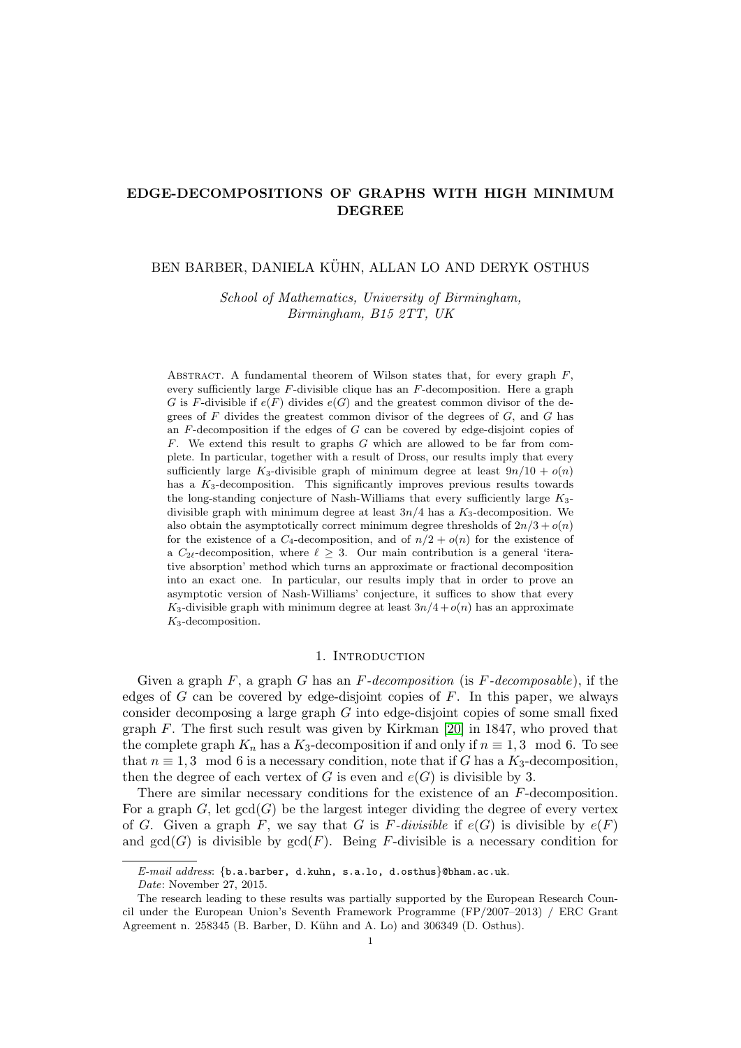# EDGE-DECOMPOSITIONS OF GRAPHS WITH HIGH MINIMUM DEGREE

BEN BARBER, DANIELA KÜHN, ALLAN LO AND DERYK OSTHUS

*School of Mathematics, University of Birmingham,*
*Birmingham, B15 2TT, UK*

Abstract. A fundamental theorem of Wilson states that, for every graph $F$, every sufficiently large $F$-divisible clique has an $F$-decomposition. Here a graph $G$ is $F$-divisible if $e(F)$ divides $e(G)$ and the greatest common divisor of the degrees of $F$ divides the greatest common divisor of the degrees of $G$, and $G$ has an $F$-decomposition if the edges of $G$ can be covered by edge-disjoint copies of $F$. We extend this result to graphs $G$ which are allowed to be far from complete. In particular, together with a result of Dross, our results imply that every sufficiently large $K_3$-divisible graph of minimum degree at least $9n/10 + o(n)$ has a $K_3$-decomposition. This significantly improves previous results towards the long-standing conjecture of Nash-Williams that every sufficiently large $K_3$-divisible graph with minimum degree at least $3n/4$ has a $K_3$-decomposition. We also obtain the asymptotically correct minimum degree thresholds of $2n/3 + o(n)$ for the existence of a $C_4$-decomposition, and of $n/2 + o(n)$ for the existence of a $C_{2\ell}$-decomposition, where $\ell \geq 3$. Our main contribution is a general 'iterative absorption' method which turns an approximate or fractional decomposition into an exact one. In particular, our results imply that in order to prove an asymptotic version of Nash-Williams' conjecture, it suffices to show that every $K_3$-divisible graph with minimum degree at least $3n/4 + o(n)$ has an approximate $K_3$-decomposition.

## 1. Introduction

Given a graph $F$, a graph $G$ has an *$F$-decomposition* (is *$F$-decomposable*), if the edges of $G$ can be covered by edge-disjoint copies of $F$. In this paper, we always consider decomposing a large graph $G$ into edge-disjoint copies of some small fixed graph $F$. The first such result was given by Kirkman [20] in 1847, who proved that the complete graph $K_n$ has a $K_3$-decomposition if and only if $n \equiv 1, 3 \mod 6$. To see that $n \equiv 1, 3 \mod 6$ is a necessary condition, note that if $G$ has a $K_3$-decomposition, then the degree of each vertex of $G$ is even and $e(G)$ is divisible by 3.

There are similar necessary conditions for the existence of an $F$-decomposition. For a graph $G$, let $\gcd(G)$ be the largest integer dividing the degree of every vertex of $G$. Given a graph $F$, we say that $G$ is *$F$-divisible* if $e(G)$ is divisible by $e(F)$ and $\gcd(G)$ is divisible by $\gcd(F)$. Being $F$-divisible is a necessary condition for

*E-mail address*: {b.a.barber, d.kuhn, s.a.lo, d.osthus}@bham.ac.uk.
*Date*: November 27, 2015.
The research leading to these results was partially supported by the European Research Council under the European Union's Seventh Framework Programme (FP/2007–2013) / ERC Grant Agreement n. 258345 (B. Barber, D. Kühn and A. Lo) and 306349 (D. Osthus).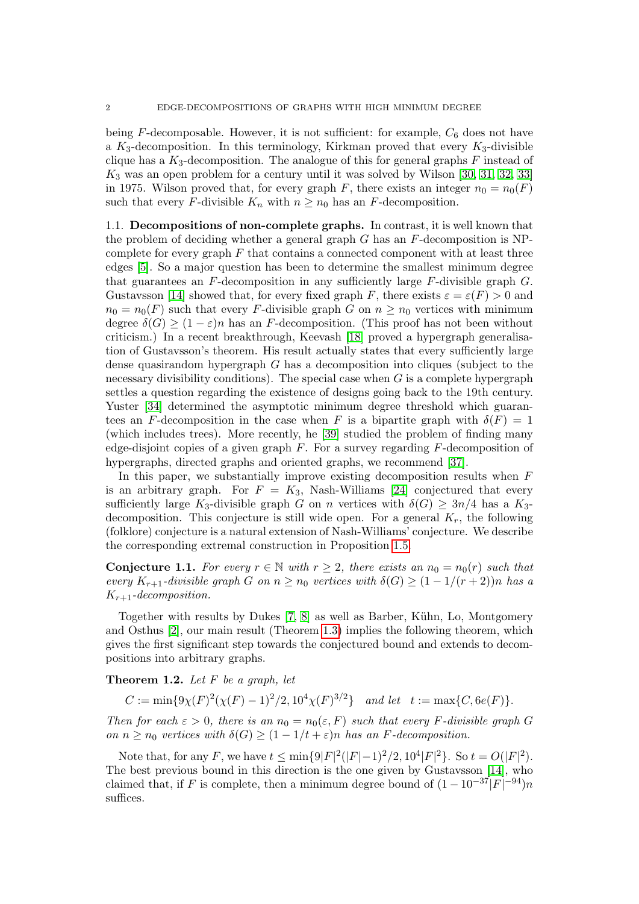being $F$-decomposable. However, it is not sufficient: for example, $C_6$ does not have a $K_3$-decomposition. In this terminology, Kirkman proved that every $K_3$-divisible clique has a $K_3$-decomposition. The analogue of this for general graphs $F$ instead of $K_3$ was an open problem for a century until it was solved by Wilson [30, 31, 32, 33] in 1975. Wilson proved that, for every graph $F$, there exists an integer $n_0 = n_0(F)$ such that every $F$-divisible $K_n$ with $n \geq n_0$ has an $F$-decomposition.

1.1. **Decompositions of non-complete graphs.** In contrast, it is well known that the problem of deciding whether a general graph $G$ has an $F$-decomposition is NP-complete for every graph $F$ that contains a connected component with at least three edges [5]. So a major question has been to determine the smallest minimum degree that guarantees an $F$-decomposition in any sufficiently large $F$-divisible graph $G$. Gustavsson [14] showed that, for every fixed graph $F$, there exists $\varepsilon = \varepsilon(F) > 0$ and $n_0 = n_0(F)$ such that every $F$-divisible graph $G$ on $n \geq n_0$ vertices with minimum degree $\delta(G) \geq (1 - \varepsilon)n$ has an $F$-decomposition. (This proof has not been without criticism.) In a recent breakthrough, Keevash [18] proved a hypergraph generalisation of Gustavsson's theorem. His result actually states that every sufficiently large dense quasirandom hypergraph $G$ has a decomposition into cliques (subject to the necessary divisibility conditions). The special case when $G$ is a complete hypergraph settles a question regarding the existence of designs going back to the 19th century. Yuster [34] determined the asymptotic minimum degree threshold which guarantees an $F$-decomposition in the case when $F$ is a bipartite graph with $\delta(F) = 1$ (which includes trees). More recently, he [39] studied the problem of finding many edge-disjoint copies of a given graph $F$. For a survey regarding $F$-decomposition of hypergraphs, directed graphs and oriented graphs, we recommend [37].

In this paper, we substantially improve existing decomposition results when $F$ is an arbitrary graph. For $F = K_3$, Nash-Williams [24] conjectured that every sufficiently large $K_3$-divisible graph $G$ on $n$ vertices with $\delta(G) \geq 3n/4$ has a $K_3$-decomposition. This conjecture is still wide open. For a general $K_r$, the following (folklore) conjecture is a natural extension of Nash-Williams' conjecture. We describe the corresponding extremal construction in Proposition 1.5.

**Conjecture 1.1.** *For every $r \in \mathbb{N}$ with $r \geq 2$, there exists an $n_0 = n_0(r)$ such that every $K_{r+1}$-divisible graph $G$ on $n \geq n_0$ vertices with $\delta(G) \geq (1 - 1/(r + 2))n$ has a $K_{r+1}$-decomposition.*

Together with results by Dukes [7, 8] as well as Barber, Kühn, Lo, Montgomery and Osthus [2], our main result (Theorem 1.3) implies the following theorem, which gives the first significant step towards the conjectured bound and extends to decompositions into arbitrary graphs.

**Theorem 1.2.** *Let $F$ be a graph, let*

$$C := \min\{9\chi(F)^2(\chi(F) - 1)^2/2, 10^4\chi(F)^{3/2}\} \quad \text{and let} \quad t := \max\{C, 6e(F)\}.$$

*Then for each $\varepsilon > 0$, there is an $n_0 = n_0(\varepsilon, F)$ such that every $F$-divisible graph $G$ on $n \geq n_0$ vertices with $\delta(G) \geq (1 - 1/t + \varepsilon)n$ has an $F$-decomposition.*

Note that, for any $F$, we have $t \leq \min\{9|F|^2(|F|-1)^2/2, 10^4|F|^2\}$. So $t = O(|F|^2)$. The best previous bound in this direction is the one given by Gustavsson [14], who claimed that, if $F$ is complete, then a minimum degree bound of $(1 - 10^{-37}|F|^{-94})n$ suffices.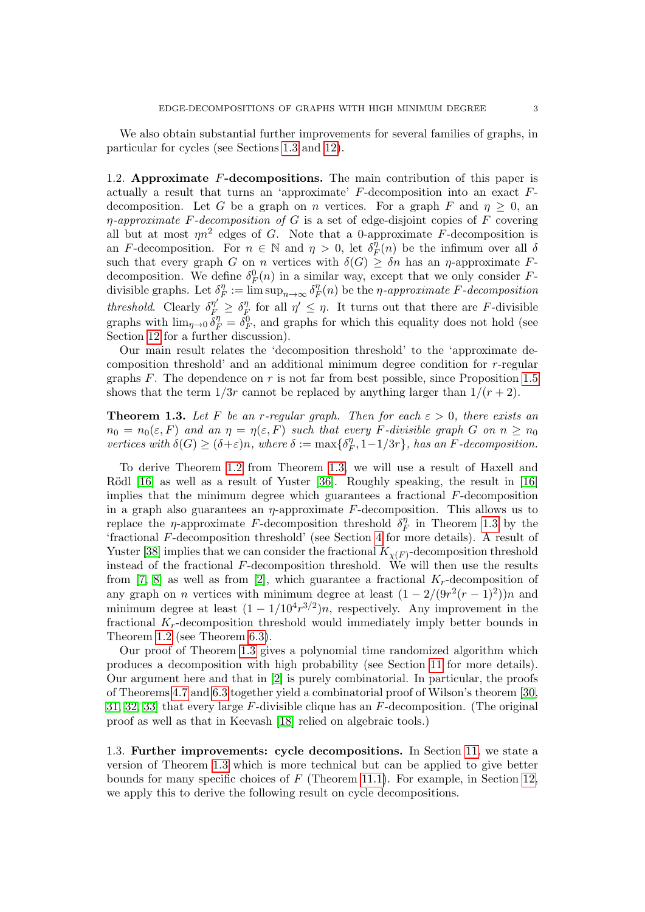We also obtain substantial further improvements for several families of graphs, in particular for cycles (see Sections 1.3 and 12).

### 1.2. Approximate $F$-decompositions.

The main contribution of this paper is actually a result that turns an 'approximate' $F$-decomposition into an exact $F$-decomposition. Let $G$ be a graph on $n$ vertices. For a graph $F$ and $\eta \geq 0$, an *$\eta$-approximate $F$-decomposition of $G$* is a set of edge-disjoint copies of $F$ covering all but at most $\eta n^2$ edges of $G$. Note that a 0-approximate $F$-decomposition is an $F$-decomposition. For $n \in \mathbb{N}$ and $\eta > 0$, let $\delta_F^\eta(n)$ be the infimum over all $\delta$ such that every graph $G$ on $n$ vertices with $\delta(G) \geq \delta n$ has an $\eta$-approximate $F$-decomposition. We define $\delta_F^0(n)$ in a similar way, except that we only consider $F$-divisible graphs. Let $\delta_F^\eta := \limsup_{n\to\infty} \delta_F^\eta(n)$ be the *$\eta$-approximate $F$-decomposition threshold*. Clearly $\delta_F^{\eta'} \geq \delta_F^\eta$ for all $\eta' \leq \eta$. It turns out that there are $F$-divisible graphs with $\lim_{\eta\to 0} \delta_F^\eta = \delta_F^0$, and graphs for which this equality does not hold (see Section 12 for a further discussion).

Our main result relates the 'decomposition threshold' to the 'approximate decomposition threshold' and an additional minimum degree condition for $r$-regular graphs $F$. The dependence on $r$ is not far from best possible, since Proposition 1.5 shows that the term $1/3r$ cannot be replaced by anything larger than $1/(r+2)$.

**Theorem 1.3.** *Let $F$ be an $r$-regular graph. Then for each $\varepsilon > 0$, there exists an $n_0 = n_0(\varepsilon, F)$ and an $\eta = \eta(\varepsilon, F)$ such that every $F$-divisible graph $G$ on $n \geq n_0$ vertices with $\delta(G) \geq (\delta+\varepsilon)n$, where $\delta := \max\{\delta_F^\eta, 1-1/3r\}$, has an $F$-decomposition.*

To derive Theorem 1.2 from Theorem 1.3, we will use a result of Haxell and Rödl [16] as well as a result of Yuster [36]. Roughly speaking, the result in [16] implies that the minimum degree which guarantees a fractional $F$-decomposition in a graph also guarantees an $\eta$-approximate $F$-decomposition. This allows us to replace the $\eta$-approximate $F$-decomposition threshold $\delta_F^\eta$ in Theorem 1.3 by the 'fractional $F$-decomposition threshold' (see Section 4 for more details). A result of Yuster [38] implies that we can consider the fractional $K_{\chi(F)}$-decomposition threshold instead of the fractional $F$-decomposition threshold. We will then use the results from [7, 8] as well as from [2], which guarantee a fractional $K_r$-decomposition of any graph on $n$ vertices with minimum degree at least $(1 - 2/(9r^2(r-1)^2))n$ and minimum degree at least $(1 - 1/10^4 r^{3/2})n$, respectively. Any improvement in the fractional $K_r$-decomposition threshold would immediately imply better bounds in Theorem 1.2 (see Theorem 6.3).

Our proof of Theorem 1.3 gives a polynomial time randomized algorithm which produces a decomposition with high probability (see Section 11 for more details). Our argument here and that in [2] is purely combinatorial. In particular, the proofs of Theorems 4.7 and 6.3 together yield a combinatorial proof of Wilson's theorem [30, 31, 32, 33] that every large $F$-divisible clique has an $F$-decomposition. (The original proof as well as that in Keevash [18] relied on algebraic tools.)

### 1.3. Further improvements: cycle decompositions.

In Section 11, we state a version of Theorem 1.3 which is more technical but can be applied to give better bounds for many specific choices of $F$ (Theorem 11.1). For example, in Section 12, we apply this to derive the following result on cycle decompositions.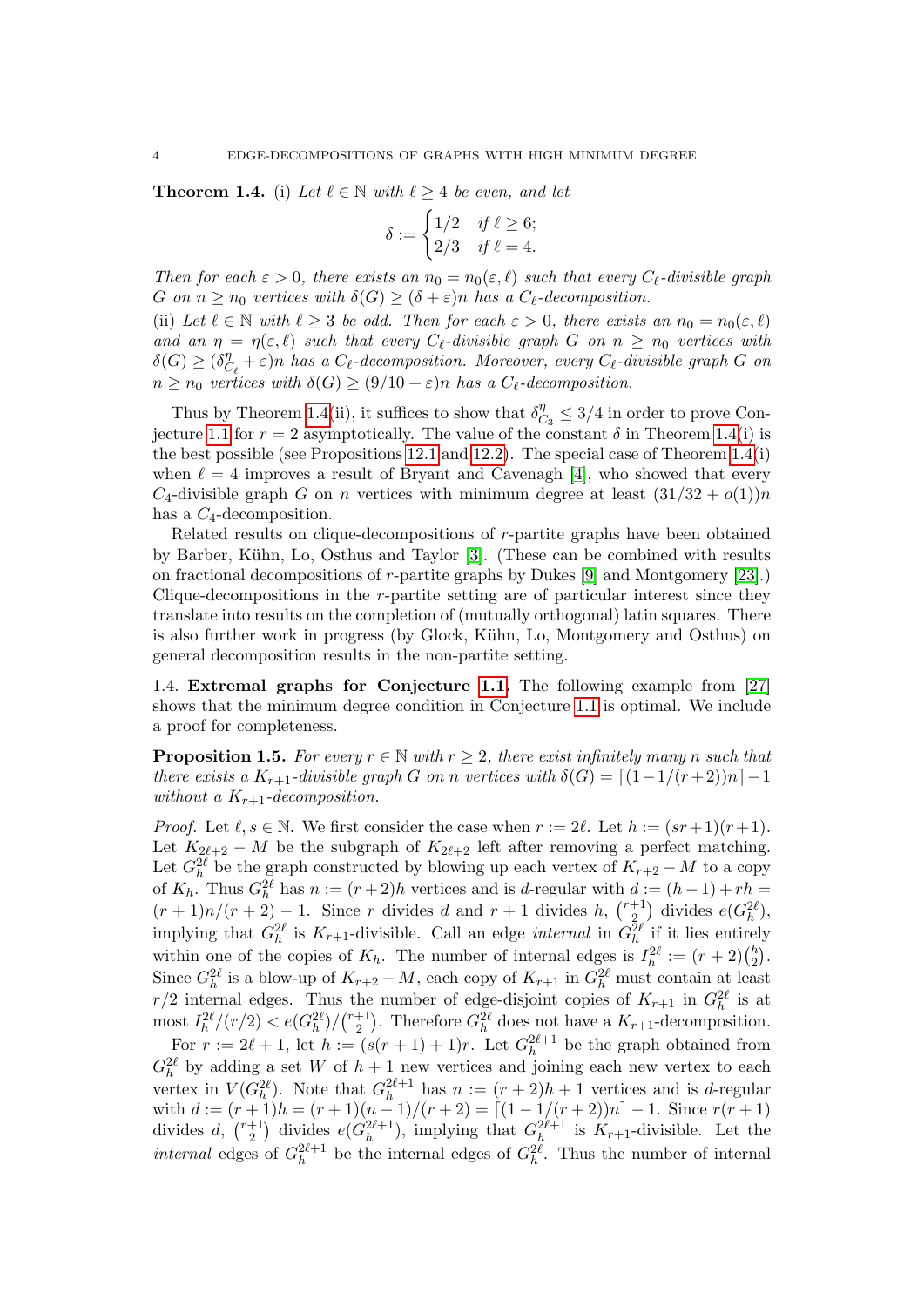**Theorem 1.4.** (i) *Let $\ell \in \mathbb{N}$ with $\ell \geq 4$ be even, and let*

$$\delta := \begin{cases} 1/2 & \text{if } \ell \geq 6; \\ 2/3 & \text{if } \ell = 4. \end{cases}$$

*Then for each $\varepsilon > 0$, there exists an $n_0 = n_0(\varepsilon, \ell)$ such that every $C_\ell$-divisible graph $G$ on $n \geq n_0$ vertices with $\delta(G) \geq (\delta + \varepsilon)n$ has a $C_\ell$-decomposition.*

(ii) *Let $\ell \in \mathbb{N}$ with $\ell \geq 3$ be odd. Then for each $\varepsilon > 0$, there exists an $n_0 = n_0(\varepsilon, \ell)$ and an $\eta = \eta(\varepsilon, \ell)$ such that every $C_\ell$-divisible graph $G$ on $n \geq n_0$ vertices with $\delta(G) \geq (\delta^\eta_{C_\ell} + \varepsilon)n$ has a $C_\ell$-decomposition. Moreover, every $C_\ell$-divisible graph $G$ on $n \geq n_0$ vertices with $\delta(G) \geq (9/10 + \varepsilon)n$ has a $C_\ell$-decomposition.*

Thus by Theorem 1.4(ii), it suffices to show that $\delta^\eta_{C_3} \leq 3/4$ in order to prove Conjecture 1.1 for $r = 2$ asymptotically. The value of the constant $\delta$ in Theorem 1.4(i) is the best possible (see Propositions 12.1 and 12.2). The special case of Theorem 1.4(i) when $\ell = 4$ improves a result of Bryant and Cavenagh [4], who showed that every $C_4$-divisible graph $G$ on $n$ vertices with minimum degree at least $(31/32 + o(1))n$ has a $C_4$-decomposition.

Related results on clique-decompositions of $r$-partite graphs have been obtained by Barber, Kühn, Lo, Osthus and Taylor [3]. (These can be combined with results on fractional decompositions of $r$-partite graphs by Dukes [9] and Montgomery [23].) Clique-decompositions in the $r$-partite setting are of particular interest since they translate into results on the completion of (mutually orthogonal) latin squares. There is also further work in progress (by Glock, Kühn, Lo, Montgomery and Osthus) on general decomposition results in the non-partite setting.

### 1.4. Extremal graphs for Conjecture 1.1.

The following example from [27] shows that the minimum degree condition in Conjecture 1.1 is optimal. We include a proof for completeness.

**Proposition 1.5.** *For every $r \in \mathbb{N}$ with $r \geq 2$, there exist infinitely many $n$ such that there exists a $K_{r+1}$-divisible graph $G$ on $n$ vertices with $\delta(G) = \lceil (1 - 1/(r+2))n \rceil - 1$ without a $K_{r+1}$-decomposition.*

*Proof.* Let $\ell, s \in \mathbb{N}$. We first consider the case when $r := 2\ell$. Let $h := (sr+1)(r+1)$. Let $K_{2\ell+2} - M$ be the subgraph of $K_{2\ell+2}$ left after removing a perfect matching. Let $G^{2\ell}_h$ be the graph constructed by blowing up each vertex of $K_{r+2} - M$ to a copy of $K_h$. Thus $G^{2\ell}_h$ has $n := (r+2)h$ vertices and is $d$-regular with $d := (h-1) + rh = (r+1)n/(r+2) - 1$. Since $r$ divides $d$ and $r+1$ divides $h$, $\binom{r+1}{2}$ divides $e(G^{2\ell}_h)$, implying that $G^{2\ell}_h$ is $K_{r+1}$-divisible. Call an edge *internal* in $G^{2\ell}_h$ if it lies entirely within one of the copies of $K_h$. The number of internal edges is $I^{2\ell}_h := (r+2)\binom{h}{2}$. Since $G^{2\ell}_h$ is a blow-up of $K_{r+2} - M$, each copy of $K_{r+1}$ in $G^{2\ell}_h$ must contain at least $r/2$ internal edges. Thus the number of edge-disjoint copies of $K_{r+1}$ in $G^{2\ell}_h$ is at most $I^{2\ell}_h/(r/2) < e(G^{2\ell}_h)/\binom{r+1}{2}$. Therefore $G^{2\ell}_h$ does not have a $K_{r+1}$-decomposition.

For $r := 2\ell + 1$, let $h := (s(r+1)+1)r$. Let $G^{2\ell+1}_h$ be the graph obtained from $G^{2\ell}_h$ by adding a set $W$ of $h+1$ new vertices and joining each new vertex to each vertex in $V(G^{2\ell}_h)$. Note that $G^{2\ell+1}_h$ has $n := (r+2)h + 1$ vertices and is $d$-regular with $d := (r+1)h = (r+1)(n-1)/(r+2) = \lceil (1 - 1/(r+2))n \rceil - 1$. Since $r(r+1)$ divides $d$, $\binom{r+1}{2}$ divides $e(G^{2\ell+1}_h)$, implying that $G^{2\ell+1}_h$ is $K_{r+1}$-divisible. Let the *internal* edges of $G^{2\ell+1}_h$ be the internal edges of $G^{2\ell}_h$. Thus the number of internal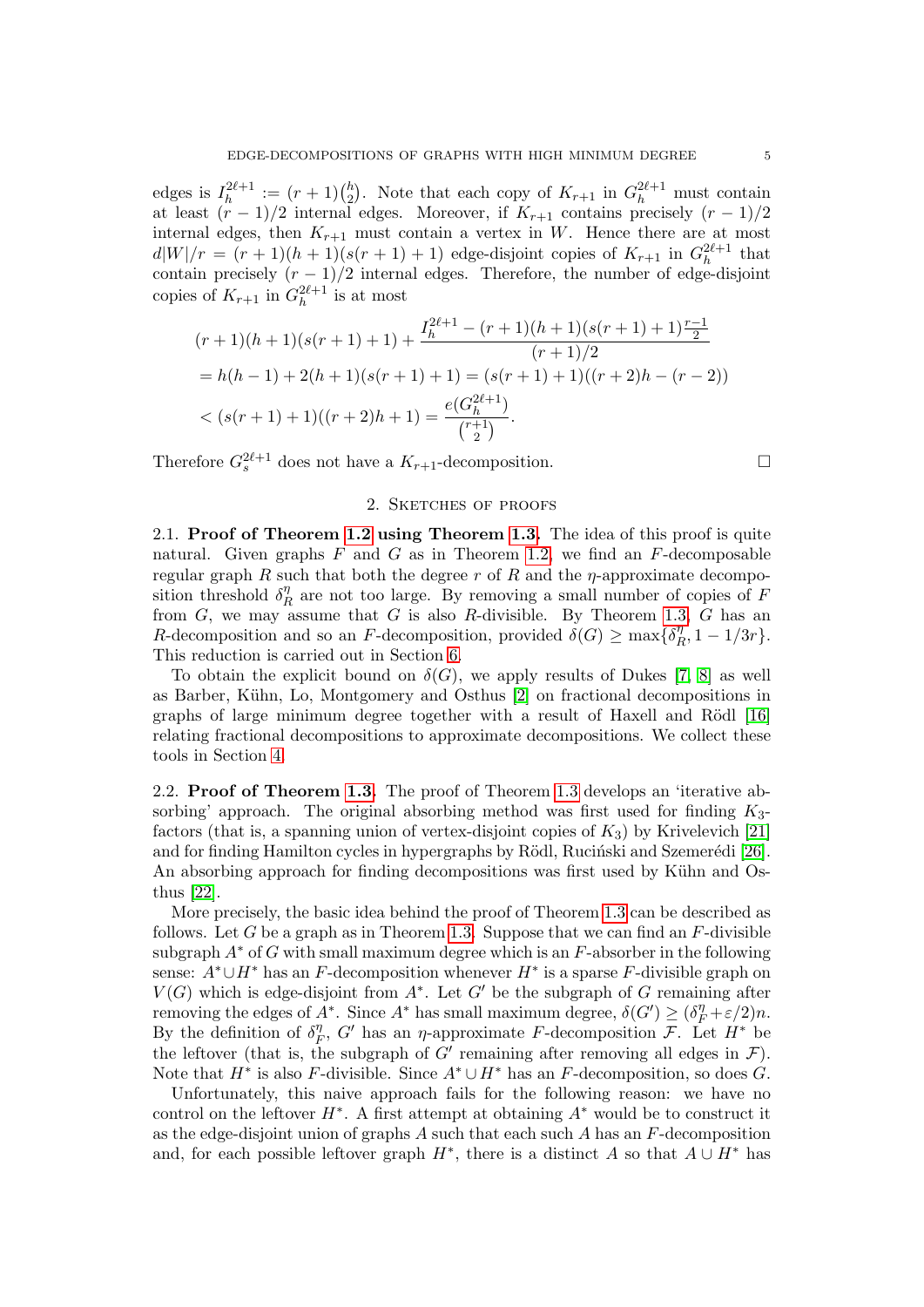edges is $I_h^{2\ell+1} := (r+1)\binom{h}{2}$. Note that each copy of $K_{r+1}$ in $G_h^{2\ell+1}$ must contain at least $(r-1)/2$ internal edges. Moreover, if $K_{r+1}$ contains precisely $(r-1)/2$ internal edges, then $K_{r+1}$ must contain a vertex in $W$. Hence there are at most $d|W|/r = (r+1)(h+1)(s(r+1)+1)$ edge-disjoint copies of $K_{r+1}$ in $G_h^{2\ell+1}$ that contain precisely $(r-1)/2$ internal edges. Therefore, the number of edge-disjoint copies of $K_{r+1}$ in $G_h^{2\ell+1}$ is at most

$$
\begin{aligned}
&(r+1)(h+1)(s(r+1)+1) + \frac{I_h^{2\ell+1} - (r+1)(h+1)(s(r+1)+1)\frac{r-1}{2}}{(r+1)/2} \\
&= h(h-1) + 2(h+1)(s(r+1)+1) = (s(r+1)+1)((r+2)h - (r-2)) \\
&< (s(r+1)+1)((r+2)h+1) = \frac{e(G_h^{2\ell+1})}{\binom{r+1}{2}}.
\end{aligned}
$$

Therefore $G_s^{2\ell+1}$ does not have a $K_{r+1}$-decomposition. □

## 2. Sketches of proofs

**2.1. Proof of Theorem 1.2 using Theorem 1.3.** The idea of this proof is quite natural. Given graphs $F$ and $G$ as in Theorem 1.2, we find an $F$-decomposable regular graph $R$ such that both the degree $r$ of $R$ and the $\eta$-approximate decomposition threshold $\delta_R^\eta$ are not too large. By removing a small number of copies of $F$ from $G$, we may assume that $G$ is also $R$-divisible. By Theorem 1.3, $G$ has an $R$-decomposition and so an $F$-decomposition, provided $\delta(G) \geq \max\{\delta_R^\eta, 1 - 1/3r\}$. This reduction is carried out in Section 6.

To obtain the explicit bound on $\delta(G)$, we apply results of Dukes [7, 8] as well as Barber, Kühn, Lo, Montgomery and Osthus [2] on fractional decompositions in graphs of large minimum degree together with a result of Haxell and Rödl [16] relating fractional decompositions to approximate decompositions. We collect these tools in Section 4.

**2.2. Proof of Theorem 1.3.** The proof of Theorem 1.3 develops an 'iterative absorbing' approach. The original absorbing method was first used for finding $K_3$-factors (that is, a spanning union of vertex-disjoint copies of $K_3$) by Krivelevich [21] and for finding Hamilton cycles in hypergraphs by Rödl, Ruciński and Szemerédi [26]. An absorbing approach for finding decompositions was first used by Kühn and Osthus [22].

More precisely, the basic idea behind the proof of Theorem 1.3 can be described as follows. Let $G$ be a graph as in Theorem 1.3. Suppose that we can find an $F$-divisible subgraph $A^*$ of $G$ with small maximum degree which is an $F$-absorber in the following sense: $A^* \cup H^*$ has an $F$-decomposition whenever $H^*$ is a sparse $F$-divisible graph on $V(G)$ which is edge-disjoint from $A^*$. Let $G'$ be the subgraph of $G$ remaining after removing the edges of $A^*$. Since $A^*$ has small maximum degree, $\delta(G') \geq (\delta_F^\eta + \varepsilon/2)n$. By the definition of $\delta_F^\eta$, $G'$ has an $\eta$-approximate $F$-decomposition $\mathcal{F}$. Let $H^*$ be the leftover (that is, the subgraph of $G'$ remaining after removing all edges in $\mathcal{F}$). Note that $H^*$ is also $F$-divisible. Since $A^* \cup H^*$ has an $F$-decomposition, so does $G$.

Unfortunately, this naive approach fails for the following reason: we have no control on the leftover $H^*$. A first attempt at obtaining $A^*$ would be to construct it as the edge-disjoint union of graphs $A$ such that each such $A$ has an $F$-decomposition and, for each possible leftover graph $H^*$, there is a distinct $A$ so that $A \cup H^*$ has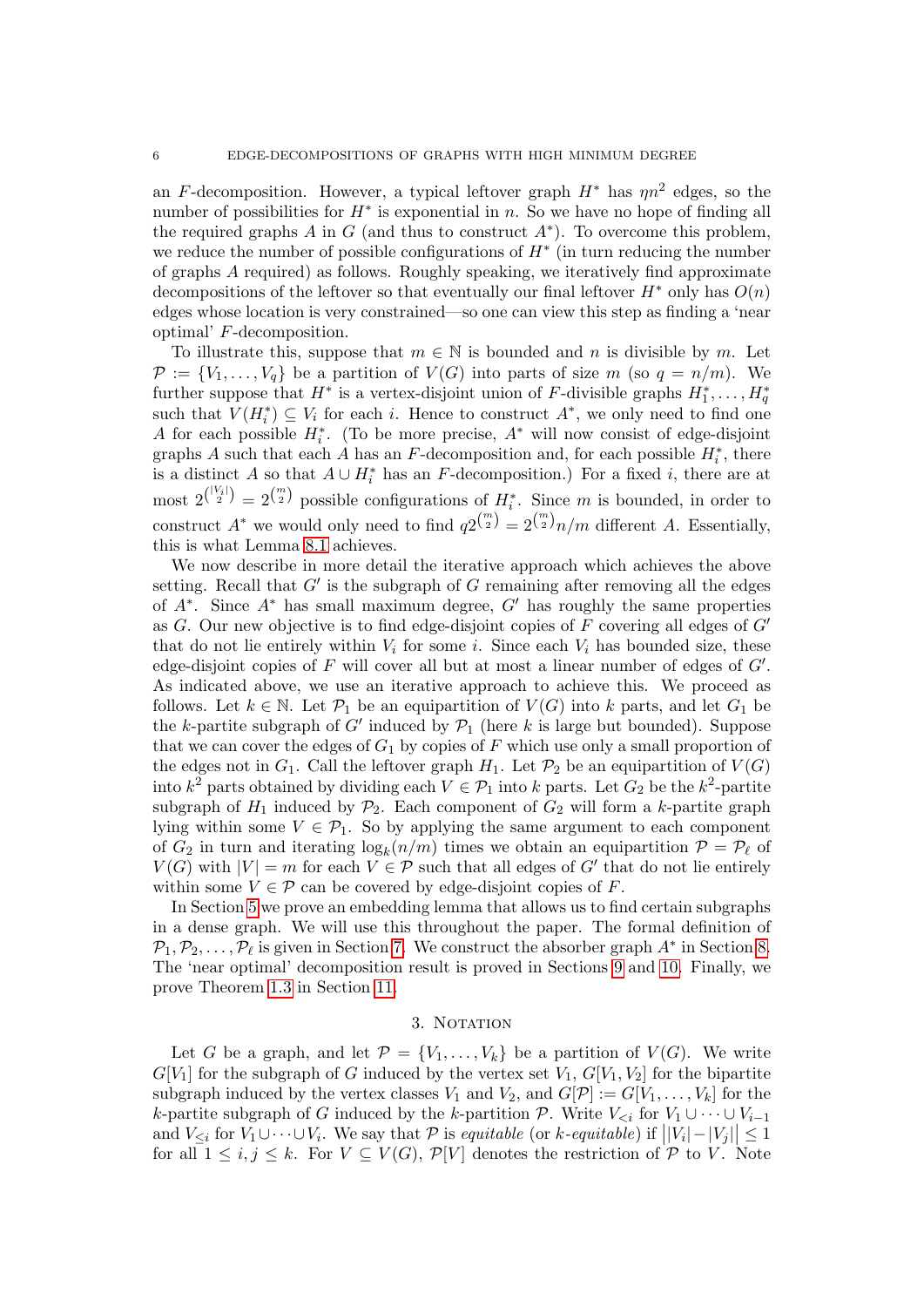an $F$-decomposition. However, a typical leftover graph $H^*$ has $\eta n^2$ edges, so the number of possibilities for $H^*$ is exponential in $n$. So we have no hope of finding all the required graphs $A$ in $G$ (and thus to construct $A^*$). To overcome this problem, we reduce the number of possible configurations of $H^*$ (in turn reducing the number of graphs $A$ required) as follows. Roughly speaking, we iteratively find approximate decompositions of the leftover so that eventually our final leftover $H^*$ only has $O(n)$ edges whose location is very constrained—so one can view this step as finding a 'near optimal' $F$-decomposition.

To illustrate this, suppose that $m \in \mathbb{N}$ is bounded and $n$ is divisible by $m$. Let $\mathcal{P} := \{V_1, \dots, V_q\}$ be a partition of $V(G)$ into parts of size $m$ (so $q = n/m$). We further suppose that $H^*$ is a vertex-disjoint union of $F$-divisible graphs $H_1^*, \dots, H_q^*$ such that $V(H_i^*) \subseteq V_i$ for each $i$. Hence to construct $A^*$, we only need to find one $A$ for each possible $H_i^*$. (To be more precise, $A^*$ will now consist of edge-disjoint graphs $A$ such that each $A$ has an $F$-decomposition and, for each possible $H_i^*$, there is a distinct $A$ so that $A \cup H_i^*$ has an $F$-decomposition.) For a fixed $i$, there are at most $2^{\binom{|V_i|}{2}} = 2^{\binom{m}{2}}$ possible configurations of $H_i^*$. Since $m$ is bounded, in order to construct $A^*$ we would only need to find $q2^{\binom{m}{2}} = 2^{\binom{m}{2}}n/m$ different $A$. Essentially, this is what Lemma 8.1 achieves.

We now describe in more detail the iterative approach which achieves the above setting. Recall that $G'$ is the subgraph of $G$ remaining after removing all the edges of $A^*$. Since $A^*$ has small maximum degree, $G'$ has roughly the same properties as $G$. Our new objective is to find edge-disjoint copies of $F$ covering all edges of $G'$ that do not lie entirely within $V_i$ for some $i$. Since each $V_i$ has bounded size, these edge-disjoint copies of $F$ will cover all but at most a linear number of edges of $G'$. As indicated above, we use an iterative approach to achieve this. We proceed as follows. Let $k \in \mathbb{N}$. Let $\mathcal{P}_1$ be an equipartition of $V(G)$ into $k$ parts, and let $G_1$ be the $k$-partite subgraph of $G'$ induced by $\mathcal{P}_1$ (here $k$ is large but bounded). Suppose that we can cover the edges of $G_1$ by copies of $F$ which use only a small proportion of the edges not in $G_1$. Call the leftover graph $H_1$. Let $\mathcal{P}_2$ be an equipartition of $V(G)$ into $k^2$ parts obtained by dividing each $V \in \mathcal{P}_1$ into $k$ parts. Let $G_2$ be the $k^2$-partite subgraph of $H_1$ induced by $\mathcal{P}_2$. Each component of $G_2$ will form a $k$-partite graph lying within some $V \in \mathcal{P}_1$. So by applying the same argument to each component of $G_2$ in turn and iterating $\log_k(n/m)$ times we obtain an equipartition $\mathcal{P} = \mathcal{P}_\ell$ of $V(G)$ with $|V| = m$ for each $V \in \mathcal{P}$ such that all edges of $G'$ that do not lie entirely within some $V \in \mathcal{P}$ can be covered by edge-disjoint copies of $F$.

In Section 5 we prove an embedding lemma that allows us to find certain subgraphs in a dense graph. We will use this throughout the paper. The formal definition of $\mathcal{P}_1, \mathcal{P}_2, \dots, \mathcal{P}_\ell$ is given in Section 7. We construct the absorber graph $A^*$ in Section 8. The 'near optimal' decomposition result is proved in Sections 9 and 10. Finally, we prove Theorem 1.3 in Section 11.

## 3. Notation

Let $G$ be a graph, and let $\mathcal{P} = \{V_1, \dots, V_k\}$ be a partition of $V(G)$. We write $G[V_1]$ for the subgraph of $G$ induced by the vertex set $V_1$, $G[V_1, V_2]$ for the bipartite subgraph induced by the vertex classes $V_1$ and $V_2$, and $G[\mathcal{P}] := G[V_1, \dots, V_k]$ for the $k$-partite subgraph of $G$ induced by the $k$-partition $\mathcal{P}$. Write $V_{<i}$ for $V_1 \cup \dots \cup V_{i-1}$ and $V_{\leq i}$ for $V_1 \cup \dots \cup V_i$. We say that $\mathcal{P}$ is *equitable* (or *$k$-equitable*) if $\big||V_i| - |V_j|\big| \leq 1$ for all $1 \leq i, j \leq k$. For $V \subseteq V(G)$, $\mathcal{P}[V]$ denotes the restriction of $\mathcal{P}$ to $V$. Note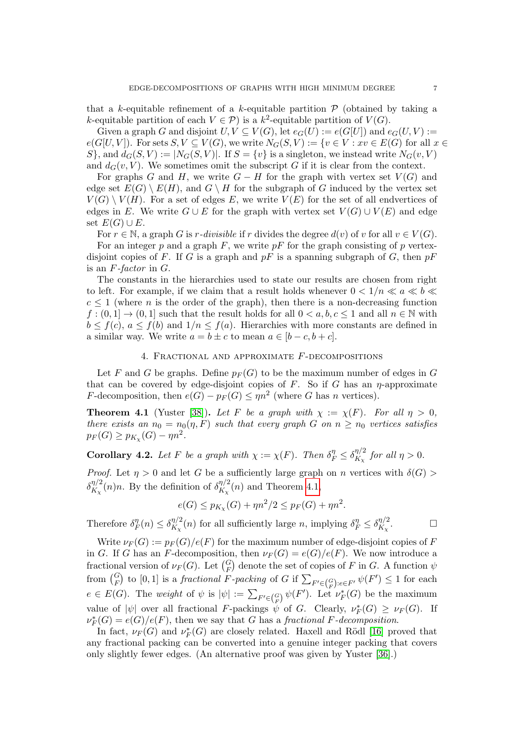that a $k$-equitable refinement of a $k$-equitable partition $\mathcal{P}$ (obtained by taking a $k$-equitable partition of each $V \in \mathcal{P}$) is a $k^2$-equitable partition of $V(G)$.

Given a graph $G$ and disjoint $U, V \subseteq V(G)$, let $e_G(U) := e(G[U])$ and $e_G(U,V) := e(G[U,V])$. For sets $S, V \subseteq V(G)$, we write $N_G(S,V) := \{v \in V : xv \in E(G) \text{ for all } x \in S\}$, and $d_G(S,V) := |N_G(S,V)|$. If $S = \{v\}$ is a singleton, we instead write $N_G(v,V)$ and $d_G(v,V)$. We sometimes omit the subscript $G$ if it is clear from the context.

For graphs $G$ and $H$, we write $G - H$ for the graph with vertex set $V(G)$ and edge set $E(G) \setminus E(H)$, and $G \setminus H$ for the subgraph of $G$ induced by the vertex set $V(G) \setminus V(H)$. For a set of edges $E$, we write $V(E)$ for the set of all endvertices of edges in $E$. We write $G \cup E$ for the graph with vertex set $V(G) \cup V(E)$ and edge set $E(G) \cup E$.

For $r \in \mathbb{N}$, a graph $G$ is *$r$-divisible* if $r$ divides the degree $d(v)$ of $v$ for all $v \in V(G)$.

For an integer $p$ and a graph $F$, we write $pF$ for the graph consisting of $p$ vertex-disjoint copies of $F$. If $G$ is a graph and $pF$ is a spanning subgraph of $G$, then $pF$ is an *$F$-factor* in $G$.

The constants in the hierarchies used to state our results are chosen from right to left. For example, if we claim that a result holds whenever $0 < 1/n \ll a \ll b \ll c \leq 1$ (where $n$ is the order of the graph), then there is a non-decreasing function $f : (0,1] \to (0,1]$ such that the result holds for all $0 < a, b, c \leq 1$ and all $n \in \mathbb{N}$ with $b \leq f(c)$, $a \leq f(b)$ and $1/n \leq f(a)$. Hierarchies with more constants are defined in a similar way. We write $a = b \pm c$ to mean $a \in [b - c, b + c]$.

## 4. Fractional and approximate $F$-decompositions

Let $F$ and $G$ be graphs. Define $p_F(G)$ to be the maximum number of edges in $G$ that can be covered by edge-disjoint copies of $F$. So if $G$ has an $\eta$-approximate $F$-decomposition, then $e(G) - p_F(G) \leq \eta n^2$ (where $G$ has $n$ vertices).

**Theorem 4.1** (Yuster [38]). *Let $F$ be a graph with $\chi := \chi(F)$. For all $\eta > 0$, there exists an $n_0 = n_0(\eta, F)$ such that every graph $G$ on $n \geq n_0$ vertices satisfies $p_F(G) \geq p_{K_\chi}(G) - \eta n^2$.*

**Corollary 4.2.** *Let $F$ be a graph with $\chi := \chi(F)$. Then $\delta_F^\eta \leq \delta_{K_\chi}^{\eta/2}$ for all $\eta > 0$.*

*Proof.* Let $\eta > 0$ and let $G$ be a sufficiently large graph on $n$ vertices with $\delta(G) > \delta_{K_\chi}^{\eta/2}(n)n$. By the definition of $\delta_{K_\chi}^{\eta/2}(n)$ and Theorem 4.1,

$$e(G) \leq p_{K_\chi}(G) + \eta n^2/2 \leq p_F(G) + \eta n^2.$$

Therefore $\delta_F^\eta(n) \leq \delta_{K_\chi}^{\eta/2}(n)$ for all sufficiently large $n$, implying $\delta_F^\eta \leq \delta_{K_\chi}^{\eta/2}$. $\square$

Write $\nu_F(G) := p_F(G)/e(F)$ for the maximum number of edge-disjoint copies of $F$ in $G$. If $G$ has an $F$-decomposition, then $\nu_F(G) = e(G)/e(F)$. We now introduce a fractional version of $\nu_F(G)$. Let $\binom{G}{F}$ denote the set of copies of $F$ in $G$. A function $\psi$ from $\binom{G}{F}$ to $[0,1]$ is a *fractional $F$-packing* of $G$ if $\sum_{F' \in \binom{G}{F} : e \in F'} \psi(F') \leq 1$ for each $e \in E(G)$. The *weight* of $\psi$ is $|\psi| := \sum_{F' \in \binom{G}{F}} \psi(F')$. Let $\nu_F^*(G)$ be the maximum value of $|\psi|$ over all fractional $F$-packings $\psi$ of $G$. Clearly, $\nu_F^*(G) \geq \nu_F(G)$. If $\nu_F^*(G) = e(G)/e(F)$, then we say that $G$ has a *fractional $F$-decomposition*.

In fact, $\nu_F(G)$ and $\nu_F^*(G)$ are closely related. Haxell and Rödl [16] proved that any fractional packing can be converted into a genuine integer packing that covers only slightly fewer edges. (An alternative proof was given by Yuster [36].)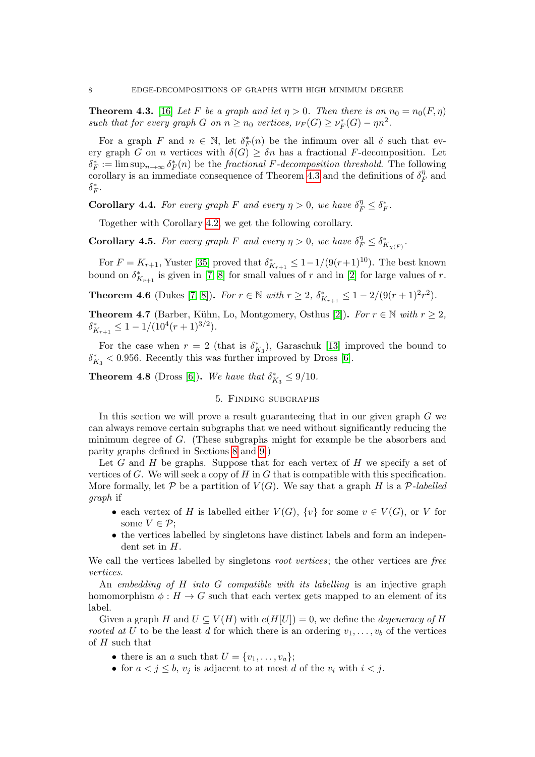**Theorem 4.3.** [16] *Let $F$ be a graph and let $\eta > 0$. Then there is an $n_0 = n_0(F, \eta)$ such that for every graph $G$ on $n \geq n_0$ vertices, $\nu_F(G) \geq \nu_F^*(G) - \eta n^2$.*

For a graph $F$ and $n \in \mathbb{N}$, let $\delta_F^*(n)$ be the infimum over all $\delta$ such that every graph $G$ on $n$ vertices with $\delta(G) \geq \delta n$ has a fractional $F$-decomposition. Let $\delta_F^* := \limsup_{n\to\infty} \delta_F^*(n)$ be the *fractional $F$-decomposition threshold*. The following corollary is an immediate consequence of Theorem 4.3 and the definitions of $\delta_F^\eta$ and $\delta_F^*$.

**Corollary 4.4.** *For every graph $F$ and every $\eta > 0$, we have $\delta_F^\eta \leq \delta_F^*$.*

Together with Corollary 4.2, we get the following corollary.

**Corollary 4.5.** *For every graph $F$ and every $\eta > 0$, we have $\delta_F^\eta \leq \delta_{K_{\chi(F)}}^*$.*

For $F = K_{r+1}$, Yuster [35] proved that $\delta_{K_{r+1}}^* \leq 1 - 1/(9(r+1)^{10})$. The best known bound on $\delta_{K_{r+1}}^*$ is given in [7, 8] for small values of $r$ and in [2] for large values of $r$.

**Theorem 4.6** (Dukes [7, 8])**.** *For $r \in \mathbb{N}$ with $r \geq 2$, $\delta_{K_{r+1}}^* \leq 1 - 2/(9(r+1)^2 r^2)$.*

**Theorem 4.7** (Barber, Kühn, Lo, Montgomery, Osthus [2])**.** *For $r \in \mathbb{N}$ with $r \geq 2$, $\delta_{K_{r+1}}^* \leq 1 - 1/(10^4(r+1)^{3/2})$.*

For the case when $r = 2$ (that is $\delta_{K_3}^*$), Garaschuk [13] improved the bound to $\delta_{K_3}^* < 0.956$. Recently this was further improved by Dross [6].

**Theorem 4.8** (Dross [6])**.** *We have that $\delta_{K_3}^* \leq 9/10$.*

## 5. Finding subgraphs

In this section we will prove a result guaranteeing that in our given graph $G$ we can always remove certain subgraphs that we need without significantly reducing the minimum degree of $G$. (These subgraphs might for example be the absorbers and parity graphs defined in Sections 8 and 9.)

Let $G$ and $H$ be graphs. Suppose that for each vertex of $H$ we specify a set of vertices of $G$. We will seek a copy of $H$ in $G$ that is compatible with this specification. More formally, let $\mathcal{P}$ be a partition of $V(G)$. We say that a graph $H$ is a *$\mathcal{P}$-labelled graph* if

- each vertex of $H$ is labelled either $V(G)$, $\{v\}$ for some $v \in V(G)$, or $V$ for some $V \in \mathcal{P}$;
- the vertices labelled by singletons have distinct labels and form an independent set in $H$.

We call the vertices labelled by singletons *root vertices*; the other vertices are *free vertices*.

An *embedding of $H$ into $G$ compatible with its labelling* is an injective graph homomorphism $\phi : H \to G$ such that each vertex gets mapped to an element of its label.

Given a graph $H$ and $U \subseteq V(H)$ with $e(H[U]) = 0$, we define the *degeneracy of $H$ rooted at $U$* to be the least $d$ for which there is an ordering $v_1, \ldots, v_b$ of the vertices of $H$ such that

- there is an $a$ such that $U = \{v_1, \ldots, v_a\}$;
- for $a < j \leq b$, $v_j$ is adjacent to at most $d$ of the $v_i$ with $i < j$.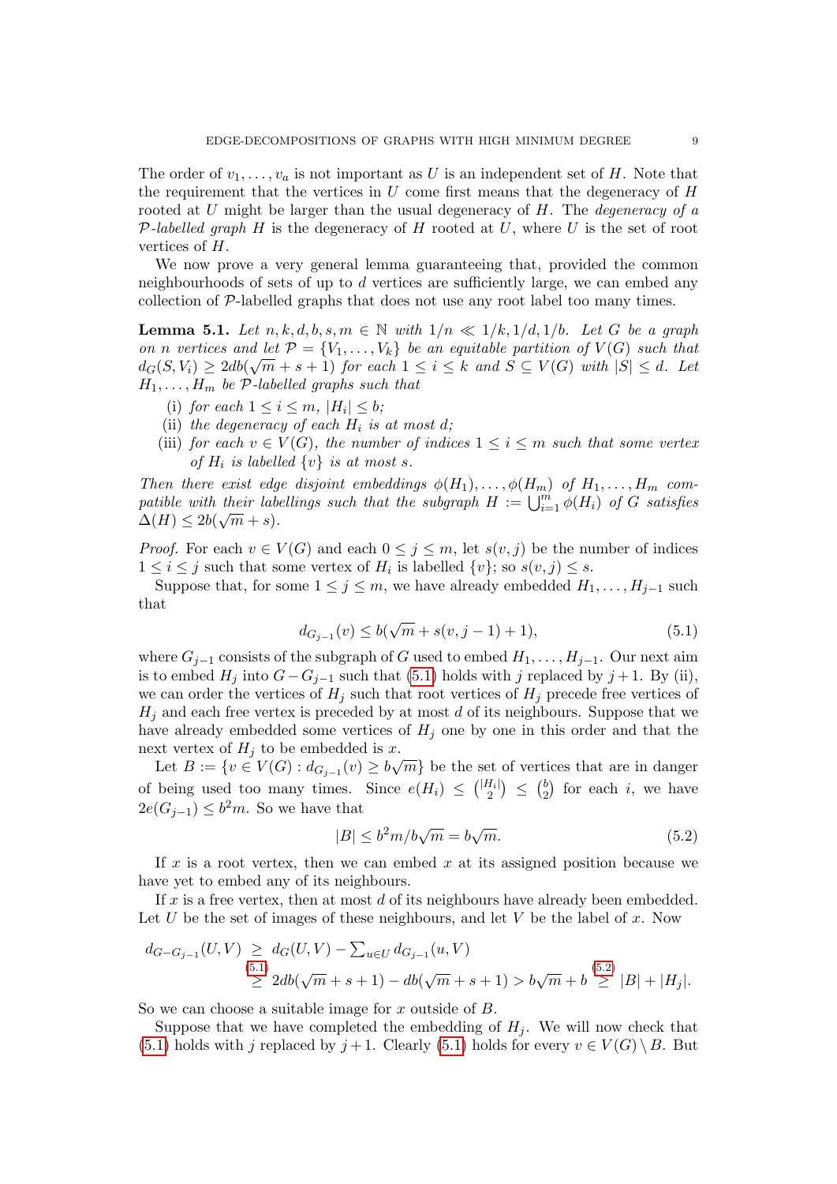The order of $v_1, \dots, v_a$ is not important as $U$ is an independent set of $H$. Note that the requirement that the vertices in $U$ come first means that the degeneracy of $H$ rooted at $U$ might be larger than the usual degeneracy of $H$. The *degeneracy of a $\mathcal{P}$-labelled graph $H$* is the degeneracy of $H$ rooted at $U$, where $U$ is the set of root vertices of $H$.

We now prove a very general lemma guaranteeing that, provided the common neighbourhoods of sets of up to $d$ vertices are sufficiently large, we can embed any collection of $\mathcal{P}$-labelled graphs that does not use any root label too many times.

**Lemma 5.1.** *Let $n, k, d, b, s, m \in \mathbb{N}$ with $1/n \ll 1/k, 1/d, 1/b$. Let $G$ be a graph on $n$ vertices and let $\mathcal{P} = \{V_1, \dots, V_k\}$ be an equitable partition of $V(G)$ such that $d_G(S, V_i) \geq 2db(\sqrt{m} + s + 1)$ for each $1 \leq i \leq k$ and $S \subseteq V(G)$ with $|S| \leq d$. Let $H_1, \dots, H_m$ be $\mathcal{P}$-labelled graphs such that*

- (i) *for each $1 \leq i \leq m$, $|H_i| \leq b$;*
- (ii) *the degeneracy of each $H_i$ is at most $d$;*
- (iii) *for each $v \in V(G)$, the number of indices $1 \leq i \leq m$ such that some vertex of $H_i$ is labelled $\{v\}$ is at most $s$.*

*Then there exist edge disjoint embeddings $\phi(H_1), \dots, \phi(H_m)$ of $H_1, \dots, H_m$ compatible with their labellings such that the subgraph $H := \bigcup_{i=1}^m \phi(H_i)$ of $G$ satisfies $\Delta(H) \leq 2b(\sqrt{m} + s)$.*

*Proof.* For each $v \in V(G)$ and each $0 \leq j \leq m$, let $s(v, j)$ be the number of indices $1 \leq i \leq j$ such that some vertex of $H_i$ is labelled $\{v\}$; so $s(v, j) \leq s$.

Suppose that, for some $1 \leq j \leq m$, we have already embedded $H_1, \dots, H_{j-1}$ such that

$$d_{G_{j-1}}(v) \leq b(\sqrt{m} + s(v, j-1) + 1), \tag{5.1}$$

where $G_{j-1}$ consists of the subgraph of $G$ used to embed $H_1, \dots, H_{j-1}$. Our next aim is to embed $H_j$ into $G - G_{j-1}$ such that (5.1) holds with $j$ replaced by $j+1$. By (ii), we can order the vertices of $H_j$ such that root vertices of $H_j$ precede free vertices of $H_j$ and each free vertex is preceded by at most $d$ of its neighbours. Suppose that we have already embedded some vertices of $H_j$ one by one in this order and that the next vertex of $H_j$ to be embedded is $x$.

Let $B := \{v \in V(G) : d_{G_{j-1}}(v) \geq b\sqrt{m}\}$ be the set of vertices that are in danger of being used too many times. Since $e(H_i) \leq \binom{|H_i|}{2} \leq \binom{b}{2}$ for each $i$, we have $2e(G_{j-1}) \leq b^2 m$. So we have that

$$|B| \leq b^2 m / b\sqrt{m} = b\sqrt{m}. \tag{5.2}$$

If $x$ is a root vertex, then we can embed $x$ at its assigned position because we have yet to embed any of its neighbours.

If $x$ is a free vertex, then at most $d$ of its neighbours have already been embedded. Let $U$ be the set of images of these neighbours, and let $V$ be the label of $x$. Now

$$\begin{aligned}
d_{G - G_{j-1}}(U, V) &\geq d_G(U, V) - \textstyle\sum_{u \in U} d_{G_{j-1}}(u, V) \\
&\overset{(5.1)}{\geq} 2db(\sqrt{m} + s + 1) - db(\sqrt{m} + s + 1) > b\sqrt{m} + b \overset{(5.2)}{\geq} |B| + |H_j|.
\end{aligned}$$

So we can choose a suitable image for $x$ outside of $B$.

Suppose that we have completed the embedding of $H_j$. We will now check that (5.1) holds with $j$ replaced by $j+1$. Clearly (5.1) holds for every $v \in V(G) \setminus B$. But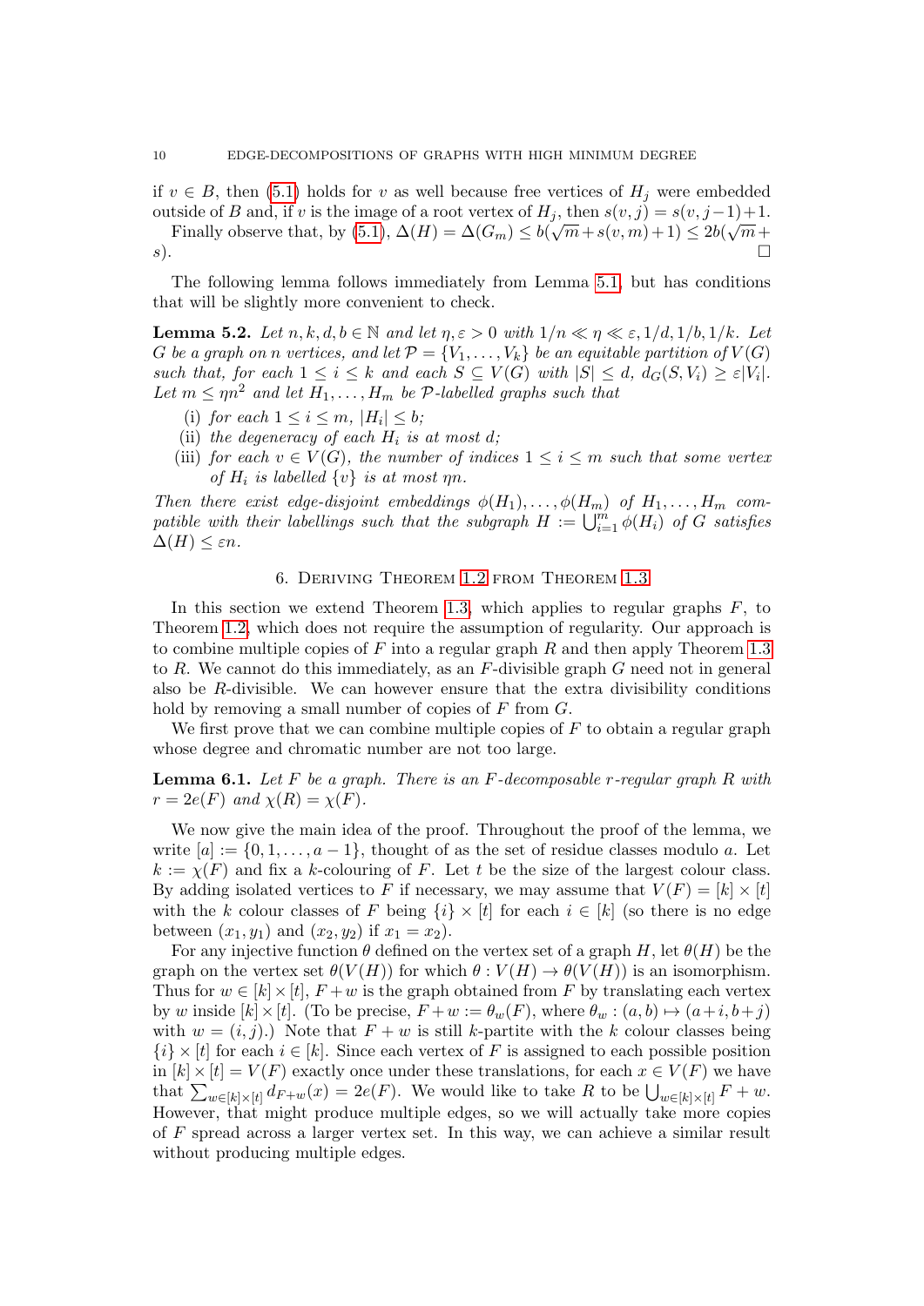if $v \in B$, then (5.1) holds for $v$ as well because free vertices of $H_j$ were embedded outside of $B$ and, if $v$ is the image of a root vertex of $H_j$, then $s(v,j) = s(v,j-1)+1$.

Finally observe that, by (5.1), $\Delta(H) = \Delta(G_m) \leq b(\sqrt{m} + s(v,m)+1) \leq 2b(\sqrt{m} + s)$. $\square$

The following lemma follows immediately from Lemma 5.1, but has conditions that will be slightly more convenient to check.

**Lemma 5.2.** *Let $n, k, d, b \in \mathbb{N}$ and let $\eta, \varepsilon > 0$ with $1/n \ll \eta \ll \varepsilon, 1/d, 1/b, 1/k$. Let $G$ be a graph on $n$ vertices, and let $\mathcal{P} = \{V_1, \ldots, V_k\}$ be an equitable partition of $V(G)$ such that, for each $1 \leq i \leq k$ and each $S \subseteq V(G)$ with $|S| \leq d$, $d_G(S, V_i) \geq \varepsilon |V_i|$. Let $m \leq \eta n^2$ and let $H_1, \ldots, H_m$ be $\mathcal{P}$-labelled graphs such that*

(i) *for each $1 \leq i \leq m$, $|H_i| \leq b$;*
(ii) *the degeneracy of each $H_i$ is at most $d$;*
(iii) *for each $v \in V(G)$, the number of indices $1 \leq i \leq m$ such that some vertex of $H_i$ is labelled $\{v\}$ is at most $\eta n$.*

*Then there exist edge-disjoint embeddings $\phi(H_1), \ldots, \phi(H_m)$ of $H_1, \ldots, H_m$ compatible with their labellings such that the subgraph $H := \bigcup_{i=1}^m \phi(H_i)$ of $G$ satisfies $\Delta(H) \leq \varepsilon n$.*

## 6. Deriving Theorem 1.2 from Theorem 1.3

In this section we extend Theorem 1.3, which applies to regular graphs $F$, to Theorem 1.2, which does not require the assumption of regularity. Our approach is to combine multiple copies of $F$ into a regular graph $R$ and then apply Theorem 1.3 to $R$. We cannot do this immediately, as an $F$-divisible graph $G$ need not in general also be $R$-divisible. We can however ensure that the extra divisibility conditions hold by removing a small number of copies of $F$ from $G$.

We first prove that we can combine multiple copies of $F$ to obtain a regular graph whose degree and chromatic number are not too large.

**Lemma 6.1.** *Let $F$ be a graph. There is an $F$-decomposable $r$-regular graph $R$ with $r = 2e(F)$ and $\chi(R) = \chi(F)$.*

We now give the main idea of the proof. Throughout the proof of the lemma, we write $[a] := \{0, 1, \ldots, a-1\}$, thought of as the set of residue classes modulo $a$. Let $k := \chi(F)$ and fix a $k$-colouring of $F$. Let $t$ be the size of the largest colour class. By adding isolated vertices to $F$ if necessary, we may assume that $V(F) = [k] \times [t]$ with the $k$ colour classes of $F$ being $\{i\} \times [t]$ for each $i \in [k]$ (so there is no edge between $(x_1, y_1)$ and $(x_2, y_2)$ if $x_1 = x_2$).

For any injective function $\theta$ defined on the vertex set of a graph $H$, let $\theta(H)$ be the graph on the vertex set $\theta(V(H))$ for which $\theta : V(H) \to \theta(V(H))$ is an isomorphism. Thus for $w \in [k] \times [t]$, $F + w$ is the graph obtained from $F$ by translating each vertex by $w$ inside $[k] \times [t]$. (To be precise, $F + w := \theta_w(F)$, where $\theta_w : (a, b) \mapsto (a+i, b+j)$ with $w = (i, j)$.) Note that $F + w$ is still $k$-partite with the $k$ colour classes being $\{i\} \times [t]$ for each $i \in [k]$. Since each vertex of $F$ is assigned to each possible position in $[k] \times [t] = V(F)$ exactly once under these translations, for each $x \in V(F)$ we have that $\sum_{w \in [k] \times [t]} d_{F+w}(x) = 2e(F)$. We would like to take $R$ to be $\bigcup_{w \in [k] \times [t]} F + w$. However, that might produce multiple edges, so we will actually take more copies of $F$ spread across a larger vertex set. In this way, we can achieve a similar result without producing multiple edges.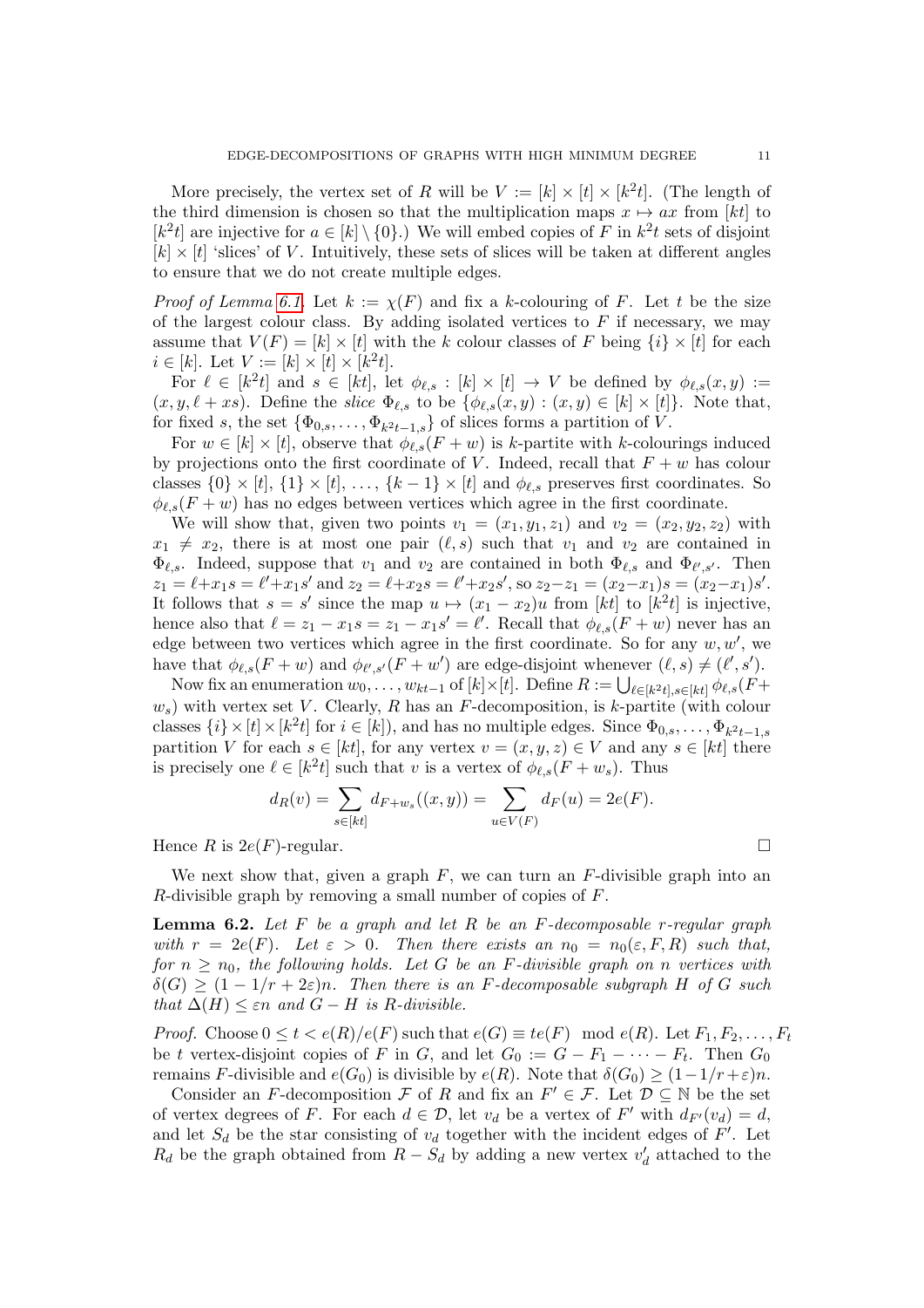More precisely, the vertex set of $R$ will be $V := [k] \times [t] \times [k^2t]$. (The length of the third dimension is chosen so that the multiplication maps $x \mapsto ax$ from $[kt]$ to $[k^2t]$ are injective for $a \in [k] \setminus \{0\}$.) We will embed copies of $F$ in $k^2t$ sets of disjoint $[k] \times [t]$ 'slices' of $V$. Intuitively, these sets of slices will be taken at different angles to ensure that we do not create multiple edges.

*Proof of Lemma 6.1.* Let $k := \chi(F)$ and fix a $k$-colouring of $F$. Let $t$ be the size of the largest colour class. By adding isolated vertices to $F$ if necessary, we may assume that $V(F) = [k] \times [t]$ with the $k$ colour classes of $F$ being $\{i\} \times [t]$ for each $i \in [k]$. Let $V := [k] \times [t] \times [k^2t]$.

For $\ell \in [k^2t]$ and $s \in [kt]$, let $\phi_{\ell,s} : [k] \times [t] \to V$ be defined by $\phi_{\ell,s}(x,y) := (x, y, \ell + xs)$. Define the *slice* $\Phi_{\ell,s}$ to be $\{\phi_{\ell,s}(x,y) : (x,y) \in [k] \times [t]\}$. Note that, for fixed $s$, the set $\{\Phi_{0,s}, \ldots, \Phi_{k^2t-1,s}\}$ of slices forms a partition of $V$.

For $w \in [k] \times [t]$, observe that $\phi_{\ell,s}(F + w)$ is $k$-partite with $k$-colourings induced by projections onto the first coordinate of $V$. Indeed, recall that $F + w$ has colour classes $\{0\} \times [t]$, $\{1\} \times [t]$, $\ldots$, $\{k-1\} \times [t]$ and $\phi_{\ell,s}$ preserves first coordinates. So $\phi_{\ell,s}(F + w)$ has no edges between vertices which agree in the first coordinate.

We will show that, given two points $v_1 = (x_1, y_1, z_1)$ and $v_2 = (x_2, y_2, z_2)$ with $x_1 \neq x_2$, there is at most one pair $(\ell, s)$ such that $v_1$ and $v_2$ are contained in $\Phi_{\ell,s}$. Indeed, suppose that $v_1$ and $v_2$ are contained in both $\Phi_{\ell,s}$ and $\Phi_{\ell',s'}$. Then $z_1 = \ell + x_1 s = \ell' + x_1 s'$ and $z_2 = \ell + x_2 s = \ell' + x_2 s'$, so $z_2 - z_1 = (x_2 - x_1)s = (x_2 - x_1)s'$. It follows that $s = s'$ since the map $u \mapsto (x_1 - x_2)u$ from $[kt]$ to $[k^2t]$ is injective, hence also that $\ell = z_1 - x_1 s = z_1 - x_1 s' = \ell'$. Recall that $\phi_{\ell,s}(F + w)$ never has an edge between two vertices which agree in the first coordinate. So for any $w, w'$, we have that $\phi_{\ell,s}(F + w)$ and $\phi_{\ell',s'}(F + w')$ are edge-disjoint whenever $(\ell, s) \neq (\ell', s')$.

Now fix an enumeration $w_0, \ldots, w_{kt-1}$ of $[k] \times [t]$. Define $R := \bigcup_{\ell \in [k^2t], s \in [kt]} \phi_{\ell,s}(F + w_s)$ with vertex set $V$. Clearly, $R$ has an $F$-decomposition, is $k$-partite (with colour classes $\{i\} \times [t] \times [k^2t]$ for $i \in [k]$), and has no multiple edges. Since $\Phi_{0,s}, \ldots, \Phi_{k^2t-1,s}$ partition $V$ for each $s \in [kt]$, for any vertex $v = (x, y, z) \in V$ and any $s \in [kt]$ there is precisely one $\ell \in [k^2t]$ such that $v$ is a vertex of $\phi_{\ell,s}(F + w_s)$. Thus

$$d_R(v) = \sum_{s \in [kt]} d_{F + w_s}((x,y)) = \sum_{u \in V(F)} d_F(u) = 2e(F).$$

Hence $R$ is $2e(F)$-regular. $\square$

We next show that, given a graph $F$, we can turn an $F$-divisible graph into an $R$-divisible graph by removing a small number of copies of $F$.

**Lemma 6.2.** *Let $F$ be a graph and let $R$ be an $F$-decomposable $r$-regular graph with $r = 2e(F)$. Let $\varepsilon > 0$. Then there exists an $n_0 = n_0(\varepsilon, F, R)$ such that, for $n \geq n_0$, the following holds. Let $G$ be an $F$-divisible graph on $n$ vertices with $\delta(G) \geq (1 - 1/r + 2\varepsilon)n$. Then there is an $F$-decomposable subgraph $H$ of $G$ such that $\Delta(H) \leq \varepsilon n$ and $G - H$ is $R$-divisible.*

*Proof.* Choose $0 \leq t < e(R)/e(F)$ such that $e(G) \equiv te(F) \mod e(R)$. Let $F_1, F_2, \ldots, F_t$ be $t$ vertex-disjoint copies of $F$ in $G$, and let $G_0 := G - F_1 - \cdots - F_t$. Then $G_0$ remains $F$-divisible and $e(G_0)$ is divisible by $e(R)$. Note that $\delta(G_0) \geq (1 - 1/r + \varepsilon)n$.

Consider an $F$-decomposition $\mathcal{F}$ of $R$ and fix an $F' \in \mathcal{F}$. Let $\mathcal{D} \subseteq \mathbb{N}$ be the set of vertex degrees of $F$. For each $d \in \mathcal{D}$, let $v_d$ be a vertex of $F'$ with $d_{F'}(v_d) = d$, and let $S_d$ be the star consisting of $v_d$ together with the incident edges of $F'$. Let $R_d$ be the graph obtained from $R - S_d$ by adding a new vertex $v'_d$ attached to the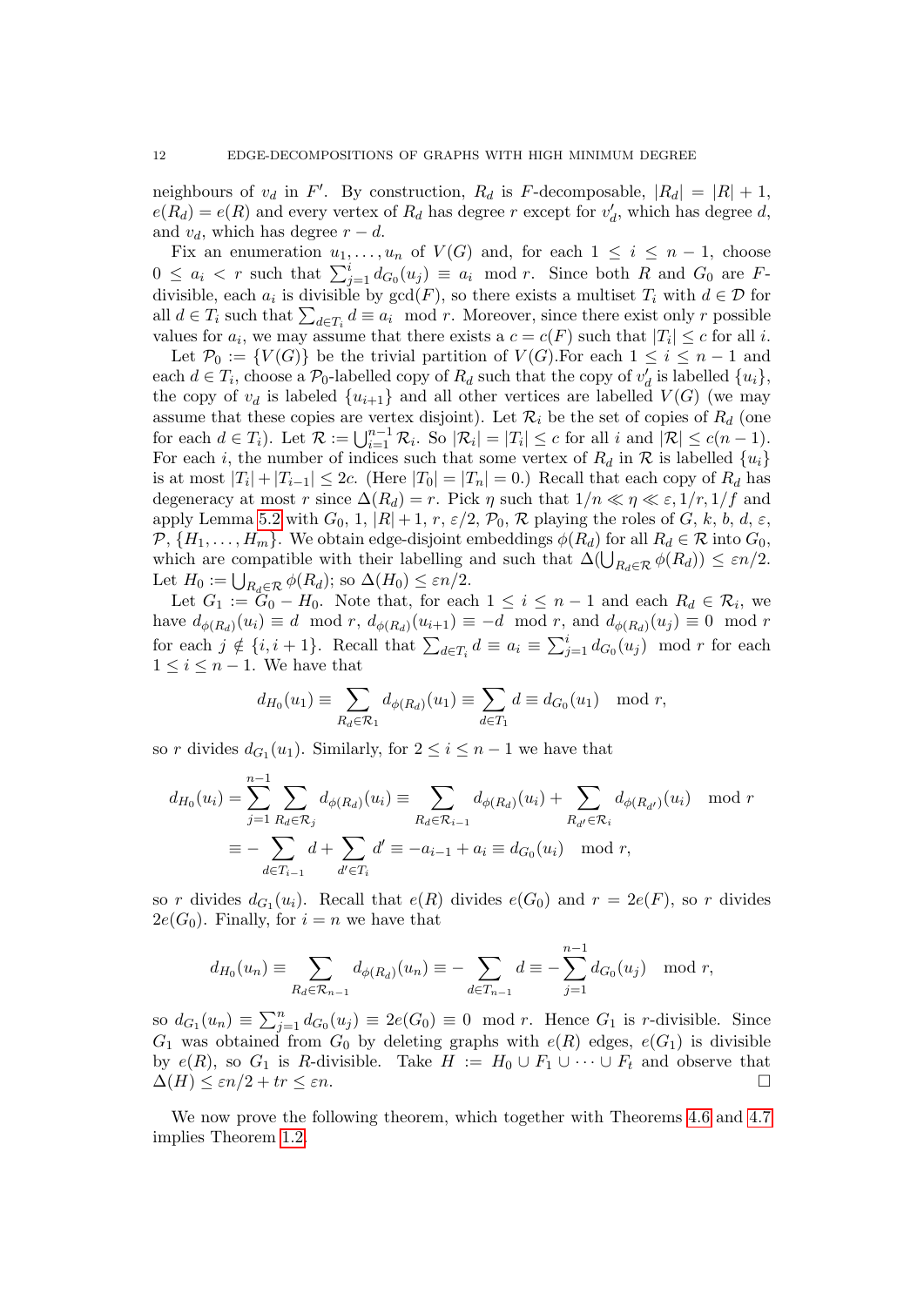neighbours of $v_d$ in $F'$. By construction, $R_d$ is $F$-decomposable, $|R_d| = |R| + 1$, $e(R_d) = e(R)$ and every vertex of $R_d$ has degree $r$ except for $v'_d$, which has degree $d$, and $v_d$, which has degree $r - d$.

Fix an enumeration $u_1, \ldots, u_n$ of $V(G)$ and, for each $1 \le i \le n-1$, choose $0 \le a_i < r$ such that $\sum_{j=1}^{i} d_{G_0}(u_j) \equiv a_i \mod r$. Since both $R$ and $G_0$ are $F$-divisible, each $a_i$ is divisible by $\gcd(F)$, so there exists a multiset $T_i$ with $d \in \mathcal{D}$ for all $d \in T_i$ such that $\sum_{d \in T_i} d \equiv a_i \mod r$. Moreover, since there exist only $r$ possible values for $a_i$, we may assume that there exists a $c = c(F)$ such that $|T_i| \le c$ for all $i$.

Let $\mathcal{P}_0 := \{V(G)\}$ be the trivial partition of $V(G)$.For each $1 \le i \le n-1$ and each $d \in T_i$, choose a $\mathcal{P}_0$-labelled copy of $R_d$ such that the copy of $v'_d$ is labelled $\{u_i\}$, the copy of $v_d$ is labeled $\{u_{i+1}\}$ and all other vertices are labelled $V(G)$ (we may assume that these copies are vertex disjoint). Let $\mathcal{R}_i$ be the set of copies of $R_d$ (one for each $d \in T_i$). Let $\mathcal{R} := \bigcup_{i=1}^{n-1} \mathcal{R}_i$. So $|\mathcal{R}_i| = |T_i| \le c$ for all $i$ and $|\mathcal{R}| \le c(n-1)$. For each $i$, the number of indices such that some vertex of $R_d$ in $\mathcal{R}$ is labelled $\{u_i\}$ is at most $|T_i| + |T_{i-1}| \le 2c$. (Here $|T_0| = |T_n| = 0$.) Recall that each copy of $R_d$ has degeneracy at most $r$ since $\Delta(R_d) = r$. Pick $\eta$ such that $1/n \ll \eta \ll \varepsilon, 1/r, 1/f$ and apply Lemma 5.2 with $G_0$, 1, $|R|+1$, $r$, $\varepsilon/2$, $\mathcal{P}_0$, $\mathcal{R}$ playing the roles of $G$, $k$, $b$, $d$, $\varepsilon$, $\mathcal{P}$, $\{H_1, \ldots, H_m\}$. We obtain edge-disjoint embeddings $\phi(R_d)$ for all $R_d \in \mathcal{R}$ into $G_0$, which are compatible with their labelling and such that $\Delta(\bigcup_{R_d \in \mathcal{R}} \phi(R_d)) \le \varepsilon n/2$. Let $H_0 := \bigcup_{R_d \in \mathcal{R}} \phi(R_d)$; so $\Delta(H_0) \le \varepsilon n/2$.

Let $G_1 := G_0 - H_0$. Note that, for each $1 \le i \le n-1$ and each $R_d \in \mathcal{R}_i$, we have $d_{\phi(R_d)}(u_i) \equiv d \mod r$, $d_{\phi(R_d)}(u_{i+1}) \equiv -d \mod r$, and $d_{\phi(R_d)}(u_j) \equiv 0 \mod r$ for each $j \notin \{i, i+1\}$. Recall that $\sum_{d \in T_i} d \equiv a_i \equiv \sum_{j=1}^{i} d_{G_0}(u_j) \mod r$ for each $1 \le i \le n-1$. We have that

$$d_{H_0}(u_1) \equiv \sum_{R_d \in \mathcal{R}_1} d_{\phi(R_d)}(u_1) \equiv \sum_{d \in T_1} d \equiv d_{G_0}(u_1) \mod r,$$

so $r$ divides $d_{G_1}(u_1)$. Similarly, for $2 \le i \le n-1$ we have that

$$\begin{aligned} d_{H_0}(u_i) &= \sum_{j=1}^{n-1} \sum_{R_d \in \mathcal{R}_j} d_{\phi(R_d)}(u_i) \equiv \sum_{R_d \in \mathcal{R}_{i-1}} d_{\phi(R_d)}(u_i) + \sum_{R_{d'} \in \mathcal{R}_i} d_{\phi(R_{d'})}(u_i) \mod r \\ &\equiv -\sum_{d \in T_{i-1}} d + \sum_{d' \in T_i} d' \equiv -a_{i-1} + a_i \equiv d_{G_0}(u_i) \mod r, \end{aligned}$$

so $r$ divides $d_{G_1}(u_i)$. Recall that $e(R)$ divides $e(G_0)$ and $r = 2e(F)$, so $r$ divides $2e(G_0)$. Finally, for $i = n$ we have that

$$d_{H_0}(u_n) \equiv \sum_{R_d \in \mathcal{R}_{n-1}} d_{\phi(R_d)}(u_n) \equiv -\sum_{d \in T_{n-1}} d \equiv -\sum_{j=1}^{n-1} d_{G_0}(u_j) \mod r,$$

so $d_{G_1}(u_n) \equiv \sum_{j=1}^{n} d_{G_0}(u_j) \equiv 2e(G_0) \equiv 0 \mod r$. Hence $G_1$ is $r$-divisible. Since $G_1$ was obtained from $G_0$ by deleting graphs with $e(R)$ edges, $e(G_1)$ is divisible by $e(R)$, so $G_1$ is $R$-divisible. Take $H := H_0 \cup F_1 \cup \cdots \cup F_t$ and observe that $\Delta(H) \le \varepsilon n/2 + tr \le \varepsilon n$. □

We now prove the following theorem, which together with Theorems 4.6 and 4.7 implies Theorem 1.2.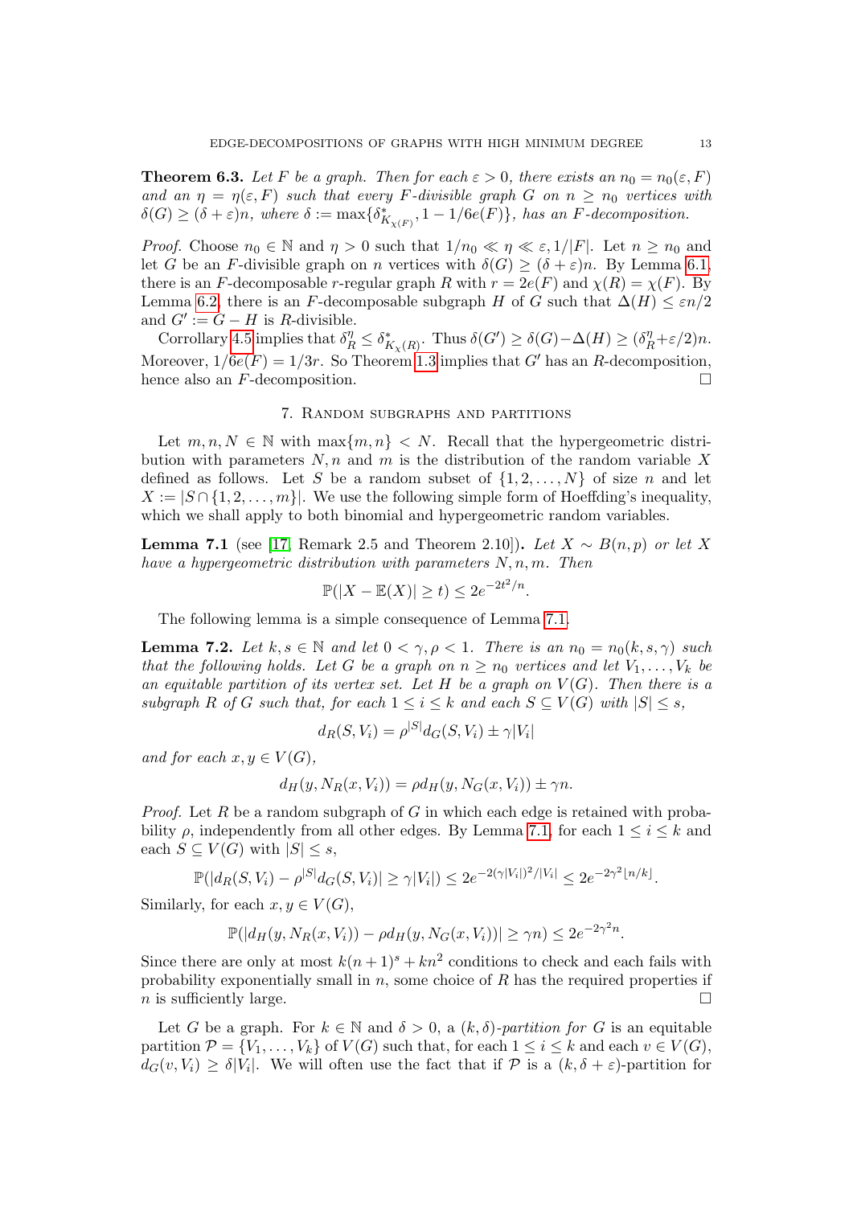**Theorem 6.3.** *Let $F$ be a graph. Then for each $\varepsilon > 0$, there exists an $n_0 = n_0(\varepsilon, F)$ and an $\eta = \eta(\varepsilon, F)$ such that every $F$-divisible graph $G$ on $n \geq n_0$ vertices with $\delta(G) \geq (\delta + \varepsilon)n$, where $\delta := \max\{\delta^*_{K_{\chi(F)}}, 1 - 1/6e(F)\}$, has an $F$-decomposition.*

*Proof.* Choose $n_0 \in \mathbb{N}$ and $\eta > 0$ such that $1/n_0 \ll \eta \ll \varepsilon, 1/|F|$. Let $n \geq n_0$ and let $G$ be an $F$-divisible graph on $n$ vertices with $\delta(G) \geq (\delta + \varepsilon)n$. By Lemma 6.1, there is an $F$-decomposable $r$-regular graph $R$ with $r = 2e(F)$ and $\chi(R) = \chi(F)$. By Lemma 6.2, there is an $F$-decomposable subgraph $H$ of $G$ such that $\Delta(H) \leq \varepsilon n/2$ and $G' := G - H$ is $R$-divisible.

Corollary 4.5 implies that $\delta^\eta_R \leq \delta^*_{K_{\chi(R)}}$. Thus $\delta(G') \geq \delta(G) - \Delta(H) \geq (\delta^\eta_R + \varepsilon/2)n$. Moreover, $1/6e(F) = 1/3r$. So Theorem 1.3 implies that $G'$ has an $R$-decomposition, hence also an $F$-decomposition. $\square$

## 7. Random subgraphs and partitions

Let $m, n, N \in \mathbb{N}$ with $\max\{m, n\} < N$. Recall that the hypergeometric distribution with parameters $N, n$ and $m$ is the distribution of the random variable $X$ defined as follows. Let $S$ be a random subset of $\{1, 2, \ldots, N\}$ of size $n$ and let $X := |S \cap \{1, 2, \ldots, m\}|$. We use the following simple form of Hoeffding's inequality, which we shall apply to both binomial and hypergeometric random variables.

**Lemma 7.1** (see [17, Remark 2.5 and Theorem 2.10])**.** *Let $X \sim B(n, p)$ or let $X$ have a hypergeometric distribution with parameters $N, n, m$. Then*

$$\mathbb{P}(|X - \mathbb{E}(X)| \geq t) \leq 2e^{-2t^2/n}.$$

The following lemma is a simple consequence of Lemma 7.1.

**Lemma 7.2.** *Let $k, s \in \mathbb{N}$ and let $0 < \gamma, \rho < 1$. There is an $n_0 = n_0(k, s, \gamma)$ such that the following holds. Let $G$ be a graph on $n \geq n_0$ vertices and let $V_1, \ldots, V_k$ be an equitable partition of its vertex set. Let $H$ be a graph on $V(G)$. Then there is a subgraph $R$ of $G$ such that, for each $1 \leq i \leq k$ and each $S \subseteq V(G)$ with $|S| \leq s$,*

$$d_R(S, V_i) = \rho^{|S|} d_G(S, V_i) \pm \gamma |V_i|$$

*and for each $x, y \in V(G)$,*

$$d_H(y, N_R(x, V_i)) = \rho d_H(y, N_G(x, V_i)) \pm \gamma n.$$

*Proof.* Let $R$ be a random subgraph of $G$ in which each edge is retained with probability $\rho$, independently from all other edges. By Lemma 7.1, for each $1 \leq i \leq k$ and each $S \subseteq V(G)$ with $|S| \leq s$,

$$\mathbb{P}(|d_R(S, V_i) - \rho^{|S|} d_G(S, V_i)| \geq \gamma |V_i|) \leq 2e^{-2(\gamma|V_i|)^2/|V_i|} \leq 2e^{-2\gamma^2 \lfloor n/k \rfloor}.$$

Similarly, for each $x, y \in V(G)$,

$$\mathbb{P}(|d_H(y, N_R(x, V_i)) - \rho d_H(y, N_G(x, V_i))| \geq \gamma n) \leq 2e^{-2\gamma^2 n}.$$

Since there are only at most $k(n+1)^s + kn^2$ conditions to check and each fails with probability exponentially small in $n$, some choice of $R$ has the required properties if $n$ is sufficiently large. $\square$

Let $G$ be a graph. For $k \in \mathbb{N}$ and $\delta > 0$, a *$(k, \delta)$-partition for $G$* is an equitable partition $\mathcal{P} = \{V_1, \ldots, V_k\}$ of $V(G)$ such that, for each $1 \leq i \leq k$ and each $v \in V(G)$, $d_G(v, V_i) \geq \delta |V_i|$. We will often use the fact that if $\mathcal{P}$ is a $(k, \delta + \varepsilon)$-partition for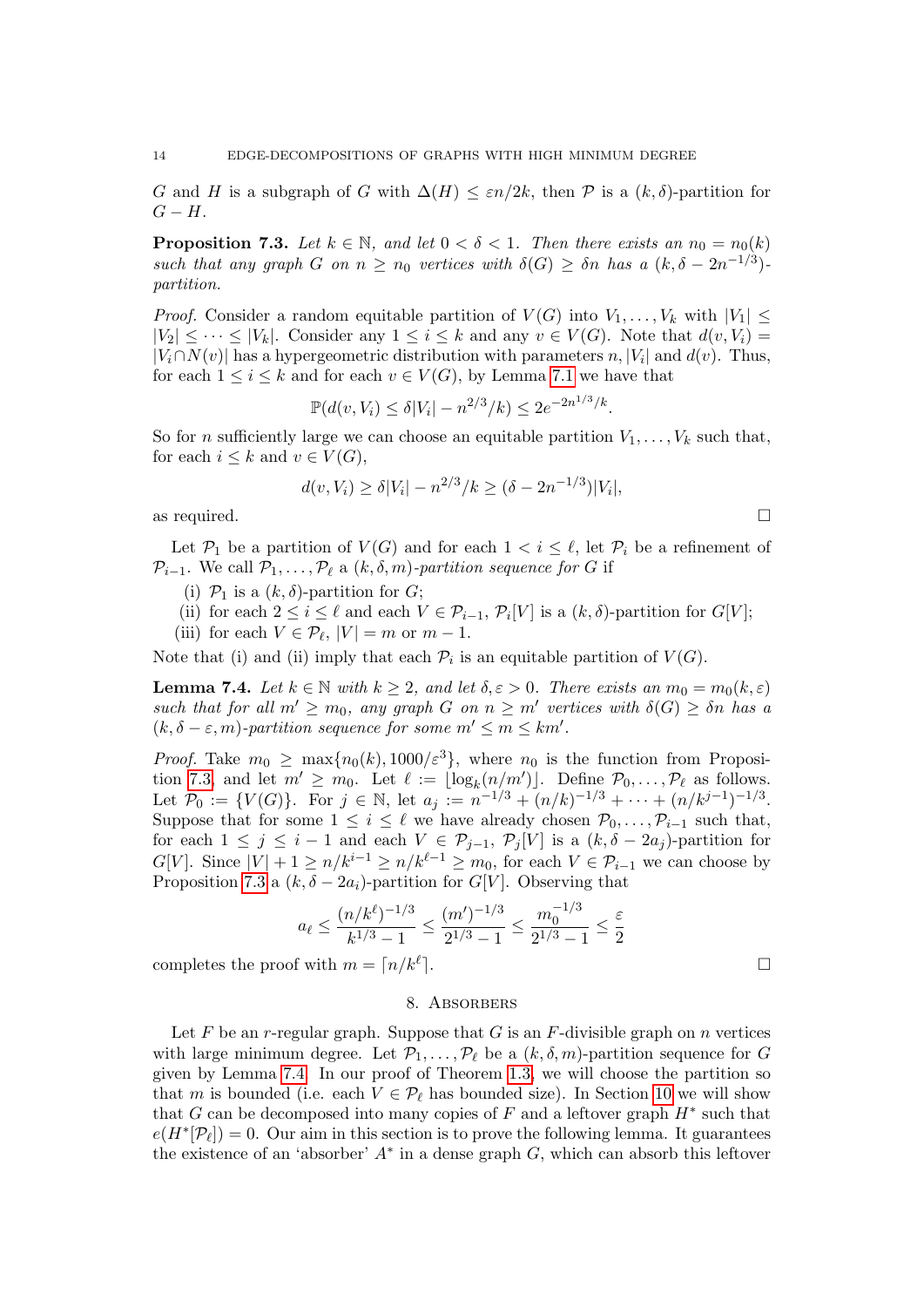$G$ and $H$ is a subgraph of $G$ with $\Delta(H) \leq \varepsilon n/2k$, then $\mathcal{P}$ is a $(k,\delta)$-partition for $G - H$.

**Proposition 7.3.** *Let $k \in \mathbb{N}$, and let $0 < \delta < 1$. Then there exists an $n_0 = n_0(k)$ such that any graph $G$ on $n \geq n_0$ vertices with $\delta(G) \geq \delta n$ has a $(k, \delta - 2n^{-1/3})$-partition.*

*Proof.* Consider a random equitable partition of $V(G)$ into $V_1, \dots, V_k$ with $|V_1| \leq |V_2| \leq \dots \leq |V_k|$. Consider any $1 \leq i \leq k$ and any $v \in V(G)$. Note that $d(v, V_i) = |V_i \cap N(v)|$ has a hypergeometric distribution with parameters $n, |V_i|$ and $d(v)$. Thus, for each $1 \leq i \leq k$ and for each $v \in V(G)$, by Lemma 7.1 we have that

$$\mathbb{P}(d(v, V_i) \leq \delta |V_i| - n^{2/3}/k) \leq 2e^{-2n^{1/3}/k}.$$

So for $n$ sufficiently large we can choose an equitable partition $V_1, \dots, V_k$ such that, for each $i \leq k$ and $v \in V(G)$,

$$d(v, V_i) \geq \delta |V_i| - n^{2/3}/k \geq (\delta - 2n^{-1/3})|V_i|,$$

as required. □

Let $\mathcal{P}_1$ be a partition of $V(G)$ and for each $1 < i \leq \ell$, let $\mathcal{P}_i$ be a refinement of $\mathcal{P}_{i-1}$. We call $\mathcal{P}_1, \dots, \mathcal{P}_\ell$ a *$(k, \delta, m)$-partition sequence for $G$* if

(i) $\mathcal{P}_1$ is a $(k,\delta)$-partition for $G$;
(ii) for each $2 \leq i \leq \ell$ and each $V \in \mathcal{P}_{i-1}$, $\mathcal{P}_i[V]$ is a $(k,\delta)$-partition for $G[V]$;
(iii) for each $V \in \mathcal{P}_\ell$, $|V| = m$ or $m-1$.

Note that (i) and (ii) imply that each $\mathcal{P}_i$ is an equitable partition of $V(G)$.

**Lemma 7.4.** *Let $k \in \mathbb{N}$ with $k \geq 2$, and let $\delta, \varepsilon > 0$. There exists an $m_0 = m_0(k, \varepsilon)$ such that for all $m' \geq m_0$, any graph $G$ on $n \geq m'$ vertices with $\delta(G) \geq \delta n$ has a $(k, \delta - \varepsilon, m)$-partition sequence for some $m' \leq m \leq km'$.*

*Proof.* Take $m_0 \geq \max\{n_0(k), 1000/\varepsilon^3\}$, where $n_0$ is the function from Proposition 7.3, and let $m' \geq m_0$. Let $\ell := \lfloor \log_k(n/m') \rfloor$. Define $\mathcal{P}_0, \dots, \mathcal{P}_\ell$ as follows. Let $\mathcal{P}_0 := \{V(G)\}$. For $j \in \mathbb{N}$, let $a_j := n^{-1/3} + (n/k)^{-1/3} + \dots + (n/k^{j-1})^{-1/3}$. Suppose that for some $1 \leq i \leq \ell$ we have already chosen $\mathcal{P}_0, \dots, \mathcal{P}_{i-1}$ such that, for each $1 \leq j \leq i-1$ and each $V \in \mathcal{P}_{j-1}$, $\mathcal{P}_j[V]$ is a $(k, \delta - 2a_j)$-partition for $G[V]$. Since $|V| + 1 \geq n/k^{i-1} \geq n/k^{\ell-1} \geq m_0$, for each $V \in \mathcal{P}_{i-1}$ we can choose by Proposition 7.3 a $(k, \delta - 2a_i)$-partition for $G[V]$. Observing that

$$a_\ell \leq \frac{(n/k^\ell)^{-1/3}}{k^{1/3} - 1} \leq \frac{(m')^{-1/3}}{2^{1/3} - 1} \leq \frac{m_0^{-1/3}}{2^{1/3} - 1} \leq \frac{\varepsilon}{2}$$

completes the proof with $m = \lceil n/k^\ell \rceil$. □

## 8. Absorbers

Let $F$ be an $r$-regular graph. Suppose that $G$ is an $F$-divisible graph on $n$ vertices with large minimum degree. Let $\mathcal{P}_1, \dots, \mathcal{P}_\ell$ be a $(k, \delta, m)$-partition sequence for $G$ given by Lemma 7.4. In our proof of Theorem 1.3, we will choose the partition so that $m$ is bounded (i.e. each $V \in \mathcal{P}_\ell$ has bounded size). In Section 10 we will show that $G$ can be decomposed into many copies of $F$ and a leftover graph $H^*$ such that $e(H^*[\mathcal{P}_\ell]) = 0$. Our aim in this section is to prove the following lemma. It guarantees the existence of an 'absorber' $A^*$ in a dense graph $G$, which can absorb this leftover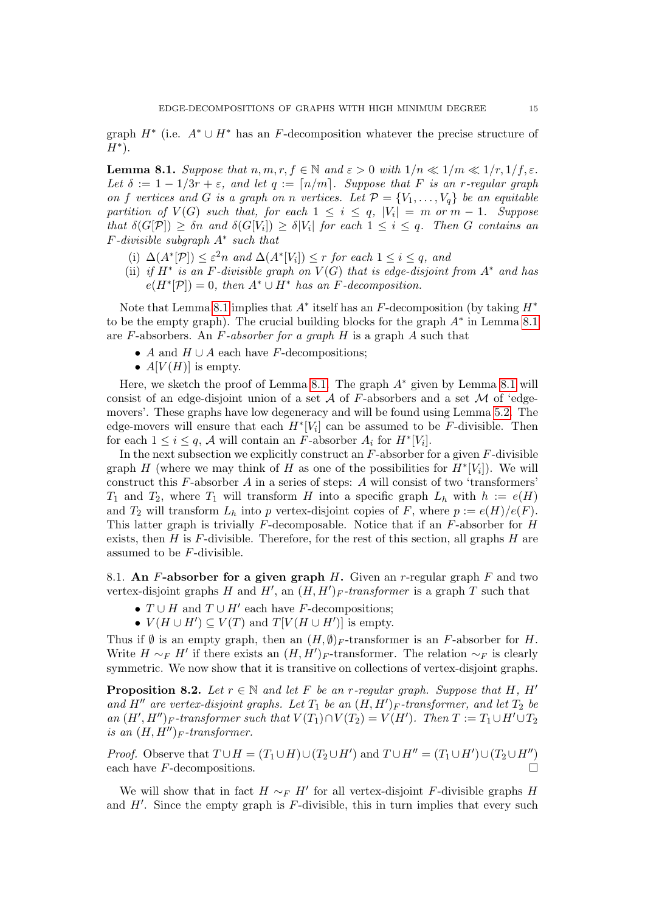graph $H^*$ (i.e. $A^* \cup H^*$ has an $F$-decomposition whatever the precise structure of $H^*$).

**Lemma 8.1.** *Suppose that $n, m, r, f \in \mathbb{N}$ and $\varepsilon > 0$ with $1/n \ll 1/m \ll 1/r, 1/f, \varepsilon$. Let $\delta := 1 - 1/3r + \varepsilon$, and let $q := \lceil n/m \rceil$. Suppose that $F$ is an $r$-regular graph on $f$ vertices and $G$ is a graph on $n$ vertices. Let $\mathcal{P} = \{V_1, \ldots, V_q\}$ be an equitable partition of $V(G)$ such that, for each $1 \le i \le q$, $|V_i| = m$ or $m-1$. Suppose that $\delta(G[\mathcal{P}]) \ge \delta n$ and $\delta(G[V_i]) \ge \delta |V_i|$ for each $1 \le i \le q$. Then $G$ contains an $F$-divisible subgraph $A^*$ such that*

- (i) *$\Delta(A^*[\mathcal{P}]) \le \varepsilon^2 n$ and $\Delta(A^*[V_i]) \le r$ for each $1 \le i \le q$, and*
- (ii) *if $H^*$ is an $F$-divisible graph on $V(G)$ that is edge-disjoint from $A^*$ and has $e(H^*[\mathcal{P}]) = 0$, then $A^* \cup H^*$ has an $F$-decomposition.*

Note that Lemma 8.1 implies that $A^*$ itself has an $F$-decomposition (by taking $H^*$ to be the empty graph). The crucial building blocks for the graph $A^*$ in Lemma 8.1 are $F$-absorbers. An *$F$-absorber for a graph $H$* is a graph $A$ such that

- $A$ and $H \cup A$ each have $F$-decompositions;
- $A[V(H)]$ is empty.

Here, we sketch the proof of Lemma 8.1. The graph $A^*$ given by Lemma 8.1 will consist of an edge-disjoint union of a set $\mathcal{A}$ of $F$-absorbers and a set $\mathcal{M}$ of 'edge-movers'. These graphs have low degeneracy and will be found using Lemma 5.2. The edge-movers will ensure that each $H^*[V_i]$ can be assumed to be $F$-divisible. Then for each $1 \le i \le q$, $\mathcal{A}$ will contain an $F$-absorber $A_i$ for $H^*[V_i]$.

In the next subsection we explicitly construct an $F$-absorber for a given $F$-divisible graph $H$ (where we may think of $H$ as one of the possibilities for $H^*[V_i]$). We will construct this $F$-absorber $A$ in a series of steps: $A$ will consist of two 'transformers' $T_1$ and $T_2$, where $T_1$ will transform $H$ into a specific graph $L_h$ with $h := e(H)$ and $T_2$ will transform $L_h$ into $p$ vertex-disjoint copies of $F$, where $p := e(H)/e(F)$. This latter graph is trivially $F$-decomposable. Notice that if an $F$-absorber for $H$ exists, then $H$ is $F$-divisible. Therefore, for the rest of this section, all graphs $H$ are assumed to be $F$-divisible.

8.1. **An $F$-absorber for a given graph $H$.** Given an $r$-regular graph $F$ and two vertex-disjoint graphs $H$ and $H'$, an *$(H, H')_F$-transformer* is a graph $T$ such that

- $T \cup H$ and $T \cup H'$ each have $F$-decompositions;
- $V(H \cup H') \subseteq V(T)$ and $T[V(H \cup H')]$ is empty.

Thus if $\emptyset$ is an empty graph, then an $(H, \emptyset)_F$-transformer is an $F$-absorber for $H$. Write $H \sim_F H'$ if there exists an $(H, H')_F$-transformer. The relation $\sim_F$ is clearly symmetric. We now show that it is transitive on collections of vertex-disjoint graphs.

**Proposition 8.2.** *Let $r \in \mathbb{N}$ and let $F$ be an $r$-regular graph. Suppose that $H$, $H'$ and $H''$ are vertex-disjoint graphs. Let $T_1$ be an $(H, H')_F$-transformer, and let $T_2$ be an $(H', H'')_F$-transformer such that $V(T_1) \cap V(T_2) = V(H')$. Then $T := T_1 \cup H' \cup T_2$ is an $(H, H'')_F$-transformer.*

*Proof.* Observe that $T \cup H = (T_1 \cup H) \cup (T_2 \cup H')$ and $T \cup H'' = (T_1 \cup H') \cup (T_2 \cup H'')$ each have $F$-decompositions. $\square$

We will show that in fact $H \sim_F H'$ for all vertex-disjoint $F$-divisible graphs $H$ and $H'$. Since the empty graph is $F$-divisible, this in turn implies that every such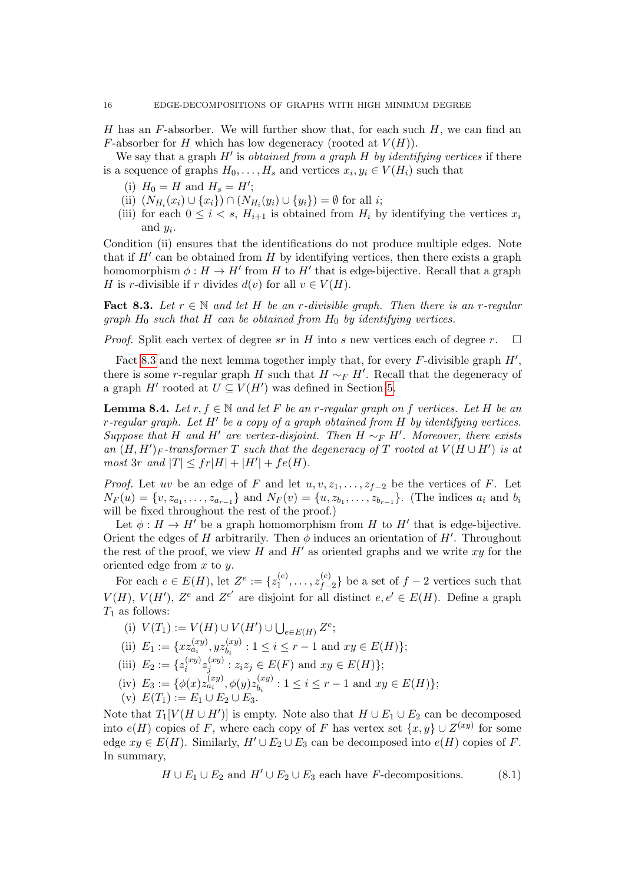$H$ has an $F$-absorber. We will further show that, for each such $H$, we can find an $F$-absorber for $H$ which has low degeneracy (rooted at $V(H)$).

We say that a graph $H'$ is *obtained from a graph $H$ by identifying vertices* if there is a sequence of graphs $H_0, \dots, H_s$ and vertices $x_i, y_i \in V(H_i)$ such that

(i) $H_0 = H$ and $H_s = H'$;
(ii) $(N_{H_i}(x_i) \cup \{x_i\}) \cap (N_{H_i}(y_i) \cup \{y_i\}) = \emptyset$ for all $i$;
(iii) for each $0 \leq i < s$, $H_{i+1}$ is obtained from $H_i$ by identifying the vertices $x_i$ and $y_i$.

Condition (ii) ensures that the identifications do not produce multiple edges. Note that if $H'$ can be obtained from $H$ by identifying vertices, then there exists a graph homomorphism $\phi : H \to H'$ from $H$ to $H'$ that is edge-bijective. Recall that a graph $H$ is $r$-divisible if $r$ divides $d(v)$ for all $v \in V(H)$.

**Fact 8.3.** *Let $r \in \mathbb{N}$ and let $H$ be an $r$-divisible graph. Then there is an $r$-regular graph $H_0$ such that $H$ can be obtained from $H_0$ by identifying vertices.*

*Proof.* Split each vertex of degree $sr$ in $H$ into $s$ new vertices each of degree $r$. $\square$

Fact 8.3 and the next lemma together imply that, for every $F$-divisible graph $H'$, there is some $r$-regular graph $H$ such that $H \sim_F H'$. Recall that the degeneracy of a graph $H'$ rooted at $U \subseteq V(H')$ was defined in Section 5.

**Lemma 8.4.** *Let $r, f \in \mathbb{N}$ and let $F$ be an $r$-regular graph on $f$ vertices. Let $H$ be an $r$-regular graph. Let $H'$ be a copy of a graph obtained from $H$ by identifying vertices. Suppose that $H$ and $H'$ are vertex-disjoint. Then $H \sim_F H'$. Moreover, there exists an $(H, H')_F$-transformer $T$ such that the degeneracy of $T$ rooted at $V(H \cup H')$ is at most $3r$ and $|T| \leq fr|H| + |H'| + fe(H)$.*

*Proof.* Let $uv$ be an edge of $F$ and let $u, v, z_1, \dots, z_{f-2}$ be the vertices of $F$. Let $N_F(u) = \{v, z_{a_1}, \dots, z_{a_{r-1}}\}$ and $N_F(v) = \{u, z_{b_1}, \dots, z_{b_{r-1}}\}$. (The indices $a_i$ and $b_i$ will be fixed throughout the rest of the proof.)

Let $\phi : H \to H'$ be a graph homomorphism from $H$ to $H'$ that is edge-bijective. Orient the edges of $H$ arbitrarily. Then $\phi$ induces an orientation of $H'$. Throughout the rest of the proof, we view $H$ and $H'$ as oriented graphs and we write $xy$ for the oriented edge from $x$ to $y$.

For each $e \in E(H)$, let $Z^e := \{z_1^{(e)}, \dots, z_{f-2}^{(e)}\}$ be a set of $f-2$ vertices such that $V(H)$, $V(H')$, $Z^e$ and $Z^{e'}$ are disjoint for all distinct $e, e' \in E(H)$. Define a graph $T_1$ as follows:

(i) $V(T_1) := V(H) \cup V(H') \cup \bigcup_{e \in E(H)} Z^e$;
(ii) $E_1 := \{xz_{a_i}^{(xy)}, yz_{b_i}^{(xy)} : 1 \leq i \leq r-1 \text{ and } xy \in E(H)\}$;
(iii) $E_2 := \{z_i^{(xy)} z_j^{(xy)} : z_i z_j \in E(F) \text{ and } xy \in E(H)\}$;
(iv) $E_3 := \{\phi(x) z_{a_i}^{(xy)}, \phi(y) z_{b_i}^{(xy)} : 1 \leq i \leq r-1 \text{ and } xy \in E(H)\}$;
(v) $E(T_1) := E_1 \cup E_2 \cup E_3$.

Note that $T_1[V(H \cup H')]$ is empty. Note also that $H \cup E_1 \cup E_2$ can be decomposed into $e(H)$ copies of $F$, where each copy of $F$ has vertex set $\{x, y\} \cup Z^{(xy)}$ for some edge $xy \in E(H)$. Similarly, $H' \cup E_2 \cup E_3$ can be decomposed into $e(H)$ copies of $F$. In summary,

$$H \cup E_1 \cup E_2 \text{ and } H' \cup E_2 \cup E_3 \text{ each have } F\text{-decompositions.} \tag{8.1}$$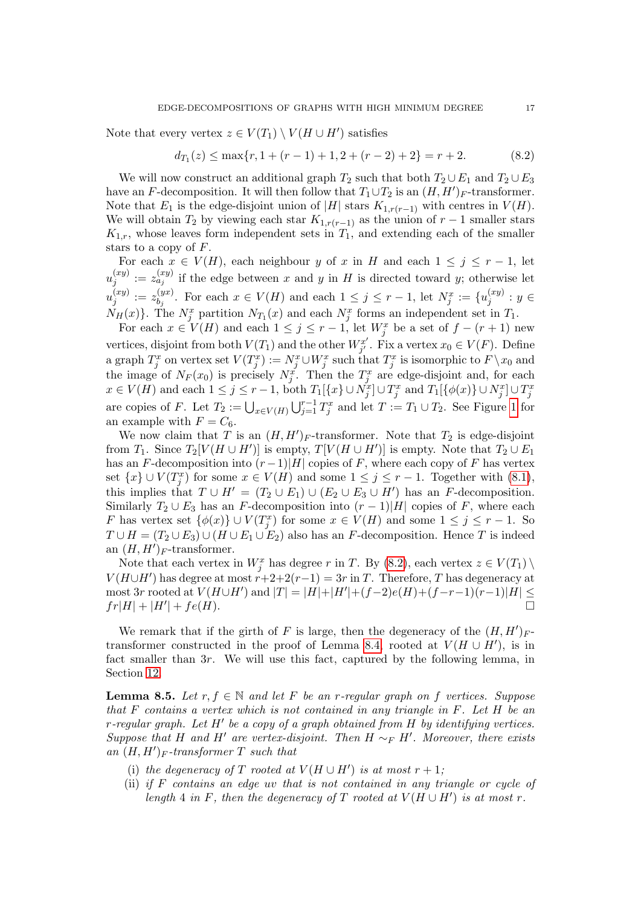Note that every vertex $z \in V(T_1) \setminus V(H \cup H')$ satisfies

$$d_{T_1}(z) \leq \max\{r, 1 + (r-1) + 1, 2 + (r-2) + 2\} = r + 2. \tag{8.2}$$

We will now construct an additional graph $T_2$ such that both $T_2 \cup E_1$ and $T_2 \cup E_3$ have an $F$-decomposition. It will then follow that $T_1 \cup T_2$ is an $(H, H')_F$-transformer. Note that $E_1$ is the edge-disjoint union of $|H|$ stars $K_{1,r(r-1)}$ with centres in $V(H)$. We will obtain $T_2$ by viewing each star $K_{1,r(r-1)}$ as the union of $r-1$ smaller stars $K_{1,r}$, whose leaves form independent sets in $T_1$, and extending each of the smaller stars to a copy of $F$.

For each $x \in V(H)$, each neighbour $y$ of $x$ in $H$ and each $1 \leq j \leq r-1$, let $u_j^{(xy)} := z_{a_j}^{(xy)}$ if the edge between $x$ and $y$ in $H$ is directed toward $y$; otherwise let $u_j^{(xy)} := z_{b_j}^{(yx)}$. For each $x \in V(H)$ and each $1 \leq j \leq r-1$, let $N_j^x := \{u_j^{(xy)} : y \in N_H(x)\}$. The $N_j^x$ partition $N_{T_1}(x)$ and each $N_j^x$ forms an independent set in $T_1$.

For each $x \in V(H)$ and each $1 \leq j \leq r-1$, let $W_j^x$ be a set of $f - (r+1)$ new vertices, disjoint from both $V(T_1)$ and the other $W_{j'}^{x'}$. Fix a vertex $x_0 \in V(F)$. Define a graph $T_j^x$ on vertex set $V(T_j^x) := N_j^x \cup W_j^x$ such that $T_j^x$ is isomorphic to $F \setminus x_0$ and the image of $N_F(x_0)$ is precisely $N_j^x$. Then the $T_j^x$ are edge-disjoint and, for each $x \in V(H)$ and each $1 \leq j \leq r-1$, both $T_1[\{x\} \cup N_j^x] \cup T_j^x$ and $T_1[\{\phi(x)\} \cup N_j^x] \cup T_j^x$ are copies of $F$. Let $T_2 := \bigcup_{x \in V(H)} \bigcup_{j=1}^{r-1} T_j^x$ and let $T := T_1 \cup T_2$. See Figure 1 for an example with $F = C_6$.

We now claim that $T$ is an $(H, H')_F$-transformer. Note that $T_2$ is edge-disjoint from $T_1$. Since $T_2[V(H \cup H')]$ is empty, $T[V(H \cup H')]$ is empty. Note that $T_2 \cup E_1$ has an $F$-decomposition into $(r-1)|H|$ copies of $F$, where each copy of $F$ has vertex set $\{x\} \cup V(T_j^x)$ for some $x \in V(H)$ and some $1 \leq j \leq r-1$. Together with (8.1), this implies that $T \cup H' = (T_2 \cup E_1) \cup (E_2 \cup E_3 \cup H')$ has an $F$-decomposition. Similarly $T_2 \cup E_3$ has an $F$-decomposition into $(r-1)|H|$ copies of $F$, where each $F$ has vertex set $\{\phi(x)\} \cup V(T_j^x)$ for some $x \in V(H)$ and some $1 \leq j \leq r-1$. So $T \cup H = (T_2 \cup E_3) \cup (H \cup E_1 \cup E_2)$ also has an $F$-decomposition. Hence $T$ is indeed an $(H, H')_F$-transformer.

Note that each vertex in $W_j^x$ has degree $r$ in $T$. By (8.2), each vertex $z \in V(T_1) \setminus V(H \cup H')$ has degree at most $r+2+2(r-1) = 3r$ in $T$. Therefore, $T$ has degeneracy at most $3r$ rooted at $V(H \cup H')$ and $|T| = |H| + |H'| + (f-2)e(H) + (f-r-1)(r-1)|H| \leq fr|H| + |H'| + fe(H)$. $\square$

We remark that if the girth of $F$ is large, then the degeneracy of the $(H, H')_F$-transformer constructed in the proof of Lemma 8.4, rooted at $V(H \cup H')$, is in fact smaller than $3r$. We will use this fact, captured by the following lemma, in Section 12.

**Lemma 8.5.** *Let $r, f \in \mathbb{N}$ and let $F$ be an $r$-regular graph on $f$ vertices. Suppose that $F$ contains a vertex which is not contained in any triangle in $F$. Let $H$ be an $r$-regular graph. Let $H'$ be a copy of a graph obtained from $H$ by identifying vertices. Suppose that $H$ and $H'$ are vertex-disjoint. Then $H \sim_F H'$. Moreover, there exists an $(H, H')_F$-transformer $T$ such that*

(i) *the degeneracy of $T$ rooted at $V(H \cup H')$ is at most $r+1$;*

(ii) *if $F$ contains an edge $uv$ that is not contained in any triangle or cycle of length 4 in $F$, then the degeneracy of $T$ rooted at $V(H \cup H')$ is at most $r$.*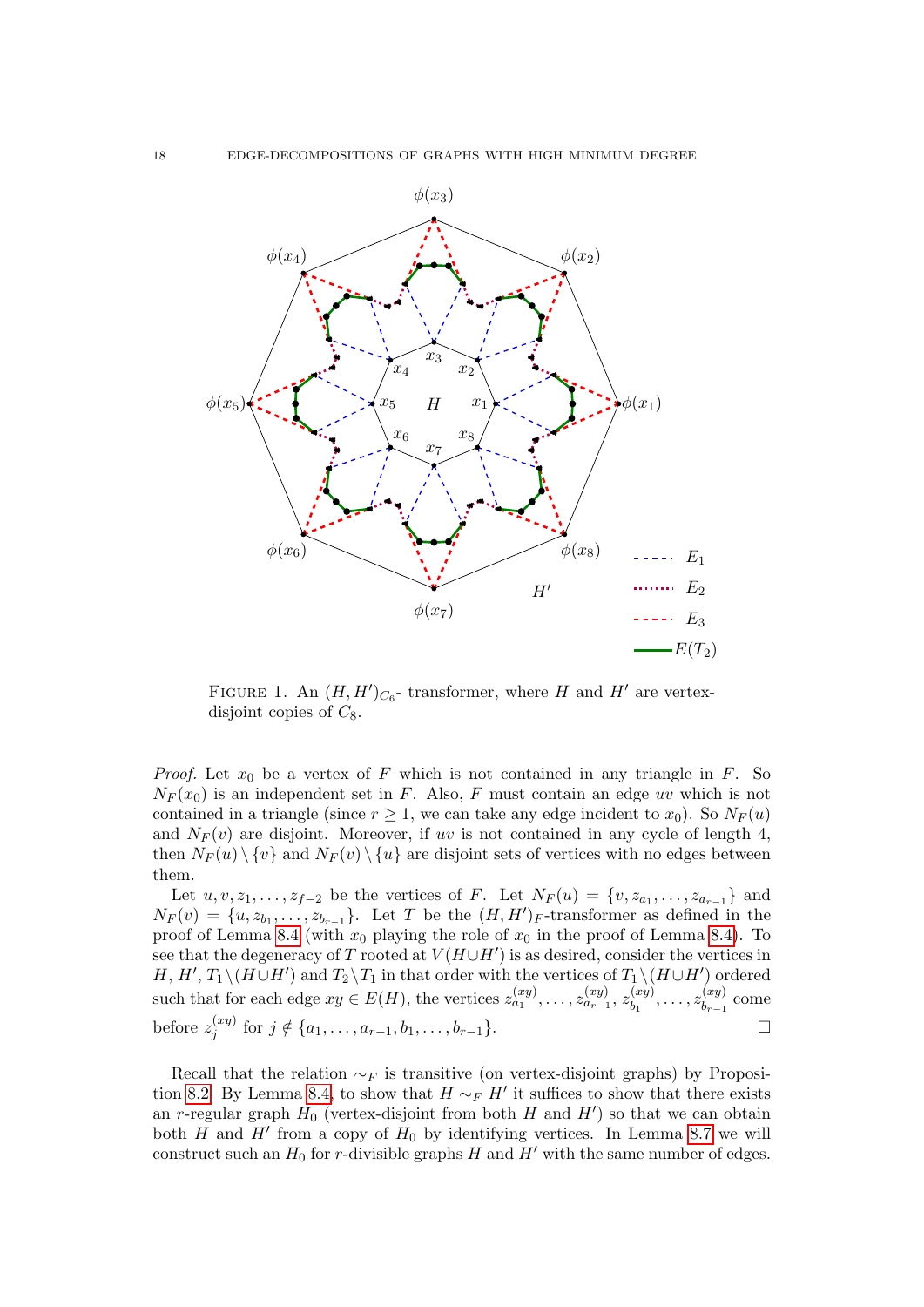FIGURE 1. An $(H, H')_{C_6}$- transformer, where $H$ and $H'$ are vertex-disjoint copies of $C_8$.

*Proof.* Let $x_0$ be a vertex of $F$ which is not contained in any triangle in $F$. So $N_F(x_0)$ is an independent set in $F$. Also, $F$ must contain an edge $uv$ which is not contained in a triangle (since $r \geq 1$, we can take any edge incident to $x_0$). So $N_F(u)$ and $N_F(v)$ are disjoint. Moreover, if $uv$ is not contained in any cycle of length 4, then $N_F(u) \setminus \{v\}$ and $N_F(v) \setminus \{u\}$ are disjoint sets of vertices with no edges between them.

Let $u, v, z_1, \ldots, z_{f-2}$ be the vertices of $F$. Let $N_F(u) = \{v, z_{a_1}, \ldots, z_{a_{r-1}}\}$ and $N_F(v) = \{u, z_{b_1}, \ldots, z_{b_{r-1}}\}$. Let $T$ be the $(H, H')_F$-transformer as defined in the proof of Lemma 8.4 (with $x_0$ playing the role of $x_0$ in the proof of Lemma 8.4). To see that the degeneracy of $T$ rooted at $V(H \cup H')$ is as desired, consider the vertices in $H$, $H'$, $T_1 \setminus (H \cup H')$ and $T_2 \setminus T_1$ in that order with the vertices of $T_1 \setminus (H \cup H')$ ordered such that for each edge $xy \in E(H)$, the vertices $z_{a_1}^{(xy)}, \ldots, z_{a_{r-1}}^{(xy)}, z_{b_1}^{(xy)}, \ldots, z_{b_{r-1}}^{(xy)}$ come before $z_j^{(xy)}$ for $j \notin \{a_1, \ldots, a_{r-1}, b_1, \ldots, b_{r-1}\}$. $\square$

Recall that the relation $\sim_F$ is transitive (on vertex-disjoint graphs) by Proposition 8.2. By Lemma 8.4, to show that $H \sim_F H'$ it suffices to show that there exists an $r$-regular graph $H_0$ (vertex-disjoint from both $H$ and $H'$) so that we can obtain both $H$ and $H'$ from a copy of $H_0$ by identifying vertices. In Lemma 8.7 we will construct such an $H_0$ for $r$-divisible graphs $H$ and $H'$ with the same number of edges.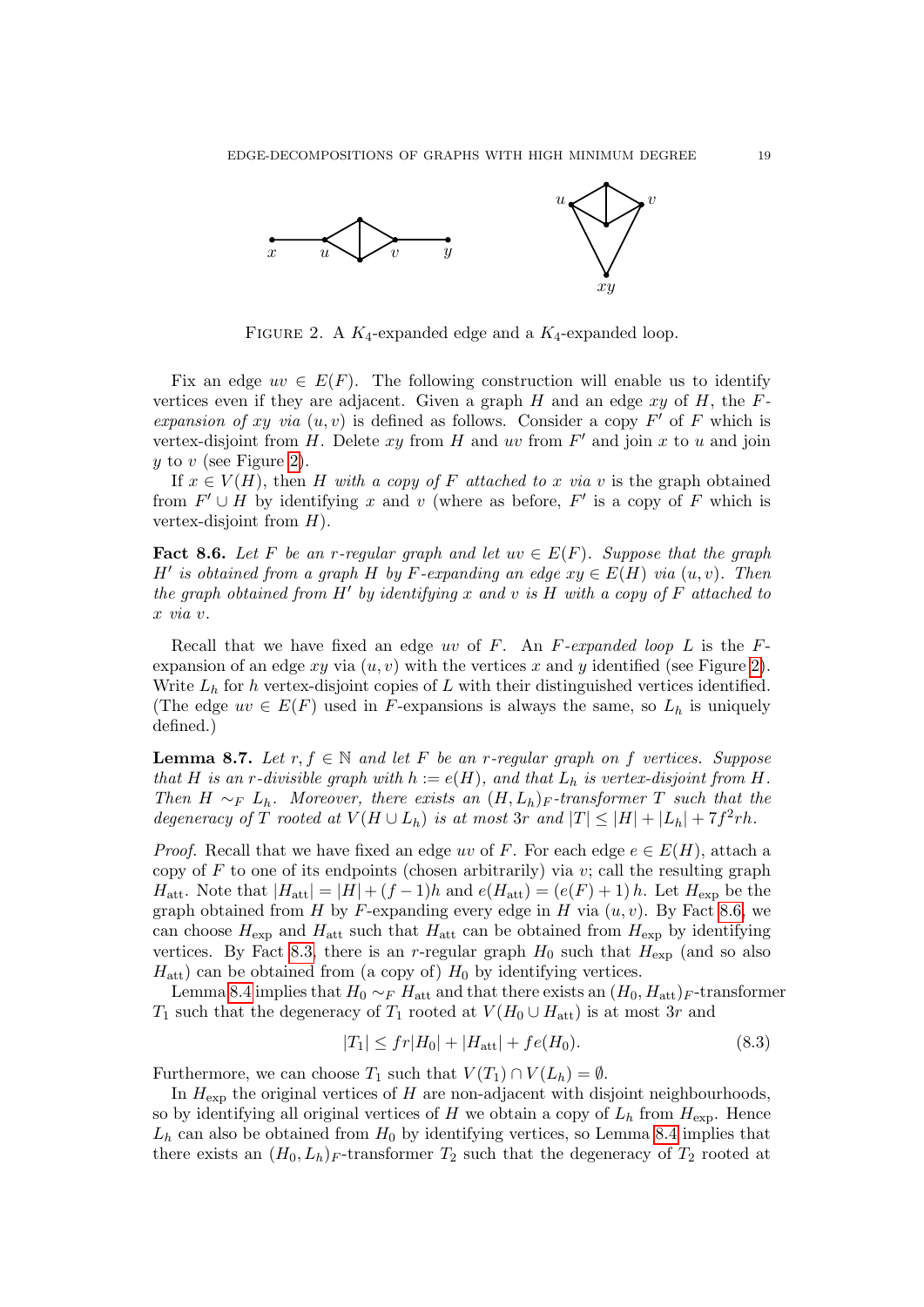FIGURE 2. A $K_4$-expanded edge and a $K_4$-expanded loop.

Fix an edge $uv \in E(F)$. The following construction will enable us to identify vertices even if they are adjacent. Given a graph $H$ and an edge $xy$ of $H$, the *$F$-expansion of $xy$ via $(u,v)$* is defined as follows. Consider a copy $F'$ of $F$ which is vertex-disjoint from $H$. Delete $xy$ from $H$ and $uv$ from $F'$ and join $x$ to $u$ and join $y$ to $v$ (see Figure 2).

If $x \in V(H)$, then *$H$ with a copy of $F$ attached to $x$ via $v$* is the graph obtained from $F' \cup H$ by identifying $x$ and $v$ (where as before, $F'$ is a copy of $F$ which is vertex-disjoint from $H$).

**Fact 8.6.** *Let $F$ be an $r$-regular graph and let $uv \in E(F)$. Suppose that the graph $H'$ is obtained from a graph $H$ by $F$-expanding an edge $xy \in E(H)$ via $(u,v)$. Then the graph obtained from $H'$ by identifying $x$ and $v$ is $H$ with a copy of $F$ attached to $x$ via $v$.*

Recall that we have fixed an edge $uv$ of $F$. An *$F$-expanded loop* $L$ is the $F$-expansion of an edge $xy$ via $(u,v)$ with the vertices $x$ and $y$ identified (see Figure 2). Write $L_h$ for $h$ vertex-disjoint copies of $L$ with their distinguished vertices identified. (The edge $uv \in E(F)$ used in $F$-expansions is always the same, so $L_h$ is uniquely defined.)

**Lemma 8.7.** *Let $r, f \in \mathbb{N}$ and let $F$ be an $r$-regular graph on $f$ vertices. Suppose that $H$ is an $r$-divisible graph with $h := e(H)$, and that $L_h$ is vertex-disjoint from $H$. Then $H \sim_F L_h$. Moreover, there exists an $(H, L_h)_F$-transformer $T$ such that the degeneracy of $T$ rooted at $V(H \cup L_h)$ is at most $3r$ and $|T| \le |H| + |L_h| + 7f^2rh$.*

*Proof.* Recall that we have fixed an edge $uv$ of $F$. For each edge $e \in E(H)$, attach a copy of $F$ to one of its endpoints (chosen arbitrarily) via $v$; call the resulting graph $H_{\text{att}}$. Note that $|H_{\text{att}}| = |H| + (f-1)h$ and $e(H_{\text{att}}) = (e(F)+1)\,h$. Let $H_{\text{exp}}$ be the graph obtained from $H$ by $F$-expanding every edge in $H$ via $(u,v)$. By Fact 8.6, we can choose $H_{\text{exp}}$ and $H_{\text{att}}$ such that $H_{\text{att}}$ can be obtained from $H_{\text{exp}}$ by identifying vertices. By Fact 8.3, there is an $r$-regular graph $H_0$ such that $H_{\text{exp}}$ (and so also $H_{\text{att}}$) can be obtained from (a copy of) $H_0$ by identifying vertices.

Lemma 8.4 implies that $H_0 \sim_F H_{\text{att}}$ and that there exists an $(H_0, H_{\text{att}})_F$-transformer $T_1$ such that the degeneracy of $T_1$ rooted at $V(H_0 \cup H_{\text{att}})$ is at most $3r$ and

$$|T_1| \le fr|H_0| + |H_{\text{att}}| + fe(H_0). \tag{8.3}$$

Furthermore, we can choose $T_1$ such that $V(T_1) \cap V(L_h) = \emptyset$.

In $H_{\text{exp}}$ the original vertices of $H$ are non-adjacent with disjoint neighbourhoods, so by identifying all original vertices of $H$ we obtain a copy of $L_h$ from $H_{\text{exp}}$. Hence $L_h$ can also be obtained from $H_0$ by identifying vertices, so Lemma 8.4 implies that there exists an $(H_0, L_h)_F$-transformer $T_2$ such that the degeneracy of $T_2$ rooted at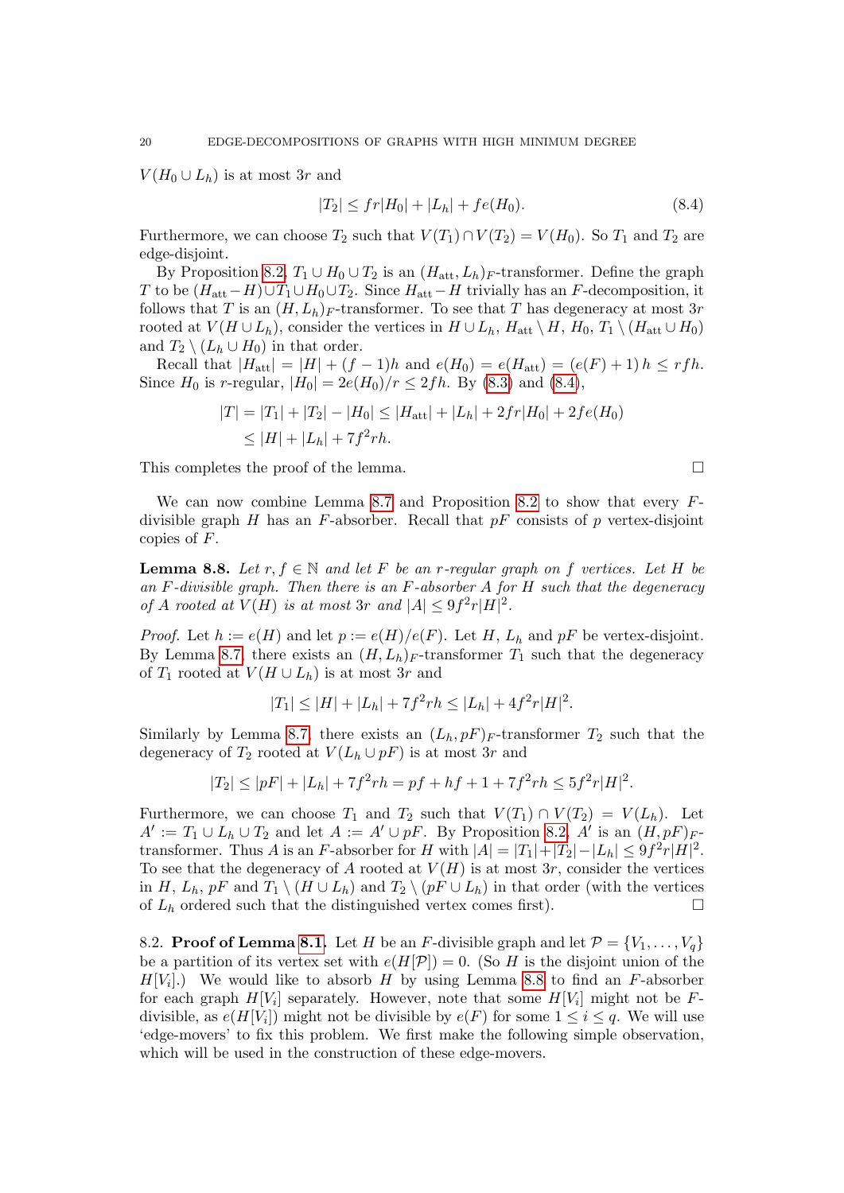$V(H_0 \cup L_h)$ is at most $3r$ and

$$|T_2| \leq fr|H_0| + |L_h| + fe(H_0). \tag{8.4}$$

Furthermore, we can choose $T_2$ such that $V(T_1) \cap V(T_2) = V(H_0)$. So $T_1$ and $T_2$ are edge-disjoint.

By Proposition 8.2, $T_1 \cup H_0 \cup T_2$ is an $(H_{\text{att}}, L_h)_F$-transformer. Define the graph $T$ to be $(H_{\text{att}} - H) \cup T_1 \cup H_0 \cup T_2$. Since $H_{\text{att}} - H$ trivially has an $F$-decomposition, it follows that $T$ is an $(H, L_h)_F$-transformer. To see that $T$ has degeneracy at most $3r$ rooted at $V(H \cup L_h)$, consider the vertices in $H \cup L_h$, $H_{\text{att}} \setminus H$, $H_0$, $T_1 \setminus (H_{\text{att}} \cup H_0)$ and $T_2 \setminus (L_h \cup H_0)$ in that order.

Recall that $|H_{\text{att}}| = |H| + (f-1)h$ and $e(H_0) = e(H_{\text{att}}) = (e(F)+1)\,h \leq rfh$. Since $H_0$ is $r$-regular, $|H_0| = 2e(H_0)/r \leq 2fh$. By (8.3) and (8.4),

$$\begin{aligned}|T| = |T_1| + |T_2| - |H_0| &\leq |H_{\text{att}}| + |L_h| + 2fr|H_0| + 2fe(H_0)\\ &\leq |H| + |L_h| + 7f^2rh.\end{aligned}$$

This completes the proof of the lemma. □

We can now combine Lemma 8.7 and Proposition 8.2 to show that every $F$-divisible graph $H$ has an $F$-absorber. Recall that $pF$ consists of $p$ vertex-disjoint copies of $F$.

**Lemma 8.8.** *Let $r, f \in \mathbb{N}$ and let $F$ be an $r$-regular graph on $f$ vertices. Let $H$ be an $F$-divisible graph. Then there is an $F$-absorber $A$ for $H$ such that the degeneracy of $A$ rooted at $V(H)$ is at most $3r$ and $|A| \leq 9f^2r|H|^2$.*

*Proof.* Let $h := e(H)$ and let $p := e(H)/e(F)$. Let $H$, $L_h$ and $pF$ be vertex-disjoint. By Lemma 8.7, there exists an $(H, L_h)_F$-transformer $T_1$ such that the degeneracy of $T_1$ rooted at $V(H \cup L_h)$ is at most $3r$ and

$$|T_1| \leq |H| + |L_h| + 7f^2rh \leq |L_h| + 4f^2r|H|^2.$$

Similarly by Lemma 8.7, there exists an $(L_h, pF)_F$-transformer $T_2$ such that the degeneracy of $T_2$ rooted at $V(L_h \cup pF)$ is at most $3r$ and

$$|T_2| \leq |pF| + |L_h| + 7f^2rh = pf + hf + 1 + 7f^2rh \leq 5f^2r|H|^2.$$

Furthermore, we can choose $T_1$ and $T_2$ such that $V(T_1) \cap V(T_2) = V(L_h)$. Let $A' := T_1 \cup L_h \cup T_2$ and let $A := A' \cup pF$. By Proposition 8.2, $A'$ is an $(H, pF)_F$-transformer. Thus $A$ is an $F$-absorber for $H$ with $|A| = |T_1| + |T_2| - |L_h| \leq 9f^2r|H|^2$. To see that the degeneracy of $A$ rooted at $V(H)$ is at most $3r$, consider the vertices in $H$, $L_h$, $pF$ and $T_1 \setminus (H \cup L_h)$ and $T_2 \setminus (pF \cup L_h)$ in that order (with the vertices of $L_h$ ordered such that the distinguished vertex comes first). □

8.2. **Proof of Lemma 8.1.** Let $H$ be an $F$-divisible graph and let $\mathcal{P} = \{V_1, \dots, V_q\}$ be a partition of its vertex set with $e(H[\mathcal{P}]) = 0$. (So $H$ is the disjoint union of the $H[V_i]$.) We would like to absorb $H$ by using Lemma 8.8 to find an $F$-absorber for each graph $H[V_i]$ separately. However, note that some $H[V_i]$ might not be $F$-divisible, as $e(H[V_i])$ might not be divisible by $e(F)$ for some $1 \leq i \leq q$. We will use 'edge-movers' to fix this problem. We first make the following simple observation, which will be used in the construction of these edge-movers.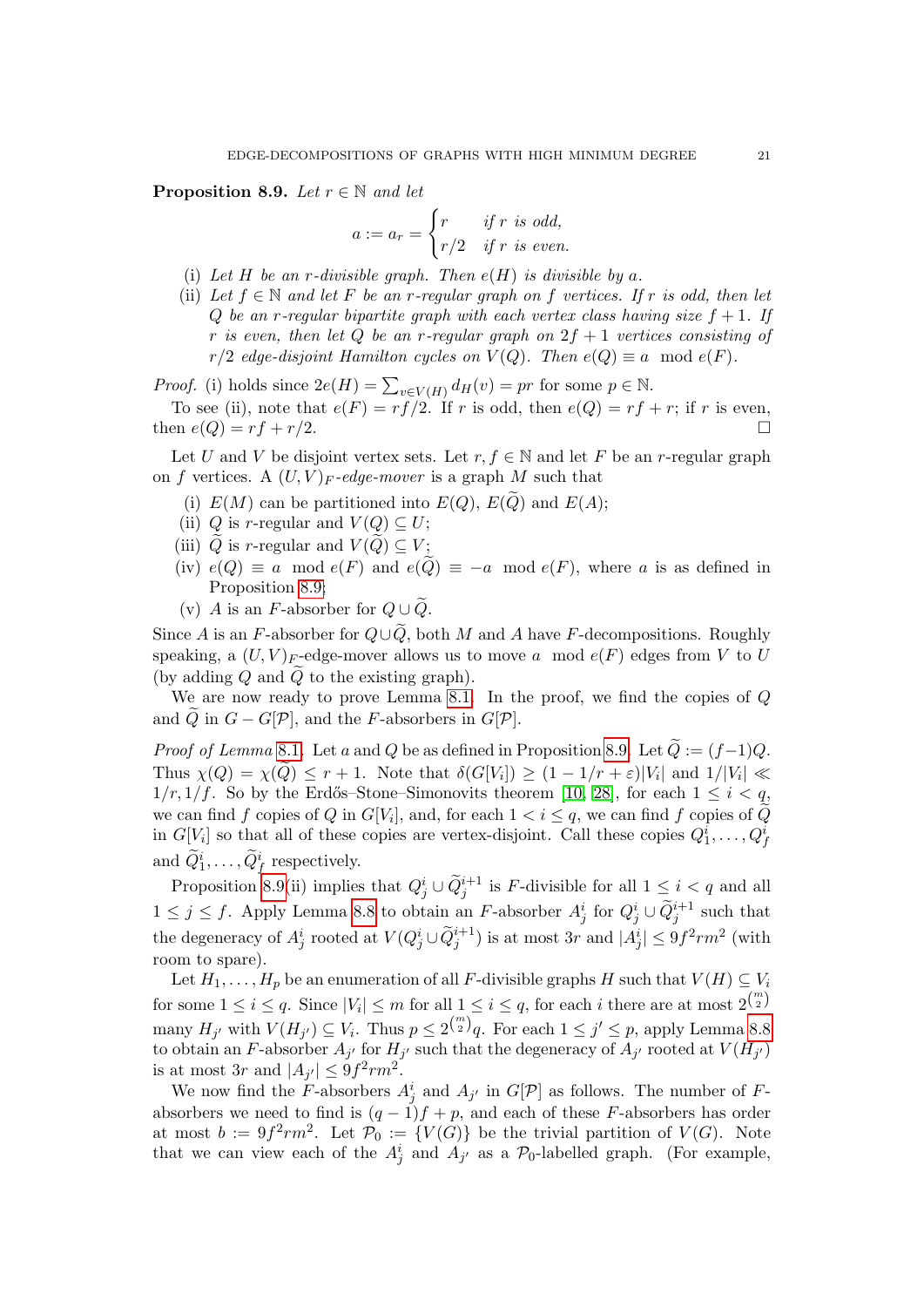**Proposition 8.9.** *Let $r \in \mathbb{N}$ and let*

$$a := a_r = \begin{cases} r & \text{if } r \text{ is odd,} \\ r/2 & \text{if } r \text{ is even.} \end{cases}$$

(i) *Let $H$ be an $r$-divisible graph. Then $e(H)$ is divisible by $a$.*

(ii) *Let $f \in \mathbb{N}$ and let $F$ be an $r$-regular graph on $f$ vertices. If $r$ is odd, then let $Q$ be an $r$-regular bipartite graph with each vertex class having size $f+1$. If $r$ is even, then let $Q$ be an $r$-regular graph on $2f+1$ vertices consisting of $r/2$ edge-disjoint Hamilton cycles on $V(Q)$. Then $e(Q) \equiv a \mod e(F)$.*

*Proof.* (i) holds since $2e(H) = \sum_{v \in V(H)} d_H(v) = pr$ for some $p \in \mathbb{N}$.

To see (ii), note that $e(F) = rf/2$. If $r$ is odd, then $e(Q) = rf + r$; if $r$ is even, then $e(Q) = rf + r/2$. □

Let $U$ and $V$ be disjoint vertex sets. Let $r, f \in \mathbb{N}$ and let $F$ be an $r$-regular graph on $f$ vertices. A *$(U,V)_F$-edge-mover* is a graph $M$ such that

(i) $E(M)$ can be partitioned into $E(Q)$, $E(\widetilde{Q})$ and $E(A)$;
(ii) $Q$ is $r$-regular and $V(Q) \subseteq U$;
(iii) $\widetilde{Q}$ is $r$-regular and $V(\widetilde{Q}) \subseteq V$;
(iv) $e(Q) \equiv a \mod e(F)$ and $e(\widetilde{Q}) \equiv -a \mod e(F)$, where $a$ is as defined in Proposition 8.9;
(v) $A$ is an $F$-absorber for $Q \cup \widetilde{Q}$.

Since $A$ is an $F$-absorber for $Q \cup \widetilde{Q}$, both $M$ and $A$ have $F$-decompositions. Roughly speaking, a $(U,V)_F$-edge-mover allows us to move $a \mod e(F)$ edges from $V$ to $U$ (by adding $Q$ and $\widetilde{Q}$ to the existing graph).

We are now ready to prove Lemma 8.1. In the proof, we find the copies of $Q$ and $\widetilde{Q}$ in $G - G[\mathcal{P}]$, and the $F$-absorbers in $G[\mathcal{P}]$.

*Proof of Lemma* 8.1. Let $a$ and $Q$ be as defined in Proposition 8.9. Let $\widetilde{Q} := (f-1)Q$. Thus $\chi(Q) = \chi(\widetilde{Q}) \le r+1$. Note that $\delta(G[V_i]) \ge (1 - 1/r + \varepsilon)|V_i|$ and $1/|V_i| \ll 1/r, 1/f$. So by the Erdős–Stone–Simonovits theorem [10, 28], for each $1 \le i < q$, we can find $f$ copies of $Q$ in $G[V_i]$, and, for each $1 < i \le q$, we can find $f$ copies of $\widetilde{Q}$ in $G[V_i]$ so that all of these copies are vertex-disjoint. Call these copies $Q^i_1, \dots, Q^i_f$ and $\widetilde{Q}^i_1, \dots, \widetilde{Q}^i_f$ respectively.

Proposition 8.9(ii) implies that $Q^i_j \cup \widetilde{Q}^{i+1}_j$ is $F$-divisible for all $1 \le i < q$ and all $1 \le j \le f$. Apply Lemma 8.8 to obtain an $F$-absorber $A^i_j$ for $Q^i_j \cup \widetilde{Q}^{i+1}_j$ such that the degeneracy of $A^i_j$ rooted at $V(Q^i_j \cup \widetilde{Q}^{i+1}_j)$ is at most $3r$ and $|A^i_j| \le 9f^2rm^2$ (with room to spare).

Let $H_1, \dots, H_p$ be an enumeration of all $F$-divisible graphs $H$ such that $V(H) \subseteq V_i$ for some $1 \le i \le q$. Since $|V_i| \le m$ for all $1 \le i \le q$, for each $i$ there are at most $2^{\binom{m}{2}}$ many $H_{j'}$ with $V(H_{j'}) \subseteq V_i$. Thus $p \le 2^{\binom{m}{2}}q$. For each $1 \le j' \le p$, apply Lemma 8.8 to obtain an $F$-absorber $A_{j'}$ for $H_{j'}$ such that the degeneracy of $A_{j'}$ rooted at $V(H_{j'})$ is at most $3r$ and $|A_{j'}| \le 9f^2rm^2$.

We now find the $F$-absorbers $A^i_j$ and $A_{j'}$ in $G[\mathcal{P}]$ as follows. The number of $F$-absorbers we need to find is $(q-1)f + p$, and each of these $F$-absorbers has order at most $b := 9f^2rm^2$. Let $\mathcal{P}_0 := \{V(G)\}$ be the trivial partition of $V(G)$. Note that we can view each of the $A^i_j$ and $A_{j'}$ as a $\mathcal{P}_0$-labelled graph. (For example,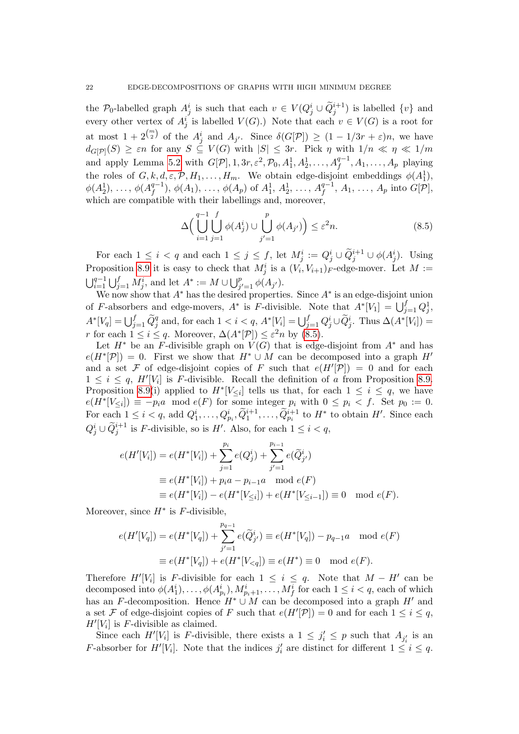the $\mathcal{P}_0$-labelled graph $A_j^i$ is such that each $v \in V(Q_j^i \cup \widetilde{Q}_j^{i+1})$ is labelled $\{v\}$ and every other vertex of $A_j^i$ is labelled $V(G)$.) Note that each $v \in V(G)$ is a root for at most $1 + 2^{\binom{m}{2}}$ of the $A_j^i$ and $A_{j'}$. Since $\delta(G[\mathcal{P}]) \geq (1 - 1/3r + \varepsilon)n$, we have $d_{G[\mathcal{P}]}(S) \geq \varepsilon n$ for any $S \subseteq V(G)$ with $|S| \leq 3r$. Pick $\eta$ with $1/n \ll \eta \ll 1/m$ and apply Lemma 5.2 with $G[\mathcal{P}], 1, 3r, \varepsilon^2, \mathcal{P}_0, A_1^1, A_2^1, \dots, A_f^{q-1}, A_1, \dots, A_p$ playing the roles of $G, k, d, \varepsilon, \mathcal{P}, H_1, \dots, H_m$. We obtain edge-disjoint embeddings $\phi(A_1^1)$, $\phi(A_2^1)$, $\dots$, $\phi(A_f^{q-1})$, $\phi(A_1)$, $\dots$, $\phi(A_p)$ of $A_1^1$, $A_2^1$, $\dots$, $A_f^{q-1}$, $A_1$, $\dots$, $A_p$ into $G[\mathcal{P}]$, which are compatible with their labellings and, moreover,

$$\Delta\Big(\bigcup_{i=1}^{q-1}\bigcup_{j=1}^{f}\phi(A_j^i) \cup \bigcup_{j'=1}^{p}\phi(A_{j'})\Big) \leq \varepsilon^2 n. \tag{8.5}$$

For each $1 \leq i < q$ and each $1 \leq j \leq f$, let $M_j^i := Q_j^i \cup \widetilde{Q}_j^{i+1} \cup \phi(A_j^i)$. Using Proposition 8.9 it is easy to check that $M_j^i$ is a $(V_i, V_{i+1})_F$-edge-mover. Let $M := \bigcup_{i=1}^{q-1}\bigcup_{j=1}^{f} M_j^i$, and let $A^* := M \cup \bigcup_{j'=1}^{p}\phi(A_{j'})$.

We now show that $A^*$ has the desired properties. Since $A^*$ is an edge-disjoint union of $F$-absorbers and edge-movers, $A^*$ is $F$-divisible. Note that $A^*[V_1] = \bigcup_{j=1}^{f} Q_j^1$, $A^*[V_q] = \bigcup_{j=1}^{f}\widetilde{Q}_j^q$ and, for each $1 < i < q$, $A^*[V_i] = \bigcup_{j=1}^{f} Q_j^i \cup \widetilde{Q}_j^i$. Thus $\Delta(A^*[V_i]) = r$ for each $1 \leq i \leq q$. Moreover, $\Delta(A^*[\mathcal{P}]) \leq \varepsilon^2 n$ by (8.5).

Let $H^*$ be an $F$-divisible graph on $V(G)$ that is edge-disjoint from $A^*$ and has $e(H^*[\mathcal{P}]) = 0$. First we show that $H^* \cup M$ can be decomposed into a graph $H'$ and a set $\mathcal{F}$ of edge-disjoint copies of $F$ such that $e(H'[\mathcal{P}]) = 0$ and for each $1 \leq i \leq q$, $H'[V_i]$ is $F$-divisible. Recall the definition of $a$ from Proposition 8.9. Proposition 8.9(i) applied to $H^*[V_{\leq i}]$ tells us that, for each $1 \leq i \leq q$, we have $e(H^*[V_{\leq i}]) \equiv -p_i a \mod e(F)$ for some integer $p_i$ with $0 \leq p_i < f$. Set $p_0 := 0$. For each $1 \leq i < q$, add $Q_1^i, \dots, Q_{p_i}^i, \widetilde{Q}_1^{i+1}, \dots, \widetilde{Q}_{p_i}^{i+1}$ to $H^*$ to obtain $H'$. Since each $Q_j^i \cup \widetilde{Q}_j^{i+1}$ is $F$-divisible, so is $H'$. Also, for each $1 \leq i < q$,

$$\begin{aligned}
e(H'[V_i]) &= e(H^*[V_i]) + \sum_{j=1}^{p_i} e(Q_j^i) + \sum_{j'=1}^{p_{i-1}} e(\widetilde{Q}_{j'}^i) \\
&\equiv e(H^*[V_i]) + p_i a - p_{i-1} a \mod e(F) \\
&\equiv e(H^*[V_i]) - e(H^*[V_{\leq i}]) + e(H^*[V_{\leq i-1}]) \equiv 0 \mod e(F).
\end{aligned}$$

Moreover, since $H^*$ is $F$-divisible,

$$\begin{aligned}
e(H'[V_q]) &= e(H^*[V_q]) + \sum_{j'=1}^{p_{q-1}} e(\widetilde{Q}_{j'}^i) \equiv e(H^*[V_q]) - p_{q-1} a \mod e(F) \\
&\equiv e(H^*[V_q]) + e(H^*[V_{<q}]) \equiv e(H^*) \equiv 0 \mod e(F).
\end{aligned}$$

Therefore $H'[V_i]$ is $F$-divisible for each $1 \leq i \leq q$. Note that $M - H'$ can be decomposed into $\phi(A_1^i), \dots, \phi(A_{p_i}^i), M_{p_i+1}^i, \dots, M_f^i$ for each $1 \leq i < q$, each of which has an $F$-decomposition. Hence $H^* \cup M$ can be decomposed into a graph $H'$ and a set $\mathcal{F}$ of edge-disjoint copies of $F$ such that $e(H'[\mathcal{P}]) = 0$ and for each $1 \leq i \leq q$, $H'[V_i]$ is $F$-divisible as claimed.

Since each $H'[V_i]$ is $F$-divisible, there exists a $1 \leq j_i' \leq p$ such that $A_{j_i'}$ is an $F$-absorber for $H'[V_i]$. Note that the indices $j_i'$ are distinct for different $1 \leq i \leq q$.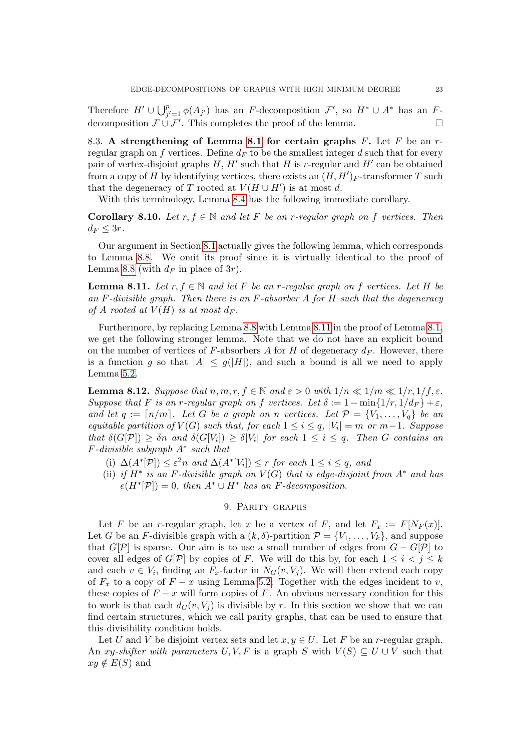Therefore $H' \cup \bigcup_{j'=1}^{p} \phi(A_{j'})$ has an $F$-decomposition $\mathcal{F}'$, so $H^* \cup A^*$ has an $F$-decomposition $\mathcal{F} \cup \mathcal{F}'$. This completes the proof of the lemma. □

8.3. **A strengthening of Lemma 8.1 for certain graphs $F$.** Let $F$ be an $r$-regular graph on $f$ vertices. Define $d_F$ to be the smallest integer $d$ such that for every pair of vertex-disjoint graphs $H$, $H'$ such that $H$ is $r$-regular and $H'$ can be obtained from a copy of $H$ by identifying vertices, there exists an $(H, H')_F$-transformer $T$ such that the degeneracy of $T$ rooted at $V(H \cup H')$ is at most $d$.

With this terminology, Lemma 8.4 has the following immediate corollary.

**Corollary 8.10.** *Let $r, f \in \mathbb{N}$ and let $F$ be an $r$-regular graph on $f$ vertices. Then $d_F \leq 3r$.*

Our argument in Section 8.1 actually gives the following lemma, which corresponds to Lemma 8.8. We omit its proof since it is virtually identical to the proof of Lemma 8.8 (with $d_F$ in place of $3r$).

**Lemma 8.11.** *Let $r, f \in \mathbb{N}$ and let $F$ be an $r$-regular graph on $f$ vertices. Let $H$ be an $F$-divisible graph. Then there is an $F$-absorber $A$ for $H$ such that the degeneracy of $A$ rooted at $V(H)$ is at most $d_F$.*

Furthermore, by replacing Lemma 8.8 with Lemma 8.11 in the proof of Lemma 8.1, we get the following stronger lemma. Note that we do not have an explicit bound on the number of vertices of $F$-absorbers $A$ for $H$ of degeneracy $d_F$. However, there is a function $g$ so that $|A| \leq g(|H|)$, and such a bound is all we need to apply Lemma 5.2.

**Lemma 8.12.** *Suppose that $n, m, r, f \in \mathbb{N}$ and $\varepsilon > 0$ with $1/n \ll 1/m \ll 1/r, 1/f, \varepsilon$. Suppose that $F$ is an $r$-regular graph on $f$ vertices. Let $\delta := 1 - \min\{1/r, 1/d_F\} + \varepsilon$, and let $q := \lceil n/m \rceil$. Let $G$ be a graph on $n$ vertices. Let $\mathcal{P} = \{V_1, \ldots, V_q\}$ be an equitable partition of $V(G)$ such that, for each $1 \leq i \leq q$, $|V_i| = m$ or $m-1$. Suppose that $\delta(G[\mathcal{P}]) \geq \delta n$ and $\delta(G[V_i]) \geq \delta |V_i|$ for each $1 \leq i \leq q$. Then $G$ contains an $F$-divisible subgraph $A^*$ such that*

(i) *$\Delta(A^*[\mathcal{P}]) \leq \varepsilon^2 n$ and $\Delta(A^*[V_i]) \leq r$ for each $1 \leq i \leq q$, and*
(ii) *if $H^*$ is an $F$-divisible graph on $V(G)$ that is edge-disjoint from $A^*$ and has $e(H^*[\mathcal{P}]) = 0$, then $A^* \cup H^*$ has an $F$-decomposition.*

## 9. Parity graphs

Let $F$ be an $r$-regular graph, let $x$ be a vertex of $F$, and let $F_x := F[N_F(x)]$. Let $G$ be an $F$-divisible graph with a $(k, \delta)$-partition $\mathcal{P} = \{V_1, \ldots, V_k\}$, and suppose that $G[\mathcal{P}]$ is sparse. Our aim is to use a small number of edges from $G - G[\mathcal{P}]$ to cover all edges of $G[\mathcal{P}]$ by copies of $F$. We will do this by, for each $1 \leq i < j \leq k$ and each $v \in V_i$, finding an $F_x$-factor in $N_G(v, V_j)$. We will then extend each copy of $F_x$ to a copy of $F - x$ using Lemma 5.2. Together with the edges incident to $v$, these copies of $F - x$ will form copies of $F$. An obvious necessary condition for this to work is that each $d_G(v, V_j)$ is divisible by $r$. In this section we show that we can find certain structures, which we call parity graphs, that can be used to ensure that this divisibility condition holds.

Let $U$ and $V$ be disjoint vertex sets and let $x, y \in U$. Let $F$ be an $r$-regular graph. An *$xy$-shifter with parameters $U, V, F$* is a graph $S$ with $V(S) \subseteq U \cup V$ such that $xy \notin E(S)$ and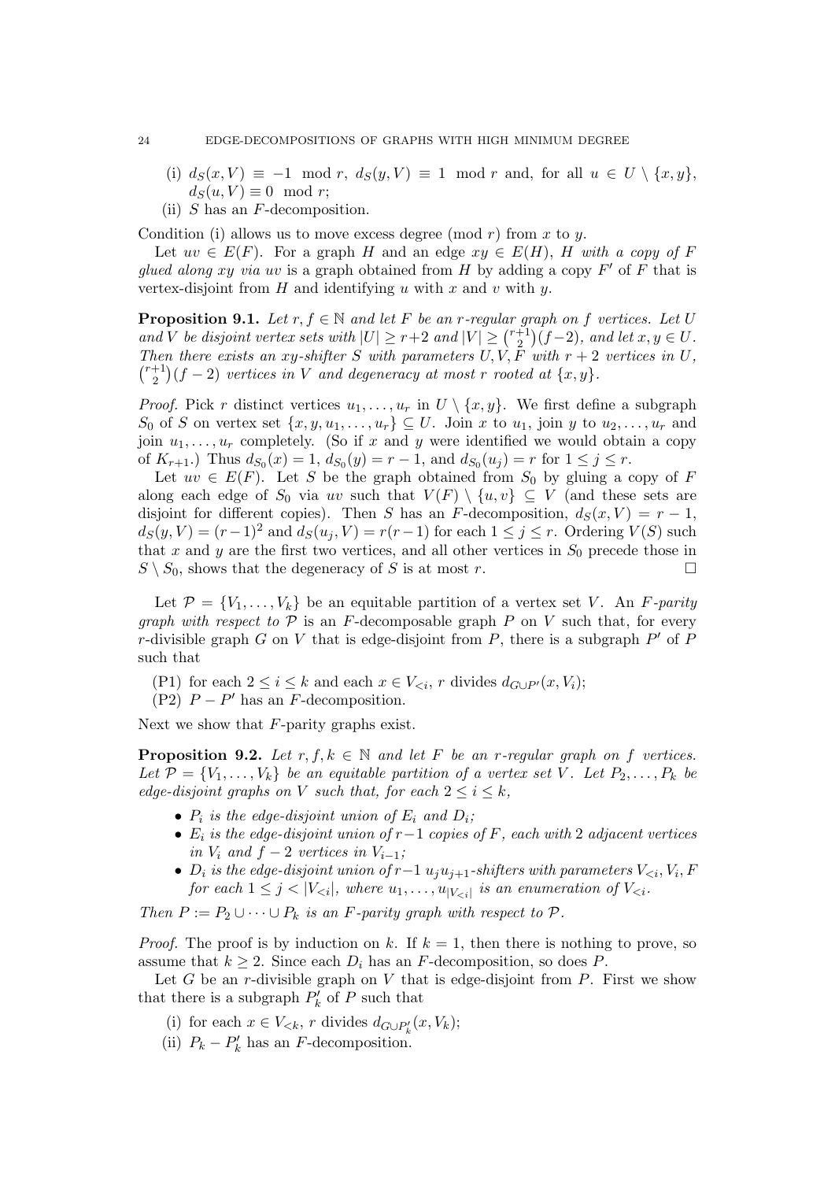(i) $d_S(x, V) \equiv -1 \mod r$, $d_S(y, V) \equiv 1 \mod r$ and, for all $u \in U \setminus \{x, y\}$, $d_S(u, V) \equiv 0 \mod r$;
(ii) $S$ has an $F$-decomposition.

Condition (i) allows us to move excess degree (mod $r$) from $x$ to $y$.

Let $uv \in E(F)$. For a graph $H$ and an edge $xy \in E(H)$, *$H$ with a copy of $F$ glued along $xy$ via $uv$* is a graph obtained from $H$ by adding a copy $F'$ of $F$ that is vertex-disjoint from $H$ and identifying $u$ with $x$ and $v$ with $y$.

**Proposition 9.1.** *Let $r, f \in \mathbb{N}$ and let $F$ be an $r$-regular graph on $f$ vertices. Let $U$ and $V$ be disjoint vertex sets with $|U| \geq r+2$ and $|V| \geq \binom{r+1}{2}(f-2)$, and let $x, y \in U$. Then there exists an $xy$-shifter $S$ with parameters $U, V, F$ with $r+2$ vertices in $U$, $\binom{r+1}{2}(f-2)$ vertices in $V$ and degeneracy at most $r$ rooted at $\{x, y\}$.*

*Proof.* Pick $r$ distinct vertices $u_1, \dots, u_r$ in $U \setminus \{x, y\}$. We first define a subgraph $S_0$ of $S$ on vertex set $\{x, y, u_1, \dots, u_r\} \subseteq U$. Join $x$ to $u_1$, join $y$ to $u_2, \dots, u_r$ and join $u_1, \dots, u_r$ completely. (So if $x$ and $y$ were identified we would obtain a copy of $K_{r+1}$.) Thus $d_{S_0}(x) = 1$, $d_{S_0}(y) = r - 1$, and $d_{S_0}(u_j) = r$ for $1 \leq j \leq r$.

Let $uv \in E(F)$. Let $S$ be the graph obtained from $S_0$ by gluing a copy of $F$ along each edge of $S_0$ via $uv$ such that $V(F) \setminus \{u, v\} \subseteq V$ (and these sets are disjoint for different copies). Then $S$ has an $F$-decomposition, $d_S(x, V) = r - 1$, $d_S(y, V) = (r-1)^2$ and $d_S(u_j, V) = r(r-1)$ for each $1 \leq j \leq r$. Ordering $V(S)$ such that $x$ and $y$ are the first two vertices, and all other vertices in $S_0$ precede those in $S \setminus S_0$, shows that the degeneracy of $S$ is at most $r$. $\square$

Let $\mathcal{P} = \{V_1, \dots, V_k\}$ be an equitable partition of a vertex set $V$. An *$F$-parity graph with respect to $\mathcal{P}$* is an $F$-decomposable graph $P$ on $V$ such that, for every $r$-divisible graph $G$ on $V$ that is edge-disjoint from $P$, there is a subgraph $P'$ of $P$ such that

(P1) for each $2 \leq i \leq k$ and each $x \in V_{<i}$, $r$ divides $d_{G \cup P'}(x, V_i)$;
(P2) $P - P'$ has an $F$-decomposition.

Next we show that $F$-parity graphs exist.

**Proposition 9.2.** *Let $r, f, k \in \mathbb{N}$ and let $F$ be an $r$-regular graph on $f$ vertices. Let $\mathcal{P} = \{V_1, \dots, V_k\}$ be an equitable partition of a vertex set $V$. Let $P_2, \dots, P_k$ be edge-disjoint graphs on $V$ such that, for each $2 \leq i \leq k$,*

- *$P_i$ is the edge-disjoint union of $E_i$ and $D_i$;*
- *$E_i$ is the edge-disjoint union of $r-1$ copies of $F$, each with 2 adjacent vertices in $V_i$ and $f-2$ vertices in $V_{i-1}$;*
- *$D_i$ is the edge-disjoint union of $r-1$ $u_j u_{j+1}$-shifters with parameters $V_{<i}, V_i, F$ for each $1 \leq j < |V_{<i}|$, where $u_1, \dots, u_{|V_{<i}|}$ is an enumeration of $V_{<i}$.*

*Then $P := P_2 \cup \dots \cup P_k$ is an $F$-parity graph with respect to $\mathcal{P}$.*

*Proof.* The proof is by induction on $k$. If $k = 1$, then there is nothing to prove, so assume that $k \geq 2$. Since each $D_i$ has an $F$-decomposition, so does $P$.

Let $G$ be an $r$-divisible graph on $V$ that is edge-disjoint from $P$. First we show that there is a subgraph $P'_k$ of $P$ such that

(i) for each $x \in V_{<k}$, $r$ divides $d_{G \cup P'_k}(x, V_k)$;
(ii) $P_k - P'_k$ has an $F$-decomposition.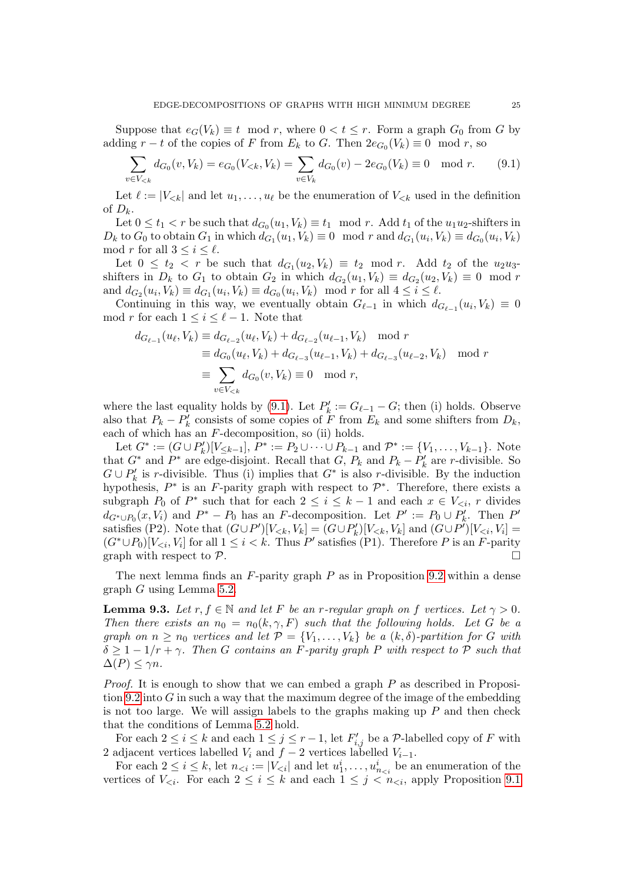Suppose that $e_G(V_k) \equiv t \mod r$, where $0 < t \leq r$. Form a graph $G_0$ from $G$ by adding $r - t$ of the copies of $F$ from $E_k$ to $G$. Then $2e_{G_0}(V_k) \equiv 0 \mod r$, so

$$\sum_{v \in V_{<k}} d_{G_0}(v, V_k) = e_{G_0}(V_{<k}, V_k) = \sum_{v \in V_k} d_{G_0}(v) - 2e_{G_0}(V_k) \equiv 0 \mod r. \tag{9.1}$$

Let $\ell := |V_{<k}|$ and let $u_1, \ldots, u_\ell$ be the enumeration of $V_{<k}$ used in the definition of $D_k$.

Let $0 \leq t_1 < r$ be such that $d_{G_0}(u_1, V_k) \equiv t_1 \mod r$. Add $t_1$ of the $u_1u_2$-shifters in $D_k$ to $G_0$ to obtain $G_1$ in which $d_{G_1}(u_1, V_k) \equiv 0 \mod r$ and $d_{G_1}(u_i, V_k) \equiv d_{G_0}(u_i, V_k)$ mod $r$ for all $3 \leq i \leq \ell$.

Let $0 \leq t_2 < r$ be such that $d_{G_1}(u_2, V_k) \equiv t_2 \mod r$. Add $t_2$ of the $u_2u_3$-shifters in $D_k$ to $G_1$ to obtain $G_2$ in which $d_{G_2}(u_1, V_k) \equiv d_{G_2}(u_2, V_k) \equiv 0 \mod r$ and $d_{G_2}(u_i, V_k) \equiv d_{G_1}(u_i, V_k) \equiv d_{G_0}(u_i, V_k) \mod r$ for all $4 \leq i \leq \ell$.

Continuing in this way, we eventually obtain $G_{\ell-1}$ in which $d_{G_{\ell-1}}(u_i, V_k) \equiv 0$ mod $r$ for each $1 \leq i \leq \ell - 1$. Note that

$$\begin{aligned}
d_{G_{\ell-1}}(u_\ell, V_k) &\equiv d_{G_{\ell-2}}(u_\ell, V_k) + d_{G_{\ell-2}}(u_{\ell-1}, V_k) \mod r \\
&\equiv d_{G_0}(u_\ell, V_k) + d_{G_{\ell-3}}(u_{\ell-1}, V_k) + d_{G_{\ell-3}}(u_{\ell-2}, V_k) \mod r \\
&\equiv \sum_{v \in V_{<k}} d_{G_0}(v, V_k) \equiv 0 \mod r,
\end{aligned}$$

where the last equality holds by (9.1). Let $P'_k := G_{\ell-1} - G$; then (i) holds. Observe also that $P_k - P'_k$ consists of some copies of $F$ from $E_k$ and some shifters from $D_k$, each of which has an $F$-decomposition, so (ii) holds.

Let $G^* := (G \cup P'_k)[V_{\leq k-1}]$, $P^* := P_2 \cup \cdots \cup P_{k-1}$ and $\mathcal{P}^* := \{V_1, \ldots, V_{k-1}\}$. Note that $G^*$ and $P^*$ are edge-disjoint. Recall that $G$, $P_k$ and $P_k - P'_k$ are $r$-divisible. So $G \cup P'_k$ is $r$-divisible. Thus (i) implies that $G^*$ is also $r$-divisible. By the induction hypothesis, $P^*$ is an $F$-parity graph with respect to $\mathcal{P}^*$. Therefore, there exists a subgraph $P_0$ of $P^*$ such that for each $2 \leq i \leq k-1$ and each $x \in V_{<i}$, $r$ divides $d_{G^* \cup P_0}(x, V_i)$ and $P^* - P_0$ has an $F$-decomposition. Let $P' := P_0 \cup P'_k$. Then $P'$ satisfies (P2). Note that $(G \cup P')[V_{<k}, V_k] = (G \cup P'_k)[V_{<k}, V_k]$ and $(G \cup P')[V_{<i}, V_i] = (G^* \cup P_0)[V_{<i}, V_i]$ for all $1 \leq i < k$. Thus $P'$ satisfies (P1). Therefore $P$ is an $F$-parity graph with respect to $\mathcal{P}$. □

The next lemma finds an $F$-parity graph $P$ as in Proposition 9.2 within a dense graph $G$ using Lemma 5.2.

**Lemma 9.3.** *Let $r, f \in \mathbb{N}$ and let $F$ be an $r$-regular graph on $f$ vertices. Let $\gamma > 0$. Then there exists an $n_0 = n_0(k, \gamma, F)$ such that the following holds. Let $G$ be a graph on $n \geq n_0$ vertices and let $\mathcal{P} = \{V_1, \ldots, V_k\}$ be a $(k, \delta)$-partition for $G$ with $\delta \geq 1 - 1/r + \gamma$. Then $G$ contains an $F$-parity graph $P$ with respect to $\mathcal{P}$ such that $\Delta(P) \leq \gamma n$.*

*Proof.* It is enough to show that we can embed a graph $P$ as described in Proposition 9.2 into $G$ in such a way that the maximum degree of the image of the embedding is not too large. We will assign labels to the graphs making up $P$ and then check that the conditions of Lemma 5.2 hold.

For each $2 \leq i \leq k$ and each $1 \leq j \leq r-1$, let $F'_{i,j}$ be a $\mathcal{P}$-labelled copy of $F$ with 2 adjacent vertices labelled $V_i$ and $f - 2$ vertices labelled $V_{i-1}$.

For each $2 \leq i \leq k$, let $n_{<i} := |V_{<i}|$ and let $u^i_1, \ldots, u^i_{n_{<i}}$ be an enumeration of the vertices of $V_{<i}$. For each $2 \leq i \leq k$ and each $1 \leq j < n_{<i}$, apply Proposition 9.1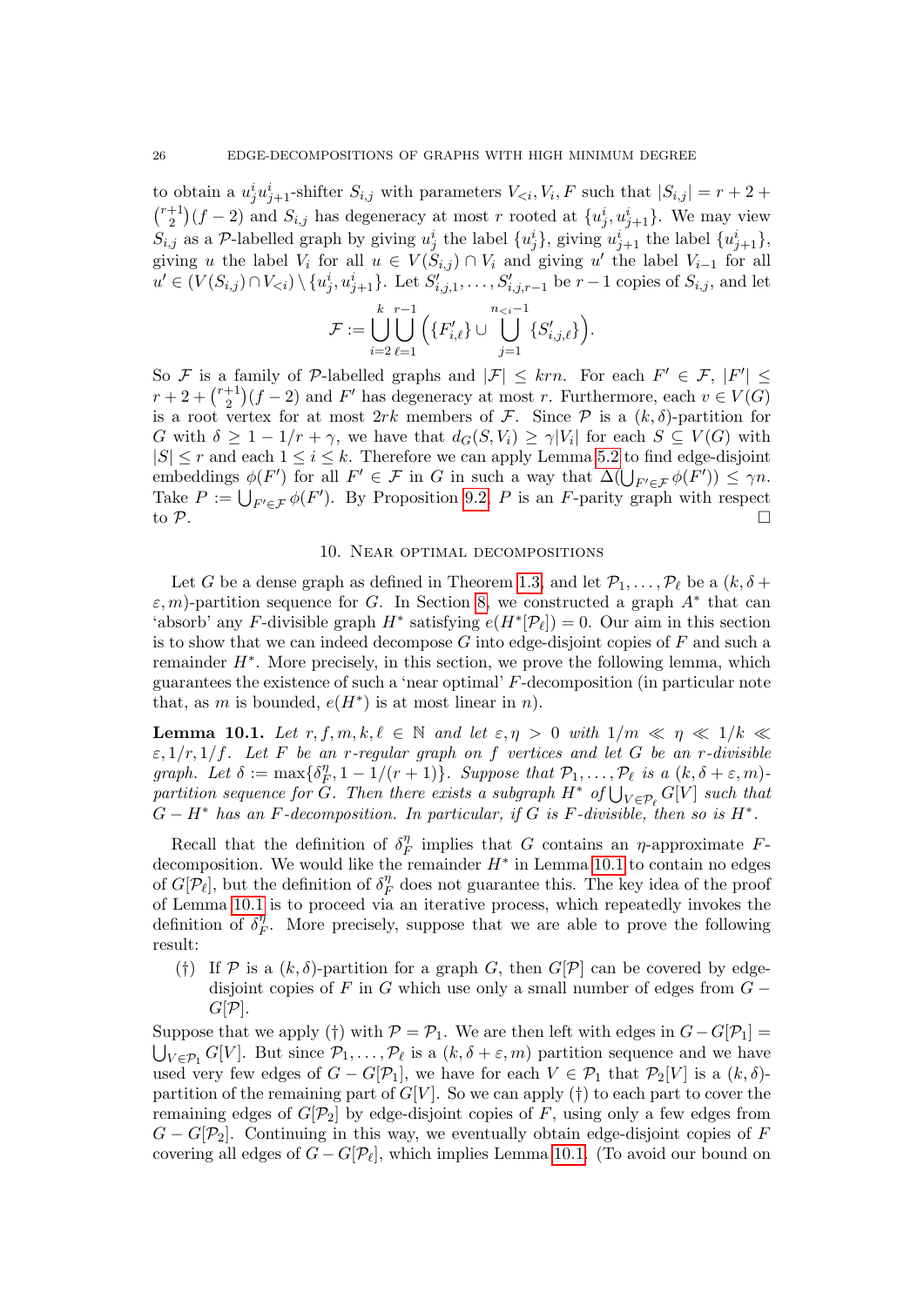to obtain a $u^i_j u^i_{j+1}$-shifter $S_{i,j}$ with parameters $V_{<i}, V_i, F$ such that $|S_{i,j}| = r + 2 + \binom{r+1}{2}(f-2)$ and $S_{i,j}$ has degeneracy at most $r$ rooted at $\{u^i_j, u^i_{j+1}\}$. We may view $S_{i,j}$ as a $\mathcal{P}$-labelled graph by giving $u^i_j$ the label $\{u^i_j\}$, giving $u^i_{j+1}$ the label $\{u^i_{j+1}\}$, giving $u$ the label $V_i$ for all $u \in V(S_{i,j}) \cap V_i$ and giving $u'$ the label $V_{i-1}$ for all $u' \in (V(S_{i,j}) \cap V_{<i}) \setminus \{u^i_j, u^i_{j+1}\}$. Let $S'_{i,j,1}, \dots, S'_{i,j,r-1}$ be $r-1$ copies of $S_{i,j}$, and let

$$\mathcal{F} := \bigcup_{i=2}^{k} \bigcup_{\ell=1}^{r-1} \Big( \{F'_{i,\ell}\} \cup \bigcup_{j=1}^{n_{<i}-1} \{S'_{i,j,\ell}\} \Big).$$

So $\mathcal{F}$ is a family of $\mathcal{P}$-labelled graphs and $|\mathcal{F}| \leq krn$. For each $F' \in \mathcal{F}$, $|F'| \leq r + 2 + \binom{r+1}{2}(f-2)$ and $F'$ has degeneracy at most $r$. Furthermore, each $v \in V(G)$ is a root vertex for at most $2rk$ members of $\mathcal{F}$. Since $\mathcal{P}$ is a $(k,\delta)$-partition for $G$ with $\delta \geq 1 - 1/r + \gamma$, we have that $d_G(S, V_i) \geq \gamma |V_i|$ for each $S \subseteq V(G)$ with $|S| \leq r$ and each $1 \leq i \leq k$. Therefore we can apply Lemma 5.2 to find edge-disjoint embeddings $\phi(F')$ for all $F' \in \mathcal{F}$ in $G$ in such a way that $\Delta(\bigcup_{F' \in \mathcal{F}} \phi(F')) \leq \gamma n$. Take $P := \bigcup_{F' \in \mathcal{F}} \phi(F')$. By Proposition 9.2, $P$ is an $F$-parity graph with respect to $\mathcal{P}$. □

## 10. Near optimal decompositions

Let $G$ be a dense graph as defined in Theorem 1.3, and let $\mathcal{P}_1, \dots, \mathcal{P}_\ell$ be a $(k, \delta + \varepsilon, m)$-partition sequence for $G$. In Section 8, we constructed a graph $A^*$ that can 'absorb' any $F$-divisible graph $H^*$ satisfying $e(H^*[\mathcal{P}_\ell]) = 0$. Our aim in this section is to show that we can indeed decompose $G$ into edge-disjoint copies of $F$ and such a remainder $H^*$. More precisely, in this section, we prove the following lemma, which guarantees the existence of such a 'near optimal' $F$-decomposition (in particular note that, as $m$ is bounded, $e(H^*)$ is at most linear in $n$).

**Lemma 10.1.** *Let $r, f, m, k, \ell \in \mathbb{N}$ and let $\varepsilon, \eta > 0$ with $1/m \ll \eta \ll 1/k \ll \varepsilon, 1/r, 1/f$. Let $F$ be an $r$-regular graph on $f$ vertices and let $G$ be an $r$-divisible graph. Let $\delta := \max\{\delta^\eta_F, 1 - 1/(r+1)\}$. Suppose that $\mathcal{P}_1, \dots, \mathcal{P}_\ell$ is a $(k, \delta + \varepsilon, m)$-partition sequence for $G$. Then there exists a subgraph $H^*$ of $\bigcup_{V \in \mathcal{P}_\ell} G[V]$ such that $G - H^*$ has an $F$-decomposition. In particular, if $G$ is $F$-divisible, then so is $H^*$.*

Recall that the definition of $\delta^\eta_F$ implies that $G$ contains an $\eta$-approximate $F$-decomposition. We would like the remainder $H^*$ in Lemma 10.1 to contain no edges of $G[\mathcal{P}_\ell]$, but the definition of $\delta^\eta_F$ does not guarantee this. The key idea of the proof of Lemma 10.1 is to proceed via an iterative process, which repeatedly invokes the definition of $\delta^\eta_F$. More precisely, suppose that we are able to prove the following result:

- (†) If $\mathcal{P}$ is a $(k,\delta)$-partition for a graph $G$, then $G[\mathcal{P}]$ can be covered by edge-disjoint copies of $F$ in $G$ which use only a small number of edges from $G - G[\mathcal{P}]$.

Suppose that we apply (†) with $\mathcal{P} = \mathcal{P}_1$. We are then left with edges in $G - G[\mathcal{P}_1] = \bigcup_{V \in \mathcal{P}_1} G[V]$. But since $\mathcal{P}_1, \dots, \mathcal{P}_\ell$ is a $(k, \delta + \varepsilon, m)$ partition sequence and we have used very few edges of $G - G[\mathcal{P}_1]$, we have for each $V \in \mathcal{P}_1$ that $\mathcal{P}_2[V]$ is a $(k,\delta)$-partition of the remaining part of $G[V]$. So we can apply (†) to each part to cover the remaining edges of $G[\mathcal{P}_2]$ by edge-disjoint copies of $F$, using only a few edges from $G - G[\mathcal{P}_2]$. Continuing in this way, we eventually obtain edge-disjoint copies of $F$ covering all edges of $G - G[\mathcal{P}_\ell]$, which implies Lemma 10.1. (To avoid our bound on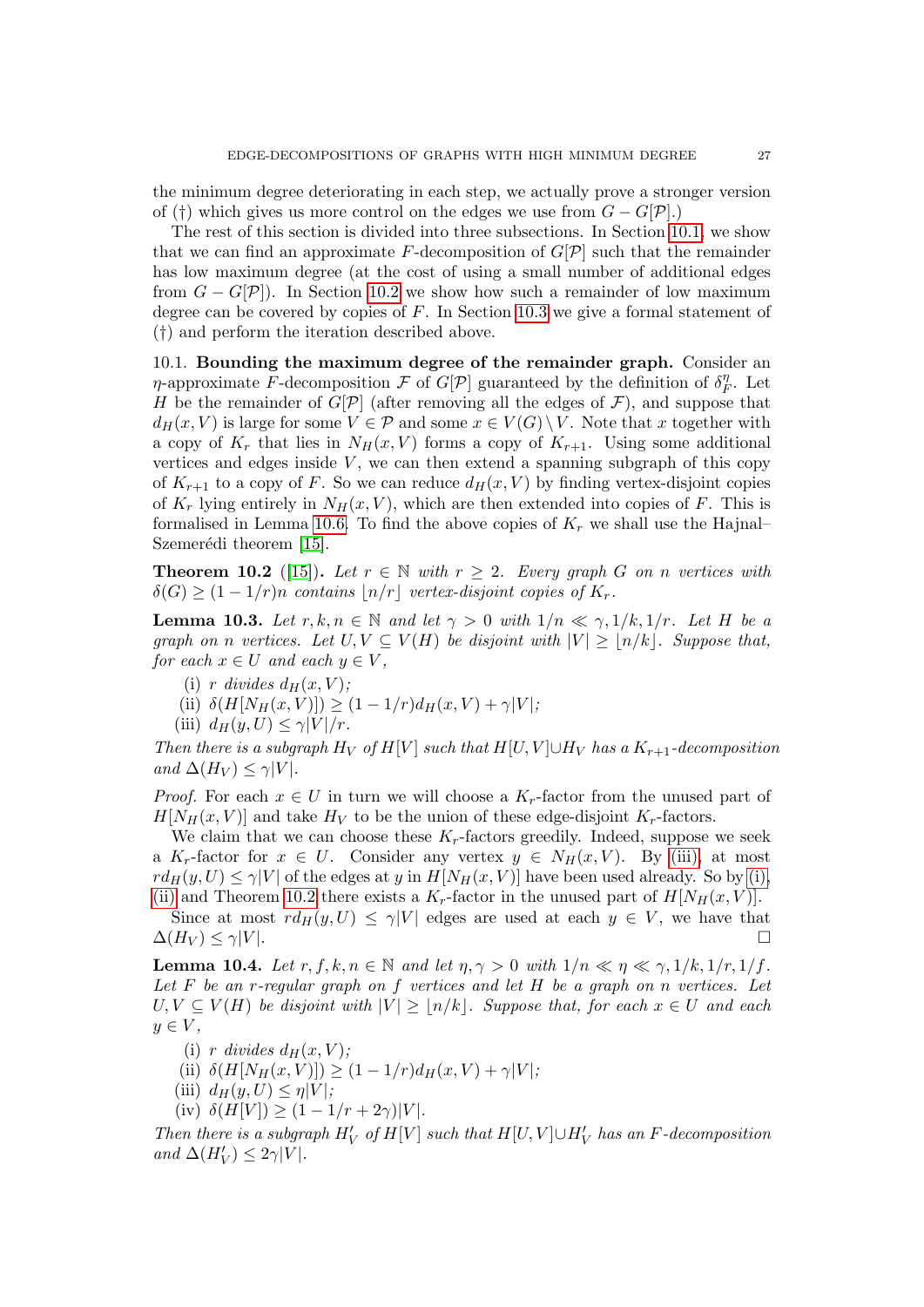the minimum degree deteriorating in each step, we actually prove a stronger version of (†) which gives us more control on the edges we use from $G - G[\mathcal{P}]$.)

The rest of this section is divided into three subsections. In Section 10.1, we show that we can find an approximate $F$-decomposition of $G[\mathcal{P}]$ such that the remainder has low maximum degree (at the cost of using a small number of additional edges from $G - G[\mathcal{P}]$). In Section 10.2 we show how such a remainder of low maximum degree can be covered by copies of $F$. In Section 10.3 we give a formal statement of (†) and perform the iteration described above.

10.1. **Bounding the maximum degree of the remainder graph.** Consider an $\eta$-approximate $F$-decomposition $\mathcal{F}$ of $G[\mathcal{P}]$ guaranteed by the definition of $\delta_F^\eta$. Let $H$ be the remainder of $G[\mathcal{P}]$ (after removing all the edges of $\mathcal{F}$), and suppose that $d_H(x, V)$ is large for some $V \in \mathcal{P}$ and some $x \in V(G) \setminus V$. Note that $x$ together with a copy of $K_r$ that lies in $N_H(x, V)$ forms a copy of $K_{r+1}$. Using some additional vertices and edges inside $V$, we can then extend a spanning subgraph of this copy of $K_{r+1}$ to a copy of $F$. So we can reduce $d_H(x, V)$ by finding vertex-disjoint copies of $K_r$ lying entirely in $N_H(x, V)$, which are then extended into copies of $F$. This is formalised in Lemma 10.6. To find the above copies of $K_r$ we shall use the Hajnal–Szemerédi theorem [15].

**Theorem 10.2** ([15]). *Let $r \in \mathbb{N}$ with $r \geq 2$. Every graph $G$ on $n$ vertices with $\delta(G) \geq (1 - 1/r)n$ contains $\lfloor n/r \rfloor$ vertex-disjoint copies of $K_r$.*

**Lemma 10.3.** *Let $r, k, n \in \mathbb{N}$ and let $\gamma > 0$ with $1/n \ll \gamma, 1/k, 1/r$. Let $H$ be a graph on $n$ vertices. Let $U, V \subseteq V(H)$ be disjoint with $|V| \geq \lfloor n/k \rfloor$. Suppose that, for each $x \in U$ and each $y \in V$,*

- (i) *$r$ divides $d_H(x, V)$;*
- (ii) *$\delta(H[N_H(x, V)]) \geq (1 - 1/r)d_H(x, V) + \gamma|V|$;*
- (iii) *$d_H(y, U) \leq \gamma|V|/r$.*

*Then there is a subgraph $H_V$ of $H[V]$ such that $H[U, V] \cup H_V$ has a $K_{r+1}$-decomposition and $\Delta(H_V) \leq \gamma|V|$.*

*Proof.* For each $x \in U$ in turn we will choose a $K_r$-factor from the unused part of $H[N_H(x, V)]$ and take $H_V$ to be the union of these edge-disjoint $K_r$-factors.

We claim that we can choose these $K_r$-factors greedily. Indeed, suppose we seek a $K_r$-factor for $x \in U$. Consider any vertex $y \in N_H(x, V)$. By (iii), at most $rd_H(y, U) \leq \gamma|V|$ of the edges at $y$ in $H[N_H(x, V)]$ have been used already. So by (i), (ii) and Theorem 10.2 there exists a $K_r$-factor in the unused part of $H[N_H(x, V)]$.

Since at most $rd_H(y, U) \leq \gamma|V|$ edges are used at each $y \in V$, we have that $\Delta(H_V) \leq \gamma|V|$. □

**Lemma 10.4.** *Let $r, f, k, n \in \mathbb{N}$ and let $\eta, \gamma > 0$ with $1/n \ll \eta \ll \gamma, 1/k, 1/r, 1/f$. Let $F$ be an $r$-regular graph on $f$ vertices and let $H$ be a graph on $n$ vertices. Let $U, V \subseteq V(H)$ be disjoint with $|V| \geq \lfloor n/k \rfloor$. Suppose that, for each $x \in U$ and each $y \in V$,*

- (i) *$r$ divides $d_H(x, V)$;*
- (ii) *$\delta(H[N_H(x, V)]) \geq (1 - 1/r)d_H(x, V) + \gamma|V|$;*
- (iii) *$d_H(y, U) \leq \eta|V|$;*
- (iv) *$\delta(H[V]) \geq (1 - 1/r + 2\gamma)|V|$.*

*Then there is a subgraph $H'_V$ of $H[V]$ such that $H[U, V] \cup H'_V$ has an $F$-decomposition and $\Delta(H'_V) \leq 2\gamma|V|$.*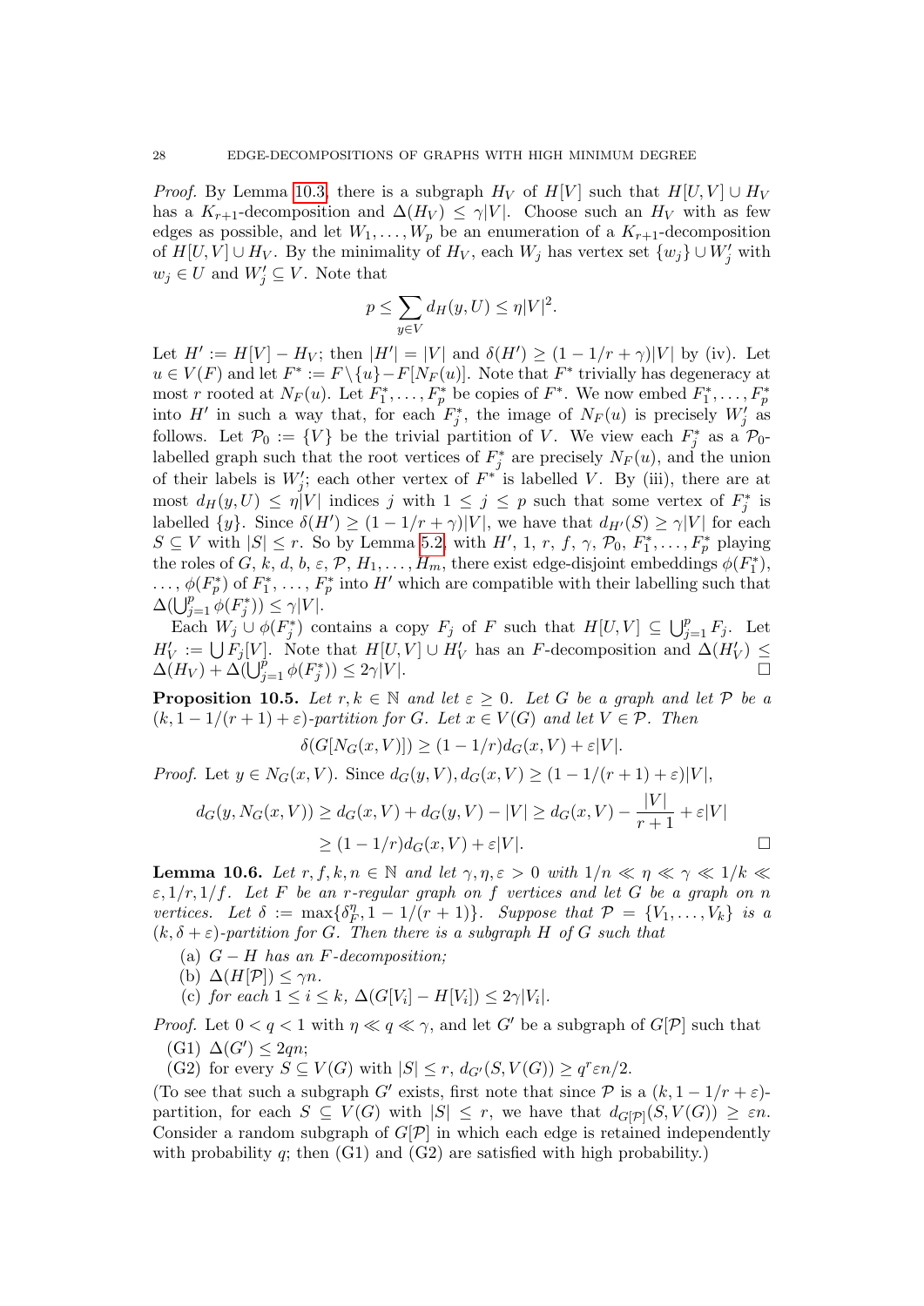*Proof.* By Lemma 10.3, there is a subgraph $H_V$ of $H[V]$ such that $H[U,V] \cup H_V$ has a $K_{r+1}$-decomposition and $\Delta(H_V) \leq \gamma|V|$. Choose such an $H_V$ with as few edges as possible, and let $W_1, \ldots, W_p$ be an enumeration of a $K_{r+1}$-decomposition of $H[U,V] \cup H_V$. By the minimality of $H_V$, each $W_j$ has vertex set $\{w_j\} \cup W'_j$ with $w_j \in U$ and $W'_j \subseteq V$. Note that

$$p \leq \sum_{y \in V} d_H(y, U) \leq \eta |V|^2.$$

Let $H' := H[V] - H_V$; then $|H'| = |V|$ and $\delta(H') \geq (1 - 1/r + \gamma)|V|$ by (iv). Let $u \in V(F)$ and let $F^* := F \setminus \{u\} - F[N_F(u)]$. Note that $F^*$ trivially has degeneracy at most $r$ rooted at $N_F(u)$. Let $F_1^*, \ldots, F_p^*$ be copies of $F^*$. We now embed $F_1^*, \ldots, F_p^*$ into $H'$ in such a way that, for each $F_j^*$, the image of $N_F(u)$ is precisely $W'_j$ as follows. Let $\mathcal{P}_0 := \{V\}$ be the trivial partition of $V$. We view each $F_j^*$ as a $\mathcal{P}_0$-labelled graph such that the root vertices of $F_j^*$ are precisely $N_F(u)$, and the union of their labels is $W'_j$; each other vertex of $F^*$ is labelled $V$. By (iii), there are at most $d_H(y, U) \leq \eta|V|$ indices $j$ with $1 \leq j \leq p$ such that some vertex of $F_j^*$ is labelled $\{y\}$. Since $\delta(H') \geq (1 - 1/r + \gamma)|V|$, we have that $d_{H'}(S) \geq \gamma|V|$ for each $S \subseteq V$ with $|S| \leq r$. So by Lemma 5.2 with $H'$, $1$, $r$, $f$, $\gamma$, $\mathcal{P}_0$, $F_1^*, \ldots, F_p^*$ playing the roles of $G$, $k$, $d$, $b$, $\varepsilon$, $\mathcal{P}$, $H_1, \ldots, H_m$, there exist edge-disjoint embeddings $\phi(F_1^*)$, $\ldots$, $\phi(F_p^*)$ of $F_1^*, \ldots, F_p^*$ into $H'$ which are compatible with their labelling such that $\Delta(\bigcup_{j=1}^p \phi(F_j^*)) \leq \gamma|V|$.

Each $W_j \cup \phi(F_j^*)$ contains a copy $F_j$ of $F$ such that $H[U,V] \subseteq \bigcup_{j=1}^p F_j$. Let $H'_V := \bigcup F_j[V]$. Note that $H[U,V] \cup H'_V$ has an $F$-decomposition and $\Delta(H'_V) \leq \Delta(H_V) + \Delta(\bigcup_{j=1}^p \phi(F_j^*)) \leq 2\gamma|V|$. $\square$

**Proposition 10.5.** *Let $r, k \in \mathbb{N}$ and let $\varepsilon \geq 0$. Let $G$ be a graph and let $\mathcal{P}$ be a $(k, 1 - 1/(r+1) + \varepsilon)$-partition for $G$. Let $x \in V(G)$ and let $V \in \mathcal{P}$. Then*

$$\delta(G[N_G(x, V)]) \geq (1 - 1/r) d_G(x, V) + \varepsilon|V|.$$

*Proof.* Let $y \in N_G(x, V)$. Since $d_G(y, V), d_G(x, V) \geq (1 - 1/(r+1) + \varepsilon)|V|$,

$$\begin{aligned} d_G(y, N_G(x, V)) &\geq d_G(x, V) + d_G(y, V) - |V| \geq d_G(x, V) - \frac{|V|}{r+1} + \varepsilon|V| \\ &\geq (1 - 1/r) d_G(x, V) + \varepsilon|V|. \end{aligned}$$

$\square$

**Lemma 10.6.** *Let $r, f, k, n \in \mathbb{N}$ and let $\gamma, \eta, \varepsilon > 0$ with $1/n \ll \eta \ll \gamma \ll 1/k \ll \varepsilon, 1/r, 1/f$. Let $F$ be an $r$-regular graph on $f$ vertices and let $G$ be a graph on $n$ vertices. Let $\delta := \max\{\delta_F^\eta, 1 - 1/(r+1)\}$. Suppose that $\mathcal{P} = \{V_1, \ldots, V_k\}$ is a $(k, \delta + \varepsilon)$-partition for $G$. Then there is a subgraph $H$ of $G$ such that*

(a) *$G - H$ has an $F$-decomposition;*
(b) *$\Delta(H[\mathcal{P}]) \leq \gamma n$.*
(c) *for each $1 \leq i \leq k$, $\Delta(G[V_i] - H[V_i]) \leq 2\gamma|V_i|$.*

*Proof.* Let $0 < q < 1$ with $\eta \ll q \ll \gamma$, and let $G'$ be a subgraph of $G[\mathcal{P}]$ such that

(G1) $\Delta(G') \leq 2qn$;
(G2) for every $S \subseteq V(G)$ with $|S| \leq r$, $d_{G'}(S, V(G)) \geq q^r \varepsilon n/2$.

(To see that such a subgraph $G'$ exists, first note that since $\mathcal{P}$ is a $(k, 1 - 1/r + \varepsilon)$-partition, for each $S \subseteq V(G)$ with $|S| \leq r$, we have that $d_{G[\mathcal{P}]}(S, V(G)) \geq \varepsilon n$. Consider a random subgraph of $G[\mathcal{P}]$ in which each edge is retained independently with probability $q$; then (G1) and (G2) are satisfied with high probability.)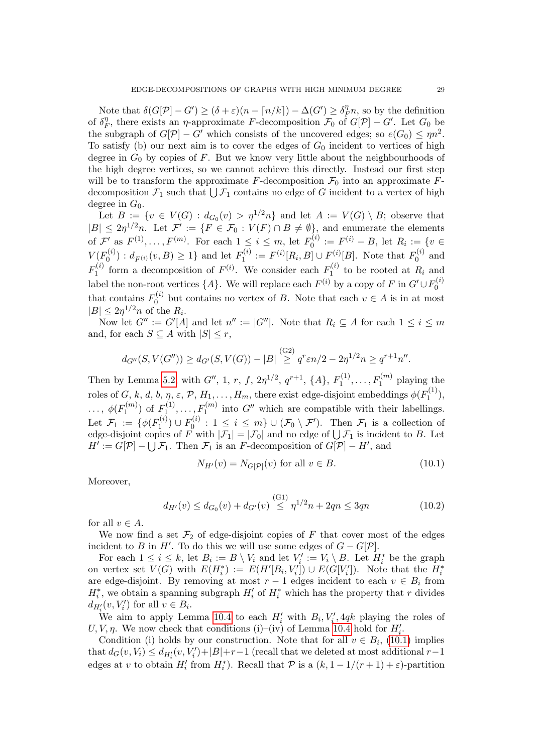Note that $\delta(G[\mathcal{P}] - G') \geq (\delta + \varepsilon)(n - \lceil n/k \rceil) - \Delta(G') \geq \delta_F^\eta n$, so by the definition of $\delta_F^\eta$, there exists an $\eta$-approximate $F$-decomposition $\mathcal{F}_0$ of $G[\mathcal{P}] - G'$. Let $G_0$ be the subgraph of $G[\mathcal{P}] - G'$ which consists of the uncovered edges; so $e(G_0) \leq \eta n^2$. To satisfy (b) our next aim is to cover the edges of $G_0$ incident to vertices of high degree in $G_0$ by copies of $F$. But we know very little about the neighbourhoods of the high degree vertices, so we cannot achieve this directly. Instead our first step will be to transform the approximate $F$-decomposition $\mathcal{F}_0$ into an approximate $F$-decomposition $\mathcal{F}_1$ such that $\bigcup \mathcal{F}_1$ contains no edge of $G$ incident to a vertex of high degree in $G_0$.

Let $B := \{v \in V(G) : d_{G_0}(v) > \eta^{1/2} n\}$ and let $A := V(G) \setminus B$; observe that $|B| \leq 2\eta^{1/2} n$. Let $\mathcal{F}' := \{F \in \mathcal{F}_0 : V(F) \cap B \neq \emptyset\}$, and enumerate the elements of $\mathcal{F}'$ as $F^{(1)}, \dots, F^{(m)}$. For each $1 \leq i \leq m$, let $F_0^{(i)} := F^{(i)} - B$, let $R_i := \{v \in V(F_0^{(i)}) : d_{F^{(i)}}(v, B) \geq 1\}$ and let $F_1^{(i)} := F^{(i)}[R_i, B] \cup F^{(i)}[B]$. Note that $F_0^{(i)}$ and $F_1^{(i)}$ form a decomposition of $F^{(i)}$. We consider each $F_1^{(i)}$ to be rooted at $R_i$ and label the non-root vertices $\{A\}$. We will replace each $F^{(i)}$ by a copy of $F$ in $G' \cup F_0^{(i)}$ that contains $F_0^{(i)}$ but contains no vertex of $B$. Note that each $v \in A$ is in at most $|B| \leq 2\eta^{1/2} n$ of the $R_i$.

Now let $G'' := G'[A]$ and let $n'' := |G''|$. Note that $R_i \subseteq A$ for each $1 \leq i \leq m$ and, for each $S \subseteq A$ with $|S| \leq r$,

$$d_{G''}(S, V(G'')) \geq d_{G'}(S, V(G)) - |B| \overset{\text{(G2)}}{\geq} q^r \varepsilon n/2 - 2\eta^{1/2} n \geq q^{r+1} n''.$$

Then by Lemma 5.2, with $G''$, 1, $r$, $f$, $2\eta^{1/2}$, $q^{r+1}$, $\{A\}$, $F_1^{(1)}, \dots, F_1^{(m)}$ playing the roles of $G$, $k$, $d$, $b$, $\eta$, $\varepsilon$, $\mathcal{P}$, $H_1, \dots, H_m$, there exist edge-disjoint embeddings $\phi(F_1^{(1)})$, $\dots$, $\phi(F_1^{(m)})$ of $F_1^{(1)}, \dots, F_1^{(m)}$ into $G''$ which are compatible with their labellings. Let $\mathcal{F}_1 := \{\phi(F_1^{(i)}) \cup F_0^{(i)} : 1 \leq i \leq m\} \cup (\mathcal{F}_0 \setminus \mathcal{F}')$. Then $\mathcal{F}_1$ is a collection of edge-disjoint copies of $F$ with $|\mathcal{F}_1| = |\mathcal{F}_0|$ and no edge of $\bigcup \mathcal{F}_1$ is incident to $B$. Let $H' := G[\mathcal{P}] - \bigcup \mathcal{F}_1$. Then $\mathcal{F}_1$ is an $F$-decomposition of $G[\mathcal{P}] - H'$, and

$$N_{H'}(v) = N_{G[\mathcal{P}]}(v) \text{ for all } v \in B. \tag{10.1}$$

Moreover,

$$d_{H'}(v) \leq d_{G_0}(v) + d_{G'}(v) \overset{\text{(G1)}}{\leq} \eta^{1/2} n + 2qn \leq 3qn \tag{10.2}$$

for all $v \in A$.

We now find a set $\mathcal{F}_2$ of edge-disjoint copies of $F$ that cover most of the edges incident to $B$ in $H'$. To do this we will use some edges of $G - G[\mathcal{P}]$.

For each $1 \leq i \leq k$, let $B_i := B \setminus V_i$ and let $V_i' := V_i \setminus B$. Let $H_i^*$ be the graph on vertex set $V(G)$ with $E(H_i^*) := E(H'[B_i, V_i']) \cup E(G[V_i'])$. Note that the $H_i^*$ are edge-disjoint. By removing at most $r - 1$ edges incident to each $v \in B_i$ from $H_i^*$, we obtain a spanning subgraph $H_i'$ of $H_i^*$ which has the property that $r$ divides $d_{H_i'}(v, V_i')$ for all $v \in B_i$.

We aim to apply Lemma 10.4 to each $H_i'$ with $B_i, V_i', 4qk$ playing the roles of $U, V, \eta$. We now check that conditions (i)–(iv) of Lemma 10.4 hold for $H_i'$.

Condition (i) holds by our construction. Note that for all $v \in B_i$, (10.1) implies that $d_G(v, V_i) \leq d_{H_i'}(v, V_i') + |B| + r - 1$ (recall that we deleted at most additional $r-1$ edges at $v$ to obtain $H_i'$ from $H_i^*$). Recall that $\mathcal{P}$ is a $(k, 1 - 1/(r+1) + \varepsilon)$-partition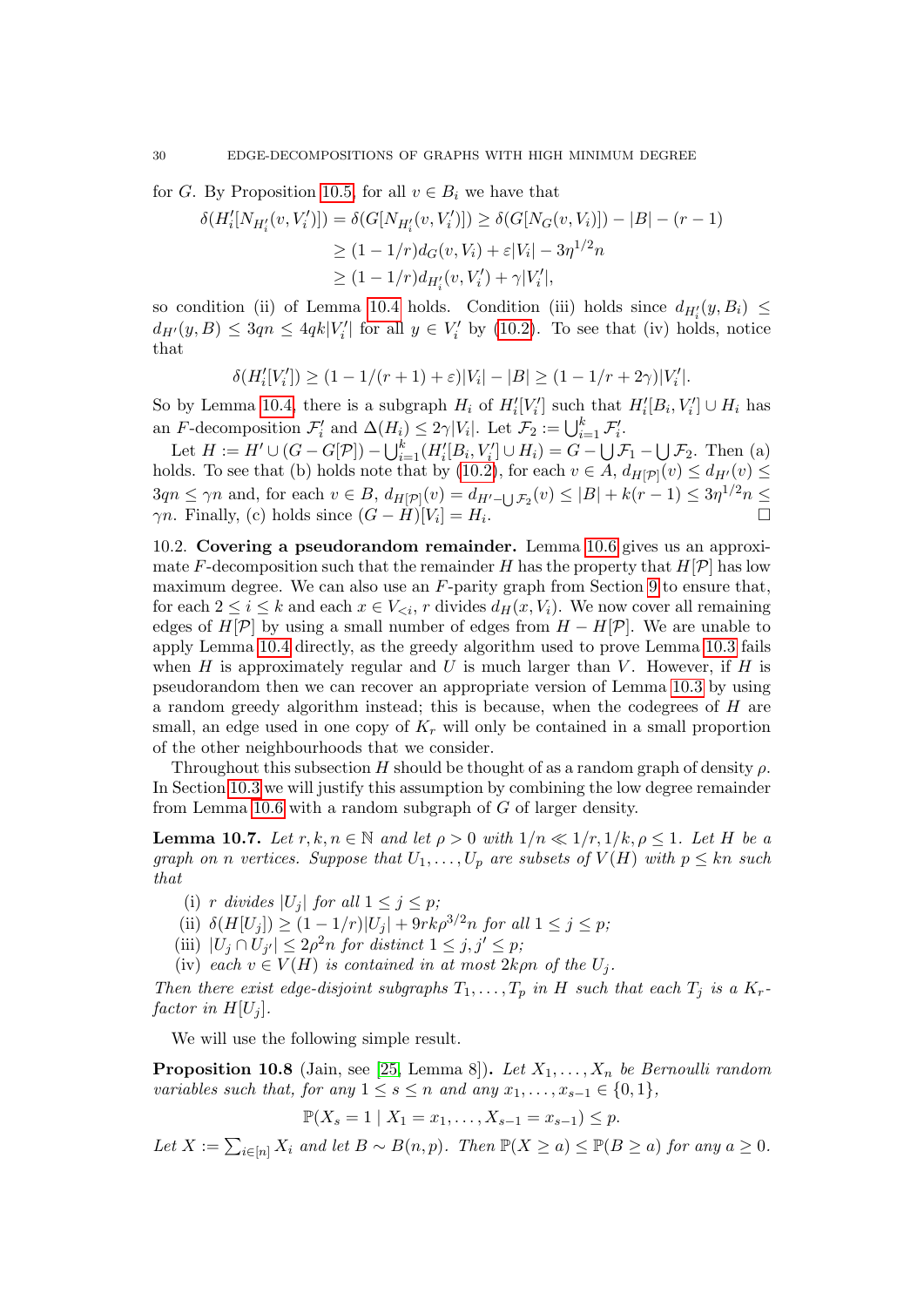for $G$. By Proposition 10.5, for all $v \in B_i$ we have that

$$\begin{aligned}\delta(H_i'[N_{H_i'}(v,V_i')]) = \delta(G[N_{H_i'}(v,V_i')]) &\geq \delta(G[N_G(v,V_i)]) - |B| - (r-1)\\ &\geq (1-1/r)d_G(v,V_i) + \varepsilon|V_i| - 3\eta^{1/2}n\\ &\geq (1-1/r)d_{H_i'}(v,V_i') + \gamma|V_i'|,\end{aligned}$$

so condition (ii) of Lemma 10.4 holds. Condition (iii) holds since $d_{H_i'}(y,B_i) \leq d_{H'}(y,B) \leq 3qn \leq 4qk|V_i'|$ for all $y \in V_i'$ by (10.2). To see that (iv) holds, notice that

$$\delta(H_i'[V_i']) \geq (1-1/(r+1)+\varepsilon)|V_i| - |B| \geq (1-1/r+2\gamma)|V_i'|.$$

So by Lemma 10.4, there is a subgraph $H_i$ of $H_i'[V_i']$ such that $H_i'[B_i,V_i'] \cup H_i$ has an $F$-decomposition $\mathcal{F}_i'$ and $\Delta(H_i) \leq 2\gamma|V_i|$. Let $\mathcal{F}_2 := \bigcup_{i=1}^k \mathcal{F}_i'$.

Let $H := H' \cup (G - G[\mathcal{P}]) - \bigcup_{i=1}^k (H_i'[B_i,V_i'] \cup H_i) = G - \bigcup \mathcal{F}_1 - \bigcup \mathcal{F}_2$. Then (a) holds. To see that (b) holds note that by (10.2), for each $v \in A$, $d_{H[\mathcal{P}]}(v) \leq d_{H'}(v) \leq 3qn \leq \gamma n$ and, for each $v \in B$, $d_{H[\mathcal{P}]}(v) = d_{H' - \bigcup \mathcal{F}_2}(v) \leq |B| + k(r-1) \leq 3\eta^{1/2}n \leq \gamma n$. Finally, (c) holds since $(G-H)[V_i] = H_i$. $\square$

10.2. **Covering a pseudorandom remainder.** Lemma 10.6 gives us an approximate $F$-decomposition such that the remainder $H$ has the property that $H[\mathcal{P}]$ has low maximum degree. We can also use an $F$-parity graph from Section 9 to ensure that, for each $2 \leq i \leq k$ and each $x \in V_{<i}$, $r$ divides $d_H(x,V_i)$. We now cover all remaining edges of $H[\mathcal{P}]$ by using a small number of edges from $H - H[\mathcal{P}]$. We are unable to apply Lemma 10.4 directly, as the greedy algorithm used to prove Lemma 10.3 fails when $H$ is approximately regular and $U$ is much larger than $V$. However, if $H$ is pseudorandom then we can recover an appropriate version of Lemma 10.3 by using a random greedy algorithm instead; this is because, when the codegrees of $H$ are small, an edge used in one copy of $K_r$ will only be contained in a small proportion of the other neighbourhoods that we consider.

Throughout this subsection $H$ should be thought of as a random graph of density $\rho$. In Section 10.3 we will justify this assumption by combining the low degree remainder from Lemma 10.6 with a random subgraph of $G$ of larger density.

**Lemma 10.7.** *Let $r,k,n \in \mathbb{N}$ and let $\rho > 0$ with $1/n \ll 1/r, 1/k, \rho \leq 1$. Let $H$ be a graph on $n$ vertices. Suppose that $U_1,\dots,U_p$ are subsets of $V(H)$ with $p \leq kn$ such that*

- (i) *$r$ divides $|U_j|$ for all $1 \leq j \leq p$;*
- (ii) *$\delta(H[U_j]) \geq (1-1/r)|U_j| + 9rk\rho^{3/2}n$ for all $1 \leq j \leq p$;*
- (iii) *$|U_j \cap U_{j'}| \leq 2\rho^2 n$ for distinct $1 \leq j,j' \leq p$;*
- (iv) *each $v \in V(H)$ is contained in at most $2k\rho n$ of the $U_j$.*

*Then there exist edge-disjoint subgraphs $T_1,\dots,T_p$ in $H$ such that each $T_j$ is a $K_r$-factor in $H[U_j]$.*

We will use the following simple result.

**Proposition 10.8** (Jain, see [25, Lemma 8])**.** *Let $X_1,\dots,X_n$ be Bernoulli random variables such that, for any $1 \leq s \leq n$ and any $x_1,\dots,x_{s-1} \in \{0,1\}$,*

$$\mathbb{P}(X_s = 1 \mid X_1 = x_1,\dots,X_{s-1} = x_{s-1}) \leq p.$$

*Let $X := \sum_{i\in[n]} X_i$ and let $B \sim B(n,p)$. Then $\mathbb{P}(X \geq a) \leq \mathbb{P}(B \geq a)$ for any $a \geq 0$.*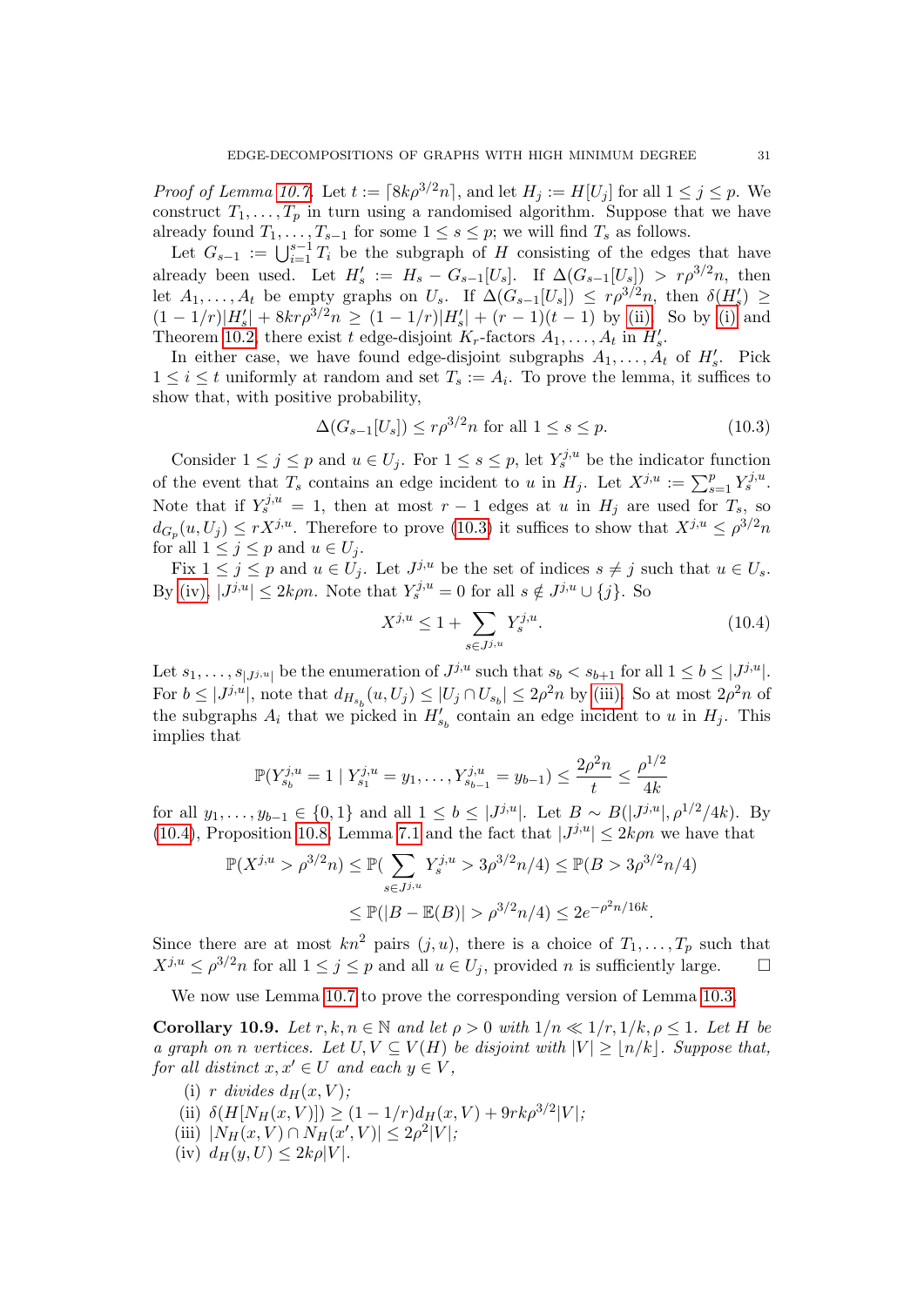*Proof of Lemma 10.7.* Let $t := \lceil 8k\rho^{3/2}n \rceil$, and let $H_j := H[U_j]$ for all $1 \le j \le p$. We construct $T_1, \dots, T_p$ in turn using a randomised algorithm. Suppose that we have already found $T_1, \dots, T_{s-1}$ for some $1 \le s \le p$; we will find $T_s$ as follows.

Let $G_{s-1} := \bigcup_{i=1}^{s-1} T_i$ be the subgraph of $H$ consisting of the edges that have already been used. Let $H'_s := H_s - G_{s-1}[U_s]$. If $\Delta(G_{s-1}[U_s]) > r\rho^{3/2}n$, then let $A_1, \dots, A_t$ be empty graphs on $U_s$. If $\Delta(G_{s-1}[U_s]) \le r\rho^{3/2}n$, then $\delta(H'_s) \ge (1-1/r)|H'_s| + 8kr\rho^{3/2}n \ge (1-1/r)|H'_s| + (r-1)(t-1)$ by (ii). So by (i) and Theorem 10.2, there exist $t$ edge-disjoint $K_r$-factors $A_1, \dots, A_t$ in $H'_s$.

In either case, we have found edge-disjoint subgraphs $A_1, \dots, A_t$ of $H'_s$. Pick $1 \le i \le t$ uniformly at random and set $T_s := A_i$. To prove the lemma, it suffices to show that, with positive probability,

$$\Delta(G_{s-1}[U_s]) \le r\rho^{3/2}n \text{ for all } 1 \le s \le p. \tag{10.3}$$

Consider $1 \le j \le p$ and $u \in U_j$. For $1 \le s \le p$, let $Y^{j,u}_s$ be the indicator function of the event that $T_s$ contains an edge incident to $u$ in $H_j$. Let $X^{j,u} := \sum_{s=1}^{p} Y^{j,u}_s$. Note that if $Y^{j,u}_s = 1$, then at most $r-1$ edges at $u$ in $H_j$ are used for $T_s$, so $d_{G_p}(u, U_j) \le rX^{j,u}$. Therefore to prove (10.3) it suffices to show that $X^{j,u} \le \rho^{3/2}n$ for all $1 \le j \le p$ and $u \in U_j$.

Fix $1 \le j \le p$ and $u \in U_j$. Let $J^{j,u}$ be the set of indices $s \ne j$ such that $u \in U_s$. By (iv), $|J^{j,u}| \le 2k\rho n$. Note that $Y^{j,u}_s = 0$ for all $s \notin J^{j,u} \cup \{j\}$. So

$$X^{j,u} \le 1 + \sum_{s \in J^{j,u}} Y^{j,u}_s. \tag{10.4}$$

Let $s_1, \dots, s_{|J^{j,u}|}$ be the enumeration of $J^{j,u}$ such that $s_b < s_{b+1}$ for all $1 \le b \le |J^{j,u}|$. For $b \le |J^{j,u}|$, note that $d_{H_{s_b}}(u, U_j) \le |U_j \cap U_{s_b}| \le 2\rho^2 n$ by (iii). So at most $2\rho^2 n$ of the subgraphs $A_i$ that we picked in $H'_{s_b}$ contain an edge incident to $u$ in $H_j$. This implies that

$$\mathbb{P}(Y^{j,u}_{s_b} = 1 \mid Y^{j,u}_{s_1} = y_1, \dots, Y^{j,u}_{s_{b-1}} = y_{b-1}) \le \frac{2\rho^2 n}{t} \le \frac{\rho^{1/2}}{4k}$$

for all $y_1, \dots, y_{b-1} \in \{0,1\}$ and all $1 \le b \le |J^{j,u}|$. Let $B \sim B(|J^{j,u}|, \rho^{1/2}/4k)$. By (10.4), Proposition 10.8, Lemma 7.1 and the fact that $|J^{j,u}| \le 2k\rho n$ we have that

$$\mathbb{P}(X^{j,u} > \rho^{3/2}n) \le \mathbb{P}(\sum_{s \in J^{j,u}} Y^{j,u}_s > 3\rho^{3/2}n/4) \le \mathbb{P}(B > 3\rho^{3/2}n/4)$$
$$\le \mathbb{P}(|B - \mathbb{E}(B)| > \rho^{3/2}n/4) \le 2e^{-\rho^2 n/16k}.$$

Since there are at most $kn^2$ pairs $(j,u)$, there is a choice of $T_1, \dots, T_p$ such that $X^{j,u} \le \rho^{3/2}n$ for all $1 \le j \le p$ and all $u \in U_j$, provided $n$ is sufficiently large. $\square$

We now use Lemma 10.7 to prove the corresponding version of Lemma 10.3.

**Corollary 10.9.** *Let $r, k, n \in \mathbb{N}$ and let $\rho > 0$ with $1/n \ll 1/r, 1/k, \rho \le 1$. Let $H$ be a graph on $n$ vertices. Let $U, V \subseteq V(H)$ be disjoint with $|V| \ge \lfloor n/k \rfloor$. Suppose that, for all distinct $x, x' \in U$ and each $y \in V$,*

(i) *$r$ divides $d_H(x, V)$;*
(ii) *$\delta(H[N_H(x,V)]) \ge (1-1/r)d_H(x,V) + 9rk\rho^{3/2}|V|$;*
(iii) *$|N_H(x,V) \cap N_H(x',V)| \le 2\rho^2|V|$;*
(iv) *$d_H(y, U) \le 2k\rho|V|$.*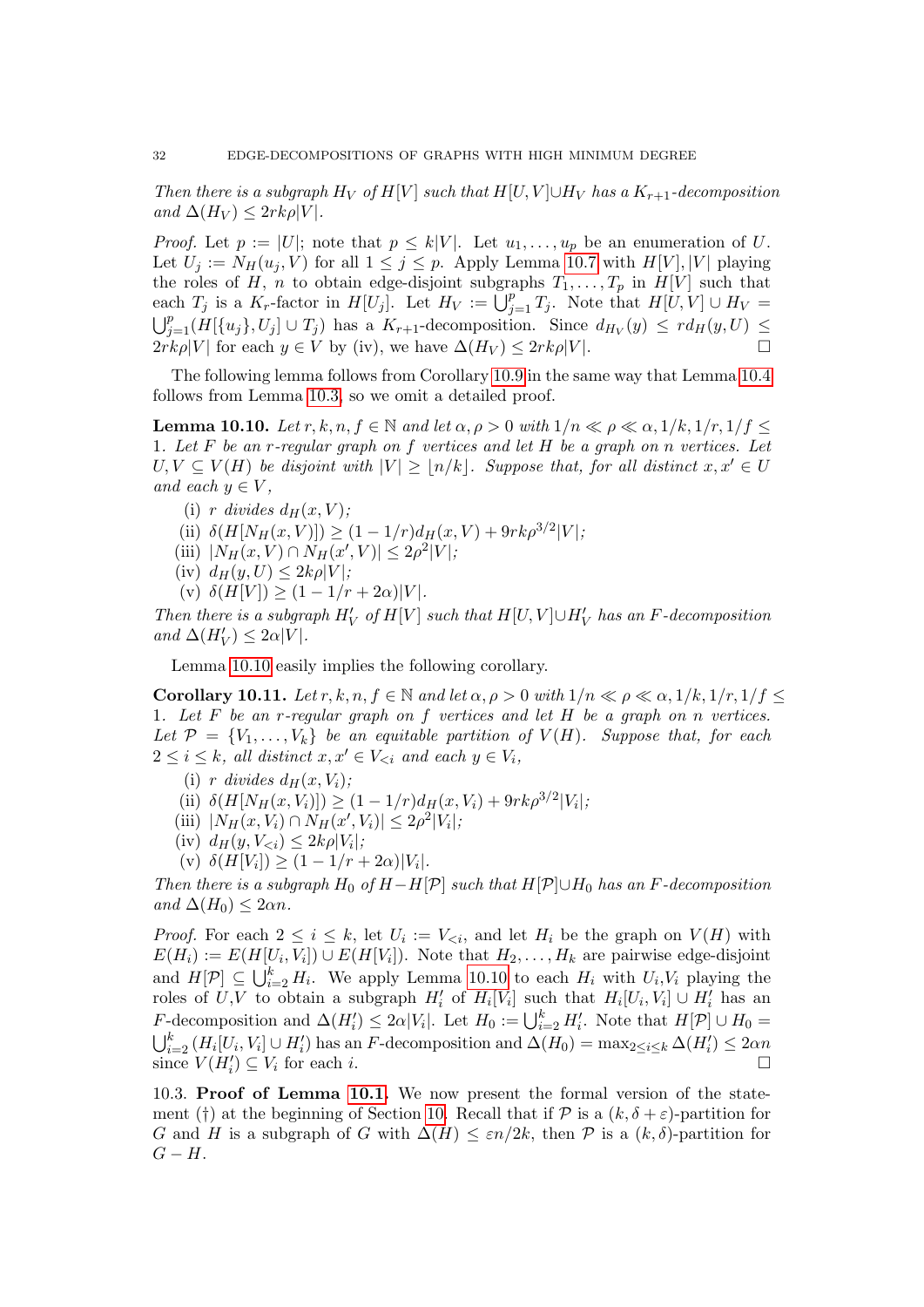*Then there is a subgraph $H_V$ of $H[V]$ such that $H[U,V] \cup H_V$ has a $K_{r+1}$-decomposition and $\Delta(H_V) \leq 2rk\rho|V|$.*

*Proof.* Let $p := |U|$; note that $p \leq k|V|$. Let $u_1, \dots, u_p$ be an enumeration of $U$. Let $U_j := N_H(u_j, V)$ for all $1 \leq j \leq p$. Apply Lemma 10.7 with $H[V], |V|$ playing the roles of $H$, $n$ to obtain edge-disjoint subgraphs $T_1, \dots, T_p$ in $H[V]$ such that each $T_j$ is a $K_r$-factor in $H[U_j]$. Let $H_V := \bigcup_{j=1}^p T_j$. Note that $H[U,V] \cup H_V = \bigcup_{j=1}^p (H[\{u_j\}, U_j] \cup T_j)$ has a $K_{r+1}$-decomposition. Since $d_{H_V}(y) \leq r d_H(y, U) \leq 2rk\rho|V|$ for each $y \in V$ by (iv), we have $\Delta(H_V) \leq 2rk\rho|V|$. □

The following lemma follows from Corollary 10.9 in the same way that Lemma 10.4 follows from Lemma 10.3, so we omit a detailed proof.

**Lemma 10.10.** *Let $r, k, n, f \in \mathbb{N}$ and let $\alpha, \rho > 0$ with $1/n \ll \rho \ll \alpha, 1/k, 1/r, 1/f \leq 1$. Let $F$ be an $r$-regular graph on $f$ vertices and let $H$ be a graph on $n$ vertices. Let $U, V \subseteq V(H)$ be disjoint with $|V| \geq \lfloor n/k \rfloor$. Suppose that, for all distinct $x, x' \in U$ and each $y \in V$,*

- (i) *$r$ divides $d_H(x, V)$;*
- (ii) *$\delta(H[N_H(x, V)]) \geq (1 - 1/r)d_H(x, V) + 9rk\rho^{3/2}|V|$;*
- (iii) *$|N_H(x, V) \cap N_H(x', V)| \leq 2\rho^2|V|$;*
- (iv) *$d_H(y, U) \leq 2k\rho|V|$;*
- (v) *$\delta(H[V]) \geq (1 - 1/r + 2\alpha)|V|$.*

*Then there is a subgraph $H'_V$ of $H[V]$ such that $H[U,V] \cup H'_V$ has an $F$-decomposition and $\Delta(H'_V) \leq 2\alpha|V|$.*

Lemma 10.10 easily implies the following corollary.

**Corollary 10.11.** *Let $r, k, n, f \in \mathbb{N}$ and let $\alpha, \rho > 0$ with $1/n \ll \rho \ll \alpha, 1/k, 1/r, 1/f \leq 1$. Let $F$ be an $r$-regular graph on $f$ vertices and let $H$ be a graph on $n$ vertices. Let $\mathcal{P} = \{V_1, \dots, V_k\}$ be an equitable partition of $V(H)$. Suppose that, for each $2 \leq i \leq k$, all distinct $x, x' \in V_{<i}$ and each $y \in V_i$,*

- (i) *$r$ divides $d_H(x, V_i)$;*
- (ii) *$\delta(H[N_H(x, V_i)]) \geq (1 - 1/r)d_H(x, V_i) + 9rk\rho^{3/2}|V_i|$;*
- (iii) *$|N_H(x, V_i) \cap N_H(x', V_i)| \leq 2\rho^2|V_i|$;*
- (iv) *$d_H(y, V_{<i}) \leq 2k\rho|V_i|$;*
- (v) *$\delta(H[V_i]) \geq (1 - 1/r + 2\alpha)|V_i|$.*

*Then there is a subgraph $H_0$ of $H - H[\mathcal{P}]$ such that $H[\mathcal{P}] \cup H_0$ has an $F$-decomposition and $\Delta(H_0) \leq 2\alpha n$.*

*Proof.* For each $2 \leq i \leq k$, let $U_i := V_{<i}$, and let $H_i$ be the graph on $V(H)$ with $E(H_i) := E(H[U_i, V_i]) \cup E(H[V_i])$. Note that $H_2, \dots, H_k$ are pairwise edge-disjoint and $H[\mathcal{P}] \subseteq \bigcup_{i=2}^k H_i$. We apply Lemma 10.10 to each $H_i$ with $U_i$,$V_i$ playing the roles of $U$,$V$ to obtain a subgraph $H'_i$ of $H_i[V_i]$ such that $H_i[U_i, V_i] \cup H'_i$ has an $F$-decomposition and $\Delta(H'_i) \leq 2\alpha|V_i|$. Let $H_0 := \bigcup_{i=2}^k H'_i$. Note that $H[\mathcal{P}] \cup H_0 = \bigcup_{i=2}^k (H_i[U_i, V_i] \cup H'_i)$ has an $F$-decomposition and $\Delta(H_0) = \max_{2 \leq i \leq k} \Delta(H'_i) \leq 2\alpha n$ since $V(H'_i) \subseteq V_i$ for each $i$. □

10.3. **Proof of Lemma 10.1.** We now present the formal version of the statement (†) at the beginning of Section 10. Recall that if $\mathcal{P}$ is a $(k, \delta + \varepsilon)$-partition for $G$ and $H$ is a subgraph of $G$ with $\Delta(H) \leq \varepsilon n/2k$, then $\mathcal{P}$ is a $(k, \delta)$-partition for $G - H$.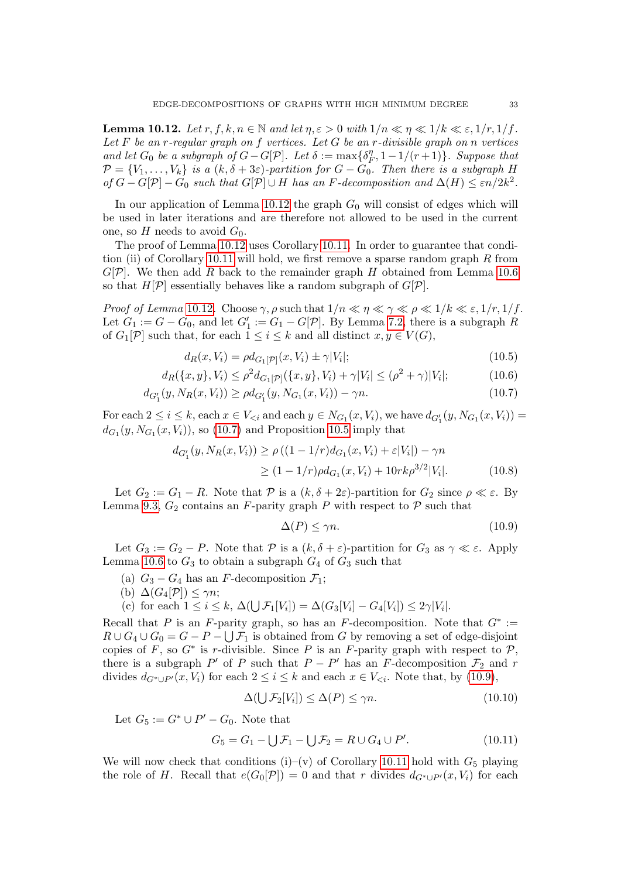**Lemma 10.12.** *Let $r, f, k, n \in \mathbb{N}$ and let $\eta, \varepsilon > 0$ with $1/n \ll \eta \ll 1/k \ll \varepsilon, 1/r, 1/f$. Let $F$ be an $r$-regular graph on $f$ vertices. Let $G$ be an $r$-divisible graph on $n$ vertices and let $G_0$ be a subgraph of $G - G[\mathcal{P}]$. Let $\delta := \max\{\delta_F^\eta, 1 - 1/(r+1)\}$. Suppose that $\mathcal{P} = \{V_1, \ldots, V_k\}$ is a $(k, \delta + 3\varepsilon)$-partition for $G - G_0$. Then there is a subgraph $H$ of $G - G[\mathcal{P}] - G_0$ such that $G[\mathcal{P}] \cup H$ has an $F$-decomposition and $\Delta(H) \le \varepsilon n/2k^2$.*

In our application of Lemma 10.12 the graph $G_0$ will consist of edges which will be used in later iterations and are therefore not allowed to be used in the current one, so $H$ needs to avoid $G_0$.

The proof of Lemma 10.12 uses Corollary 10.11. In order to guarantee that condition (ii) of Corollary 10.11 will hold, we first remove a sparse random graph $R$ from $G[\mathcal{P}]$. We then add $R$ back to the remainder graph $H$ obtained from Lemma 10.6 so that $H[\mathcal{P}]$ essentially behaves like a random subgraph of $G[\mathcal{P}]$.

*Proof of Lemma 10.12.* Choose $\gamma, \rho$ such that $1/n \ll \eta \ll \gamma \ll \rho \ll 1/k \ll \varepsilon, 1/r, 1/f$. Let $G_1 := G - G_0$, and let $G_1' := G_1 - G[\mathcal{P}]$. By Lemma 7.2, there is a subgraph $R$ of $G_1[\mathcal{P}]$ such that, for each $1 \le i \le k$ and all distinct $x, y \in V(G)$,

$$d_R(x, V_i) = \rho d_{G_1[\mathcal{P}]}(x, V_i) \pm \gamma |V_i|; \tag{10.5}$$

$$d_R(\{x,y\}, V_i) \le \rho^2 d_{G_1[\mathcal{P}]}(\{x,y\}, V_i) + \gamma |V_i| \le (\rho^2 + \gamma)|V_i|; \tag{10.6}$$

$$d_{G_1'}(y, N_R(x, V_i)) \ge \rho d_{G_1'}(y, N_{G_1}(x, V_i)) - \gamma n. \tag{10.7}$$

For each $2 \le i \le k$, each $x \in V_{<i}$ and each $y \in N_{G_1}(x, V_i)$, we have $d_{G_1'}(y, N_{G_1}(x, V_i)) = d_{G_1}(y, N_{G_1}(x, V_i))$, so (10.7) and Proposition 10.5 imply that

$$\begin{aligned} d_{G_1'}(y, N_R(x, V_i)) &\ge \rho\left((1 - 1/r) d_{G_1}(x, V_i) + \varepsilon |V_i|\right) - \gamma n \\ &\ge (1 - 1/r)\rho d_{G_1}(x, V_i) + 10rk\rho^{3/2}|V_i|. \end{aligned} \tag{10.8}$$

Let $G_2 := G_1 - R$. Note that $\mathcal{P}$ is a $(k, \delta + 2\varepsilon)$-partition for $G_2$ since $\rho \ll \varepsilon$. By Lemma 9.3, $G_2$ contains an $F$-parity graph $P$ with respect to $\mathcal{P}$ such that

$$\Delta(P) \le \gamma n. \tag{10.9}$$

Let $G_3 := G_2 - P$. Note that $\mathcal{P}$ is a $(k, \delta + \varepsilon)$-partition for $G_3$ as $\gamma \ll \varepsilon$. Apply Lemma 10.6 to $G_3$ to obtain a subgraph $G_4$ of $G_3$ such that

(a) $G_3 - G_4$ has an $F$-decomposition $\mathcal{F}_1$;
(b) $\Delta(G_4[\mathcal{P}]) \le \gamma n$;
(c) for each $1 \le i \le k$, $\Delta(\bigcup \mathcal{F}_1[V_i]) = \Delta(G_3[V_i] - G_4[V_i]) \le 2\gamma |V_i|$.

Recall that $P$ is an $F$-parity graph, so has an $F$-decomposition. Note that $G^* := R \cup G_4 \cup G_0 = G - P - \bigcup \mathcal{F}_1$ is obtained from $G$ by removing a set of edge-disjoint copies of $F$, so $G^*$ is $r$-divisible. Since $P$ is an $F$-parity graph with respect to $\mathcal{P}$, there is a subgraph $P'$ of $P$ such that $P - P'$ has an $F$-decomposition $\mathcal{F}_2$ and $r$ divides $d_{G^* \cup P'}(x, V_i)$ for each $2 \le i \le k$ and each $x \in V_{<i}$. Note that, by (10.9),

$$\Delta(\bigcup \mathcal{F}_2[V_i]) \le \Delta(P) \le \gamma n. \tag{10.10}$$

Let $G_5 := G^* \cup P' - G_0$. Note that

$$G_5 = G_1 - \bigcup \mathcal{F}_1 - \bigcup \mathcal{F}_2 = R \cup G_4 \cup P'. \tag{10.11}$$

We will now check that conditions (i)–(v) of Corollary 10.11 hold with $G_5$ playing the role of $H$. Recall that $e(G_0[\mathcal{P}]) = 0$ and that $r$ divides $d_{G^* \cup P'}(x, V_i)$ for each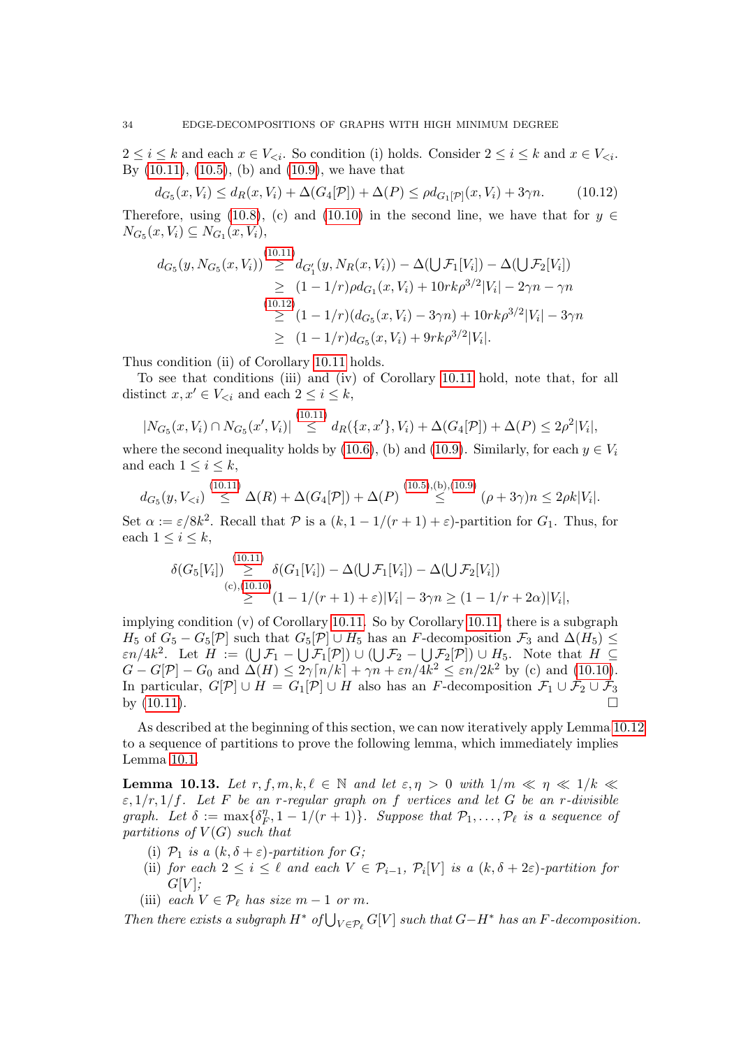$2 \leq i \leq k$ and each $x \in V_{<i}$. So condition (i) holds. Consider $2 \leq i \leq k$ and $x \in V_{<i}$. By (10.11), (10.5), (b) and (10.9), we have that

$$d_{G_5}(x, V_i) \leq d_R(x, V_i) + \Delta(G_4[\mathcal{P}]) + \Delta(P) \leq \rho d_{G_1[\mathcal{P}]}(x, V_i) + 3\gamma n. \qquad (10.12)$$

Therefore, using (10.8), (c) and (10.10) in the second line, we have that for $y \in N_{G_5}(x, V_i) \subseteq N_{G_1}(x, V_i)$,

$$\begin{aligned} d_{G_5}(y, N_{G_5}(x, V_i)) &\overset{(10.11)}{\geq} d_{G_1'}(y, N_R(x, V_i)) - \Delta(\bigcup \mathcal{F}_1[V_i]) - \Delta(\bigcup \mathcal{F}_2[V_i]) \\ &\geq (1 - 1/r)\rho d_{G_1}(x, V_i) + 10rk\rho^{3/2}|V_i| - 2\gamma n - \gamma n \\ &\overset{(10.12)}{\geq} (1 - 1/r)(d_{G_5}(x, V_i) - 3\gamma n) + 10rk\rho^{3/2}|V_i| - 3\gamma n \\ &\geq (1 - 1/r)d_{G_5}(x, V_i) + 9rk\rho^{3/2}|V_i|. \end{aligned}$$

Thus condition (ii) of Corollary 10.11 holds.

To see that conditions (iii) and (iv) of Corollary 10.11 hold, note that, for all distinct $x, x' \in V_{<i}$ and each $2 \leq i \leq k$,

$$|N_{G_5}(x, V_i) \cap N_{G_5}(x', V_i)| \overset{(10.11)}{\leq} d_R(\{x, x'\}, V_i) + \Delta(G_4[\mathcal{P}]) + \Delta(P) \leq 2\rho^2|V_i|,$$

where the second inequality holds by (10.6), (b) and (10.9). Similarly, for each $y \in V_i$ and each $1 \leq i \leq k$,

$$d_{G_5}(y, V_{<i}) \overset{(10.11)}{\leq} \Delta(R) + \Delta(G_4[\mathcal{P}]) + \Delta(P) \overset{(10.5),(b),(10.9)}{\leq} (\rho + 3\gamma)n \leq 2\rho k|V_i|.$$

Set $\alpha := \varepsilon/8k^2$. Recall that $\mathcal{P}$ is a $(k, 1 - 1/(r+1) + \varepsilon)$-partition for $G_1$. Thus, for each $1 \leq i \leq k$,

$$\begin{aligned} \delta(G_5[V_i]) &\overset{(10.11)}{\geq} \delta(G_1[V_i]) - \Delta(\bigcup \mathcal{F}_1[V_i]) - \Delta(\bigcup \mathcal{F}_2[V_i]) \\ &\overset{(c),(10.10)}{\geq} (1 - 1/(r+1) + \varepsilon)|V_i| - 3\gamma n \geq (1 - 1/r + 2\alpha)|V_i|, \end{aligned}$$

implying condition (v) of Corollary 10.11. So by Corollary 10.11, there is a subgraph $H_5$ of $G_5 - G_5[\mathcal{P}]$ such that $G_5[\mathcal{P}] \cup H_5$ has an $F$-decomposition $\mathcal{F}_3$ and $\Delta(H_5) \leq \varepsilon n/4k^2$. Let $H := (\bigcup \mathcal{F}_1 - \bigcup \mathcal{F}_1[\mathcal{P}]) \cup (\bigcup \mathcal{F}_2 - \bigcup \mathcal{F}_2[\mathcal{P}]) \cup H_5$. Note that $H \subseteq G - G[\mathcal{P}] - G_0$ and $\Delta(H) \leq 2\gamma\lceil n/k \rceil + \gamma n + \varepsilon n/4k^2 \leq \varepsilon n/2k^2$ by (c) and (10.10). In particular, $G[\mathcal{P}] \cup H = G_1[\mathcal{P}] \cup H$ also has an $F$-decomposition $\mathcal{F}_1 \cup \mathcal{F}_2 \cup \mathcal{F}_3$ by (10.11). □

As described at the beginning of this section, we can now iteratively apply Lemma 10.12 to a sequence of partitions to prove the following lemma, which immediately implies Lemma 10.1.

**Lemma 10.13.** *Let $r, f, m, k, \ell \in \mathbb{N}$ and let $\varepsilon, \eta > 0$ with $1/m \ll \eta \ll 1/k \ll \varepsilon, 1/r, 1/f$. Let $F$ be an $r$-regular graph on $f$ vertices and let $G$ be an $r$-divisible graph. Let $\delta := \max\{\delta_F^\eta, 1 - 1/(r+1)\}$. Suppose that $\mathcal{P}_1, \ldots, \mathcal{P}_\ell$ is a sequence of partitions of $V(G)$ such that*

- (i) *$\mathcal{P}_1$ is a $(k, \delta + \varepsilon)$-partition for $G$;*
- (ii) *for each $2 \leq i \leq \ell$ and each $V \in \mathcal{P}_{i-1}$, $\mathcal{P}_i[V]$ is a $(k, \delta + 2\varepsilon)$-partition for $G[V]$;*
- (iii) *each $V \in \mathcal{P}_\ell$ has size $m - 1$ or $m$.*

*Then there exists a subgraph $H^*$ of $\bigcup_{V \in \mathcal{P}_\ell} G[V]$ such that $G - H^*$ has an $F$-decomposition.*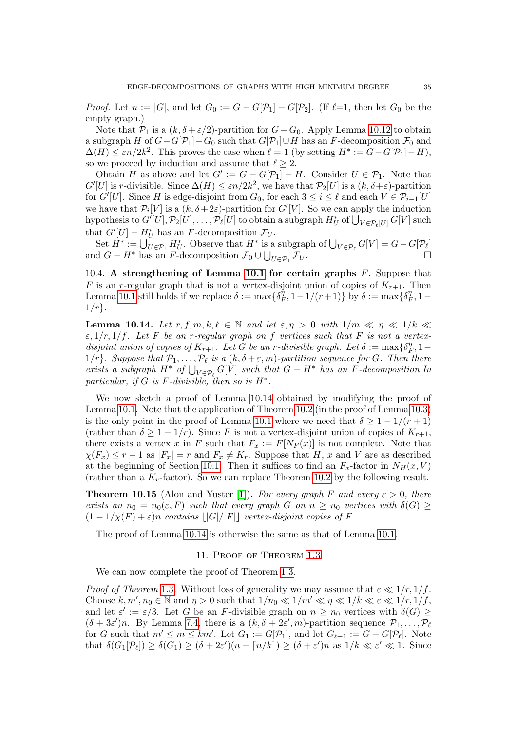*Proof.* Let $n := |G|$, and let $G_0 := G - G[\mathcal{P}_1] - G[\mathcal{P}_2]$. (If $\ell$=1, then let $G_0$ be the empty graph.)

Note that $\mathcal{P}_1$ is a $(k, \delta + \varepsilon/2)$-partition for $G - G_0$. Apply Lemma 10.12 to obtain a subgraph $H$ of $G - G[\mathcal{P}_1] - G_0$ such that $G[\mathcal{P}_1] \cup H$ has an $F$-decomposition $\mathcal{F}_0$ and $\Delta(H) \leq \varepsilon n/2k^2$. This proves the case when $\ell = 1$ (by setting $H^* := G - G[\mathcal{P}_1] - H$), so we proceed by induction and assume that $\ell \geq 2$.

Obtain $H$ as above and let $G' := G - G[\mathcal{P}_1] - H$. Consider $U \in \mathcal{P}_1$. Note that $G'[U]$ is $r$-divisible. Since $\Delta(H) \leq \varepsilon n/2k^2$, we have that $\mathcal{P}_2[U]$ is a $(k, \delta + \varepsilon)$-partition for $G'[U]$. Since $H$ is edge-disjoint from $G_0$, for each $3 \leq i \leq \ell$ and each $V \in \mathcal{P}_{i-1}[U]$ we have that $\mathcal{P}_i[V]$ is a $(k, \delta + 2\varepsilon)$-partition for $G'[V]$. So we can apply the induction hypothesis to $G'[U], \mathcal{P}_2[U], \ldots, \mathcal{P}_\ell[U]$ to obtain a subgraph $H^*_U$ of $\bigcup_{V \in \mathcal{P}_\ell[U]} G[V]$ such that $G'[U] - H^*_U$ has an $F$-decomposition $\mathcal{F}_U$.

Set $H^* := \bigcup_{U \in \mathcal{P}_1} H^*_U$. Observe that $H^*$ is a subgraph of $\bigcup_{V \in \mathcal{P}_\ell} G[V] = G - G[\mathcal{P}_\ell]$ and $G - H^*$ has an $F$-decomposition $\mathcal{F}_0 \cup \bigcup_{U \in \mathcal{P}_1} \mathcal{F}_U$. □

### 10.4. A strengthening of Lemma 10.1 for certain graphs $F$.

Suppose that $F$ is an $r$-regular graph that is not a vertex-disjoint union of copies of $K_{r+1}$. Then Lemma 10.1 still holds if we replace $\delta := \max\{\delta^\eta_F, 1 - 1/(r+1)\}$ by $\delta := \max\{\delta^\eta_F, 1 - 1/r\}$.

**Lemma 10.14.** *Let $r, f, m, k, \ell \in \mathbb{N}$ and let $\varepsilon, \eta > 0$ with $1/m \ll \eta \ll 1/k \ll \varepsilon, 1/r, 1/f$. Let $F$ be an $r$-regular graph on $f$ vertices such that $F$ is not a vertex-disjoint union of copies of $K_{r+1}$. Let $G$ be an $r$-divisible graph. Let $\delta := \max\{\delta^\eta_F, 1 - 1/r\}$. Suppose that $\mathcal{P}_1, \ldots, \mathcal{P}_\ell$ is a $(k, \delta + \varepsilon, m)$-partition sequence for $G$. Then there exists a subgraph $H^*$ of $\bigcup_{V \in \mathcal{P}_\ell} G[V]$ such that $G - H^*$ has an $F$-decomposition.In particular, if $G$ is $F$-divisible, then so is $H^*$.*

We now sketch a proof of Lemma 10.14 obtained by modifying the proof of Lemma 10.1. Note that the application of Theorem 10.2 (in the proof of Lemma 10.3) is the only point in the proof of Lemma 10.1 where we need that $\delta \geq 1 - 1/(r+1)$ (rather than $\delta \geq 1 - 1/r$). Since $F$ is not a vertex-disjoint union of copies of $K_{r+1}$, there exists a vertex $x$ in $F$ such that $F_x := F[N_F(x)]$ is not complete. Note that $\chi(F_x) \leq r - 1$ as $|F_x| = r$ and $F_x \neq K_r$. Suppose that $H$, $x$ and $V$ are as described at the beginning of Section 10.1. Then it suffices to find an $F_x$-factor in $N_H(x, V)$ (rather than a $K_r$-factor). So we can replace Theorem 10.2 by the following result.

**Theorem 10.15** (Alon and Yuster [1]). *For every graph $F$ and every $\varepsilon > 0$, there exists an $n_0 = n_0(\varepsilon, F)$ such that every graph $G$ on $n \geq n_0$ vertices with $\delta(G) \geq (1 - 1/\chi(F) + \varepsilon)n$ contains $\lfloor |G|/|F| \rfloor$ vertex-disjoint copies of $F$.*

The proof of Lemma 10.14 is otherwise the same as that of Lemma 10.1.

## 11. Proof of Theorem 1.3

We can now complete the proof of Theorem 1.3.

*Proof of Theorem 1.3.* Without loss of generality we may assume that $\varepsilon \ll 1/r, 1/f$. Choose $k, m', n_0 \in \mathbb{N}$ and $\eta > 0$ such that $1/n_0 \ll 1/m' \ll \eta \ll 1/k \ll \varepsilon \ll 1/r, 1/f$, and let $\varepsilon' := \varepsilon/3$. Let $G$ be an $F$-divisible graph on $n \geq n_0$ vertices with $\delta(G) \geq (\delta + 3\varepsilon')n$. By Lemma 7.4, there is a $(k, \delta + 2\varepsilon', m)$-partition sequence $\mathcal{P}_1, \ldots, \mathcal{P}_\ell$ for $G$ such that $m' \leq m \leq km'$. Let $G_1 := G[\mathcal{P}_1]$, and let $G_{\ell+1} := G - G[\mathcal{P}_\ell]$. Note that $\delta(G_1[\mathcal{P}_\ell]) \geq \delta(G_1) \geq (\delta + 2\varepsilon')(n - \lceil n/k \rceil) \geq (\delta + \varepsilon')n$ as $1/k \ll \varepsilon' \ll 1$. Since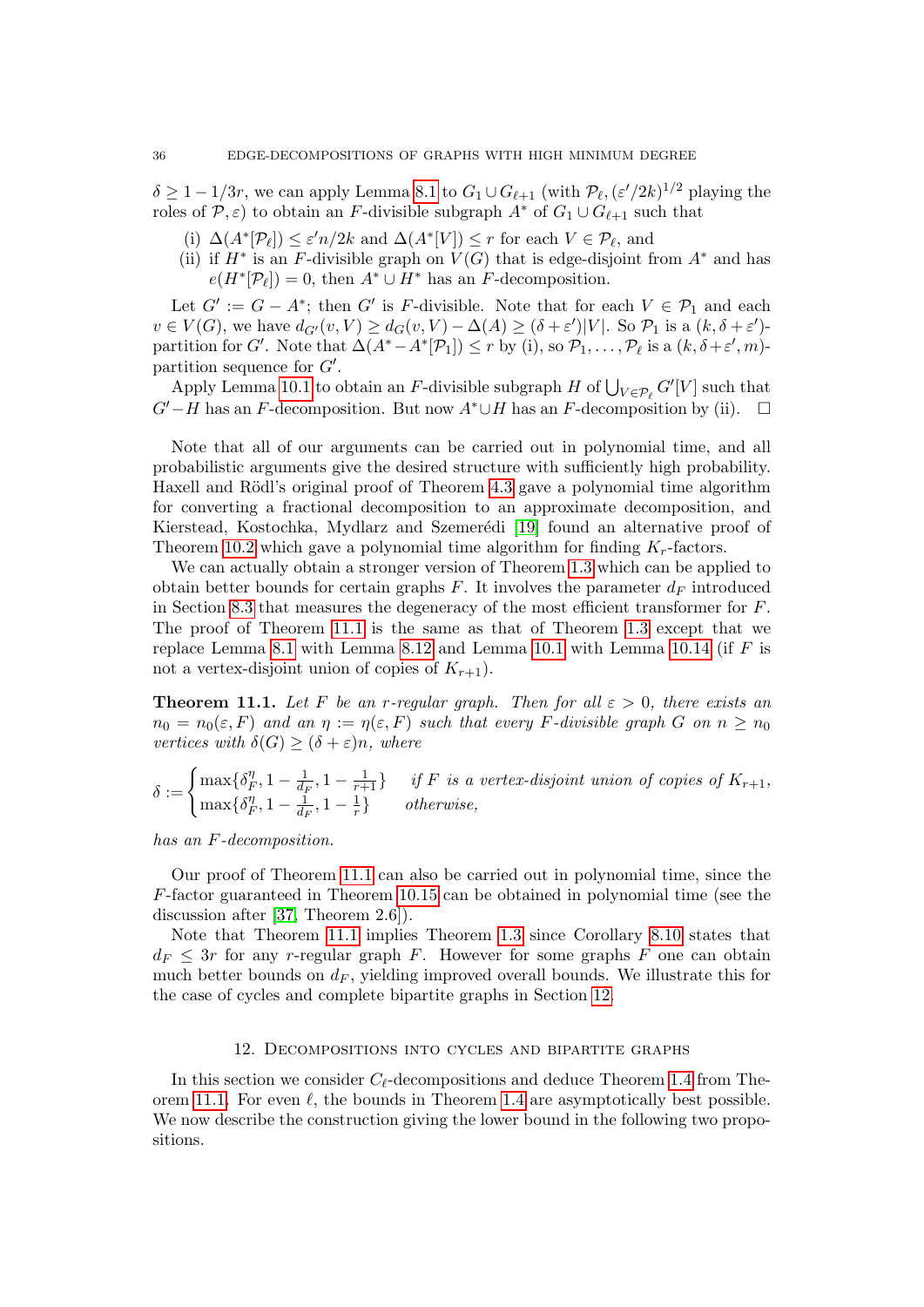$\delta \geq 1 - 1/3r$, we can apply Lemma 8.1 to $G_1 \cup G_{\ell+1}$ (with $\mathcal{P}_\ell, (\varepsilon'/2k)^{1/2}$ playing the roles of $\mathcal{P}, \varepsilon$) to obtain an $F$-divisible subgraph $A^*$ of $G_1 \cup G_{\ell+1}$ such that

(i) $\Delta(A^*[\mathcal{P}_\ell]) \leq \varepsilon' n/2k$ and $\Delta(A^*[V]) \leq r$ for each $V \in \mathcal{P}_\ell$, and
(ii) if $H^*$ is an $F$-divisible graph on $V(G)$ that is edge-disjoint from $A^*$ and has $e(H^*[\mathcal{P}_\ell]) = 0$, then $A^* \cup H^*$ has an $F$-decomposition.

Let $G' := G - A^*$; then $G'$ is $F$-divisible. Note that for each $V \in \mathcal{P}_1$ and each $v \in V(G)$, we have $d_{G'}(v, V) \geq d_G(v, V) - \Delta(A) \geq (\delta + \varepsilon')|V|$. So $\mathcal{P}_1$ is a $(k, \delta + \varepsilon')$-partition for $G'$. Note that $\Delta(A^* - A^*[\mathcal{P}_1]) \leq r$ by (i), so $\mathcal{P}_1, \ldots, \mathcal{P}_\ell$ is a $(k, \delta + \varepsilon', m)$-partition sequence for $G'$.

Apply Lemma 10.1 to obtain an $F$-divisible subgraph $H$ of $\bigcup_{V \in \mathcal{P}_\ell} G'[V]$ such that $G' - H$ has an $F$-decomposition. But now $A^* \cup H$ has an $F$-decomposition by (ii). $\square$

Note that all of our arguments can be carried out in polynomial time, and all probabilistic arguments give the desired structure with sufficiently high probability. Haxell and Rödl's original proof of Theorem 4.3 gave a polynomial time algorithm for converting a fractional decomposition to an approximate decomposition, and Kierstead, Kostochka, Mydlarz and Szemerédi [19] found an alternative proof of Theorem 10.2 which gave a polynomial time algorithm for finding $K_r$-factors.

We can actually obtain a stronger version of Theorem 1.3 which can be applied to obtain better bounds for certain graphs $F$. It involves the parameter $d_F$ introduced in Section 8.3 that measures the degeneracy of the most efficient transformer for $F$. The proof of Theorem 11.1 is the same as that of Theorem 1.3 except that we replace Lemma 8.1 with Lemma 8.12 and Lemma 10.1 with Lemma 10.14 (if $F$ is not a vertex-disjoint union of copies of $K_{r+1}$).

**Theorem 11.1.** *Let $F$ be an $r$-regular graph. Then for all $\varepsilon > 0$, there exists an $n_0 = n_0(\varepsilon, F)$ and an $\eta := \eta(\varepsilon, F)$ such that every $F$-divisible graph $G$ on $n \geq n_0$ vertices with $\delta(G) \geq (\delta + \varepsilon)n$, where*

$$\delta := \begin{cases} \max\{\delta_F^\eta, 1 - \frac{1}{d_F}, 1 - \frac{1}{r+1}\} & \text{if } F \text{ is a vertex-disjoint union of copies of } K_{r+1}, \\ \max\{\delta_F^\eta, 1 - \frac{1}{d_F}, 1 - \frac{1}{r}\} & \text{otherwise,} \end{cases}$$

*has an $F$-decomposition.*

Our proof of Theorem 11.1 can also be carried out in polynomial time, since the $F$-factor guaranteed in Theorem 10.15 can be obtained in polynomial time (see the discussion after [37, Theorem 2.6]).

Note that Theorem 11.1 implies Theorem 1.3 since Corollary 8.10 states that $d_F \leq 3r$ for any $r$-regular graph $F$. However for some graphs $F$ one can obtain much better bounds on $d_F$, yielding improved overall bounds. We illustrate this for the case of cycles and complete bipartite graphs in Section 12.

## 12. Decompositions into cycles and bipartite graphs

In this section we consider $C_\ell$-decompositions and deduce Theorem 1.4 from Theorem 11.1. For even $\ell$, the bounds in Theorem 1.4 are asymptotically best possible. We now describe the construction giving the lower bound in the following two propositions.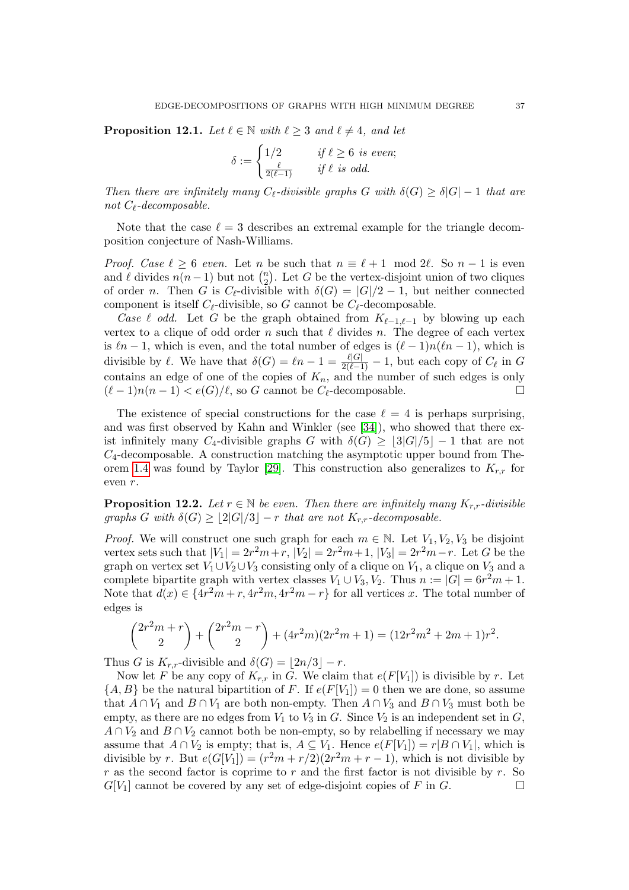**Proposition 12.1.** *Let $\ell \in \mathbb{N}$ with $\ell \geq 3$ and $\ell \neq 4$, and let*

$$\delta := \begin{cases} 1/2 & \text{if } \ell \geq 6 \text{ is even;} \\ \frac{\ell}{2(\ell-1)} & \text{if } \ell \text{ is odd.} \end{cases}$$

*Then there are infinitely many $C_\ell$-divisible graphs $G$ with $\delta(G) \geq \delta|G| - 1$ that are not $C_\ell$-decomposable.*

Note that the case $\ell = 3$ describes an extremal example for the triangle decomposition conjecture of Nash-Williams.

*Proof. Case $\ell \geq 6$ even.* Let $n$ be such that $n \equiv \ell + 1 \mod 2\ell$. So $n - 1$ is even and $\ell$ divides $n(n-1)$ but not $\binom{n}{2}$. Let $G$ be the vertex-disjoint union of two cliques of order $n$. Then $G$ is $C_\ell$-divisible with $\delta(G) = |G|/2 - 1$, but neither connected component is itself $C_\ell$-divisible, so $G$ cannot be $C_\ell$-decomposable.

*Case $\ell$ odd.* Let $G$ be the graph obtained from $K_{\ell-1,\ell-1}$ by blowing up each vertex to a clique of odd order $n$ such that $\ell$ divides $n$. The degree of each vertex is $\ell n - 1$, which is even, and the total number of edges is $(\ell - 1)n(\ell n - 1)$, which is divisible by $\ell$. We have that $\delta(G) = \ell n - 1 = \frac{\ell|G|}{2(\ell-1)} - 1$, but each copy of $C_\ell$ in $G$ contains an edge of one of the copies of $K_n$, and the number of such edges is only $(\ell - 1)n(n - 1) < e(G)/\ell$, so $G$ cannot be $C_\ell$-decomposable. □

The existence of special constructions for the case $\ell = 4$ is perhaps surprising, and was first observed by Kahn and Winkler (see [34]), who showed that there exist infinitely many $C_4$-divisible graphs $G$ with $\delta(G) \geq \lfloor 3|G|/5 \rfloor - 1$ that are not $C_4$-decomposable. A construction matching the asymptotic upper bound from Theorem 1.4 was found by Taylor [29]. This construction also generalizes to $K_{r,r}$ for even $r$.

**Proposition 12.2.** *Let $r \in \mathbb{N}$ be even. Then there are infinitely many $K_{r,r}$-divisible graphs $G$ with $\delta(G) \geq \lfloor 2|G|/3 \rfloor - r$ that are not $K_{r,r}$-decomposable.*

*Proof.* We will construct one such graph for each $m \in \mathbb{N}$. Let $V_1, V_2, V_3$ be disjoint vertex sets such that $|V_1| = 2r^2m + r$, $|V_2| = 2r^2m + 1$, $|V_3| = 2r^2m - r$. Let $G$ be the graph on vertex set $V_1 \cup V_2 \cup V_3$ consisting only of a clique on $V_1$, a clique on $V_3$ and a complete bipartite graph with vertex classes $V_1 \cup V_3, V_2$. Thus $n := |G| = 6r^2m + 1$. Note that $d(x) \in \{4r^2m + r, 4r^2m, 4r^2m - r\}$ for all vertices $x$. The total number of edges is

$$\binom{2r^2m + r}{2} + \binom{2r^2m - r}{2} + (4r^2m)(2r^2m + 1) = (12r^2m^2 + 2m + 1)r^2.$$

Thus $G$ is $K_{r,r}$-divisible and $\delta(G) = \lfloor 2n/3 \rfloor - r$.

Now let $F$ be any copy of $K_{r,r}$ in $G$. We claim that $e(F[V_1])$ is divisible by $r$. Let $\{A, B\}$ be the natural bipartition of $F$. If $e(F[V_1]) = 0$ then we are done, so assume that $A \cap V_1$ and $B \cap V_1$ are both non-empty. Then $A \cap V_3$ and $B \cap V_3$ must both be empty, as there are no edges from $V_1$ to $V_3$ in $G$. Since $V_2$ is an independent set in $G$, $A \cap V_2$ and $B \cap V_2$ cannot both be non-empty, so by relabelling if necessary we may assume that $A \cap V_2$ is empty; that is, $A \subseteq V_1$. Hence $e(F[V_1]) = r|B \cap V_1|$, which is divisible by $r$. But $e(G[V_1]) = (r^2m + r/2)(2r^2m + r - 1)$, which is not divisible by $r$ as the second factor is coprime to $r$ and the first factor is not divisible by $r$. So $G[V_1]$ cannot be covered by any set of edge-disjoint copies of $F$ in $G$. □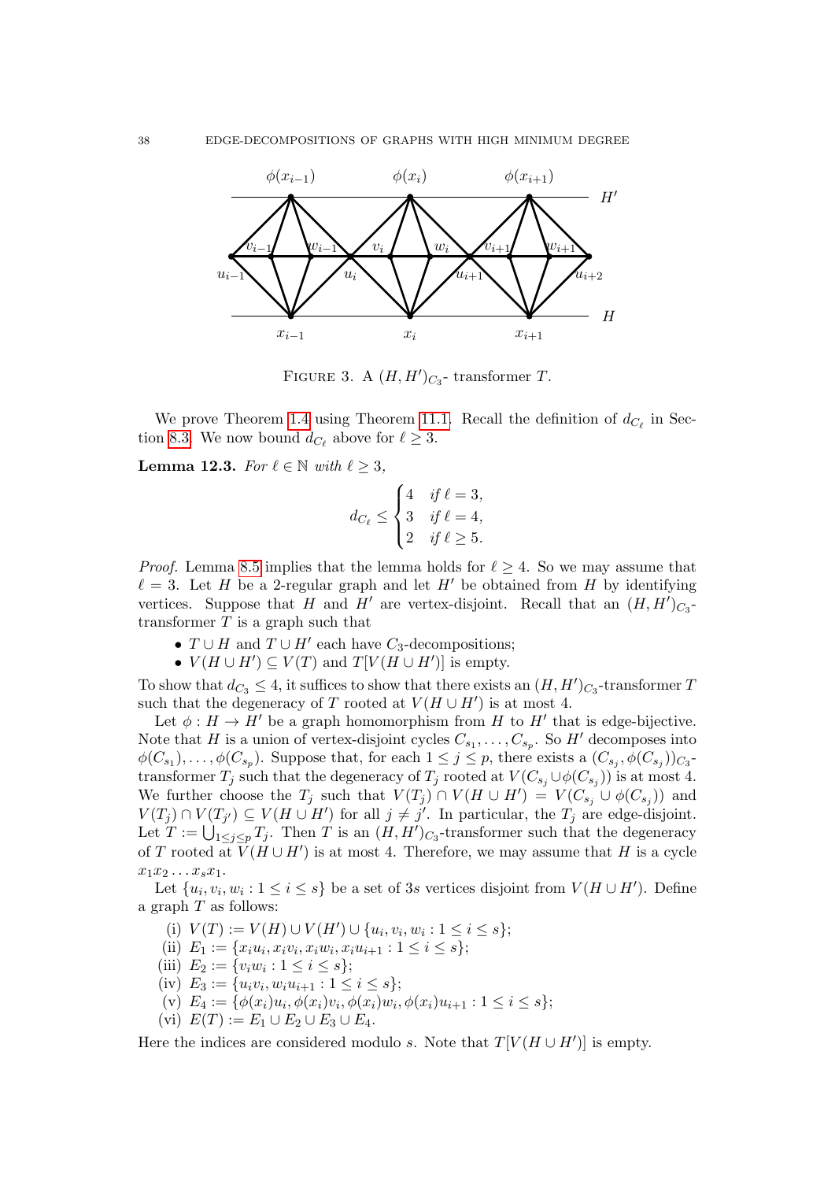FIGURE 3. A $(H, H')_{C_3}$- transformer $T$.

We prove Theorem 1.4 using Theorem 11.1. Recall the definition of $d_{C_\ell}$ in Section 8.3. We now bound $d_{C_\ell}$ above for $\ell \geq 3$.

**Lemma 12.3.** *For $\ell \in \mathbb{N}$ with $\ell \geq 3$,*

$$d_{C_\ell} \leq \begin{cases} 4 & \text{if } \ell = 3, \\ 3 & \text{if } \ell = 4, \\ 2 & \text{if } \ell \geq 5. \end{cases}$$

*Proof.* Lemma 8.5 implies that the lemma holds for $\ell \geq 4$. So we may assume that $\ell = 3$. Let $H$ be a 2-regular graph and let $H'$ be obtained from $H$ by identifying vertices. Suppose that $H$ and $H'$ are vertex-disjoint. Recall that an $(H, H')_{C_3}$-transformer $T$ is a graph such that

- $T \cup H$ and $T \cup H'$ each have $C_3$-decompositions;
- $V(H \cup H') \subseteq V(T)$ and $T[V(H \cup H')]$ is empty.

To show that $d_{C_3} \leq 4$, it suffices to show that there exists an $(H, H')_{C_3}$-transformer $T$ such that the degeneracy of $T$ rooted at $V(H \cup H')$ is at most 4.

Let $\phi : H \to H'$ be a graph homomorphism from $H$ to $H'$ that is edge-bijective. Note that $H$ is a union of vertex-disjoint cycles $C_{s_1}, \dots, C_{s_p}$. So $H'$ decomposes into $\phi(C_{s_1}), \dots, \phi(C_{s_p})$. Suppose that, for each $1 \leq j \leq p$, there exists a $(C_{s_j}, \phi(C_{s_j}))_{C_3}$-transformer $T_j$ such that the degeneracy of $T_j$ rooted at $V(C_{s_j} \cup \phi(C_{s_j}))$ is at most 4. We further choose the $T_j$ such that $V(T_j) \cap V(H \cup H') = V(C_{s_j} \cup \phi(C_{s_j}))$ and $V(T_j) \cap V(T_{j'}) \subseteq V(H \cup H')$ for all $j \neq j'$. In particular, the $T_j$ are edge-disjoint. Let $T := \bigcup_{1 \leq j \leq p} T_j$. Then $T$ is an $(H, H')_{C_3}$-transformer such that the degeneracy of $T$ rooted at $V(H \cup H')$ is at most 4. Therefore, we may assume that $H$ is a cycle $x_1 x_2 \dots x_s x_1$.

Let $\{u_i, v_i, w_i : 1 \leq i \leq s\}$ be a set of $3s$ vertices disjoint from $V(H \cup H')$. Define a graph $T$ as follows:

(i) $V(T) := V(H) \cup V(H') \cup \{u_i, v_i, w_i : 1 \leq i \leq s\}$;
(ii) $E_1 := \{x_i u_i, x_i v_i, x_i w_i, x_i u_{i+1} : 1 \leq i \leq s\}$;
(iii) $E_2 := \{v_i w_i : 1 \leq i \leq s\}$;
(iv) $E_3 := \{u_i v_i, w_i u_{i+1} : 1 \leq i \leq s\}$;
(v) $E_4 := \{\phi(x_i) u_i, \phi(x_i) v_i, \phi(x_i) w_i, \phi(x_i) u_{i+1} : 1 \leq i \leq s\}$;
(vi) $E(T) := E_1 \cup E_2 \cup E_3 \cup E_4$.

Here the indices are considered modulo $s$. Note that $T[V(H \cup H')]$ is empty.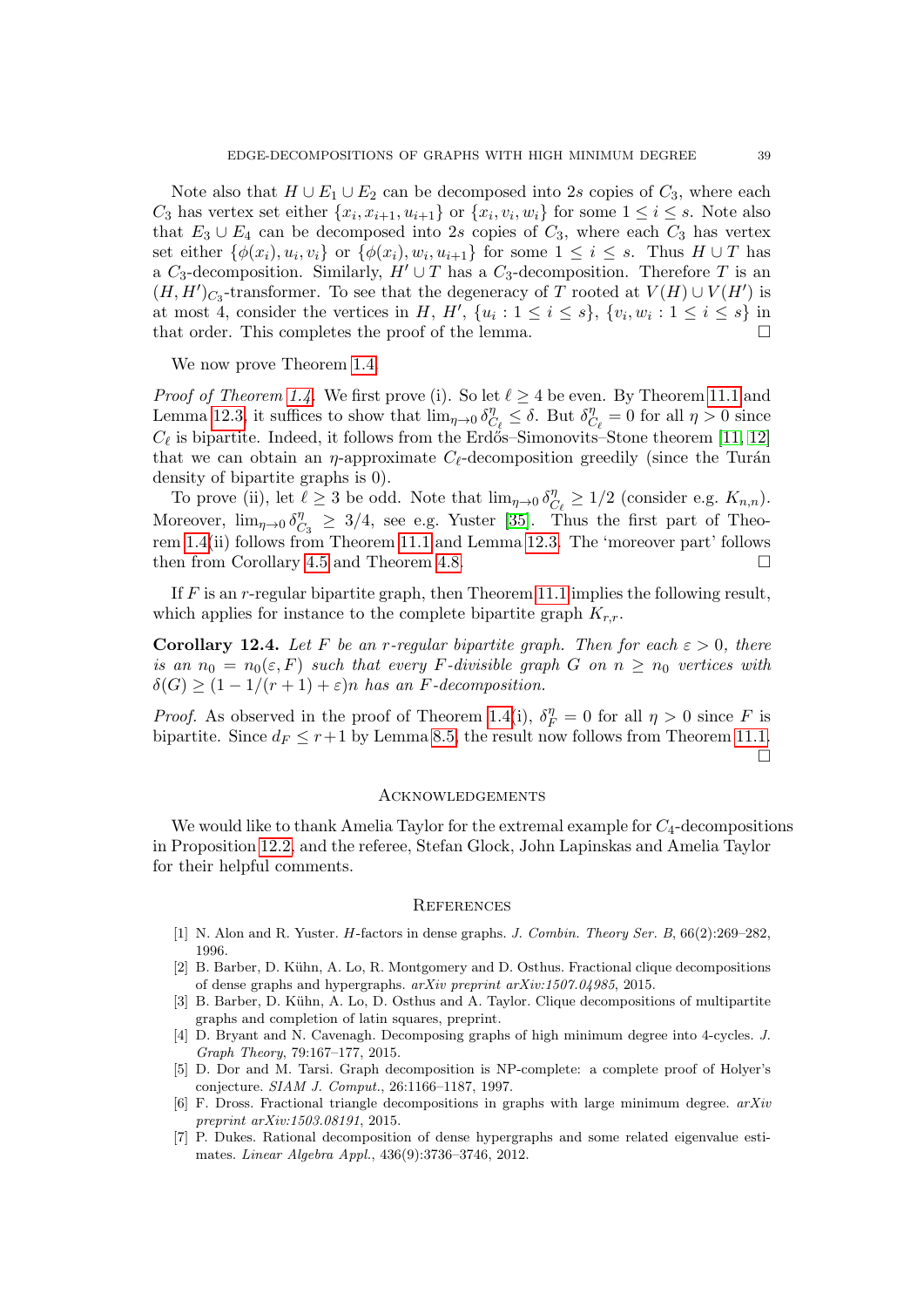Note also that $H \cup E_1 \cup E_2$ can be decomposed into $2s$ copies of $C_3$, where each $C_3$ has vertex set either $\{x_i, x_{i+1}, u_{i+1}\}$ or $\{x_i, v_i, w_i\}$ for some $1 \leq i \leq s$. Note also that $E_3 \cup E_4$ can be decomposed into $2s$ copies of $C_3$, where each $C_3$ has vertex set either $\{\phi(x_i), u_i, v_i\}$ or $\{\phi(x_i), w_i, u_{i+1}\}$ for some $1 \leq i \leq s$. Thus $H \cup T$ has a $C_3$-decomposition. Similarly, $H' \cup T$ has a $C_3$-decomposition. Therefore $T$ is an $(H, H')_{C_3}$-transformer. To see that the degeneracy of $T$ rooted at $V(H) \cup V(H')$ is at most 4, consider the vertices in $H$, $H'$, $\{u_i : 1 \leq i \leq s\}$, $\{v_i, w_i : 1 \leq i \leq s\}$ in that order. This completes the proof of the lemma. □

We now prove Theorem 1.4.

*Proof of Theorem 1.4.* We first prove (i). So let $\ell \geq 4$ be even. By Theorem 11.1 and Lemma 12.3, it suffices to show that $\lim_{\eta \to 0} \delta^{\eta}_{C_\ell} \leq \delta$. But $\delta^{\eta}_{C_\ell} = 0$ for all $\eta > 0$ since $C_\ell$ is bipartite. Indeed, it follows from the Erdős–Simonovits–Stone theorem [11, 12] that we can obtain an $\eta$-approximate $C_\ell$-decomposition greedily (since the Turán density of bipartite graphs is 0).

To prove (ii), let $\ell \geq 3$ be odd. Note that $\lim_{\eta \to 0} \delta^{\eta}_{C_\ell} \geq 1/2$ (consider e.g. $K_{n,n}$). Moreover, $\lim_{\eta \to 0} \delta^{\eta}_{C_3} \geq 3/4$, see e.g. Yuster [35]. Thus the first part of Theorem 1.4(ii) follows from Theorem 11.1 and Lemma 12.3. The 'moreover part' follows then from Corollary 4.5 and Theorem 4.8. □

If $F$ is an $r$-regular bipartite graph, then Theorem 11.1 implies the following result, which applies for instance to the complete bipartite graph $K_{r,r}$.

**Corollary 12.4.** *Let $F$ be an $r$-regular bipartite graph. Then for each $\varepsilon > 0$, there is an $n_0 = n_0(\varepsilon, F)$ such that every $F$-divisible graph $G$ on $n \geq n_0$ vertices with $\delta(G) \geq (1 - 1/(r+1) + \varepsilon)n$ has an $F$-decomposition.*

*Proof.* As observed in the proof of Theorem 1.4(i), $\delta^{\eta}_F = 0$ for all $\eta > 0$ since $F$ is bipartite. Since $d_F \leq r+1$ by Lemma 8.5, the result now follows from Theorem 11.1. □

## Acknowledgements

We would like to thank Amelia Taylor for the extremal example for $C_4$-decompositions in Proposition 12.2, and the referee, Stefan Glock, John Lapinskas and Amelia Taylor for their helpful comments.

## References

[1] N. Alon and R. Yuster. $H$-factors in dense graphs. *J. Combin. Theory Ser. B*, 66(2):269–282, 1996.

[2] B. Barber, D. Kühn, A. Lo, R. Montgomery and D. Osthus. Fractional clique decompositions of dense graphs and hypergraphs. *arXiv preprint arXiv:1507.04985*, 2015.

[3] B. Barber, D. Kühn, A. Lo, D. Osthus and A. Taylor. Clique decompositions of multipartite graphs and completion of latin squares, preprint.

[4] D. Bryant and N. Cavenagh. Decomposing graphs of high minimum degree into 4-cycles. *J. Graph Theory*, 79:167–177, 2015.

[5] D. Dor and M. Tarsi. Graph decomposition is NP-complete: a complete proof of Holyer's conjecture. *SIAM J. Comput.*, 26:1166–1187, 1997.

[6] F. Dross. Fractional triangle decompositions in graphs with large minimum degree. *arXiv preprint arXiv:1503.08191*, 2015.

[7] P. Dukes. Rational decomposition of dense hypergraphs and some related eigenvalue estimates. *Linear Algebra Appl.*, 436(9):3736–3746, 2012.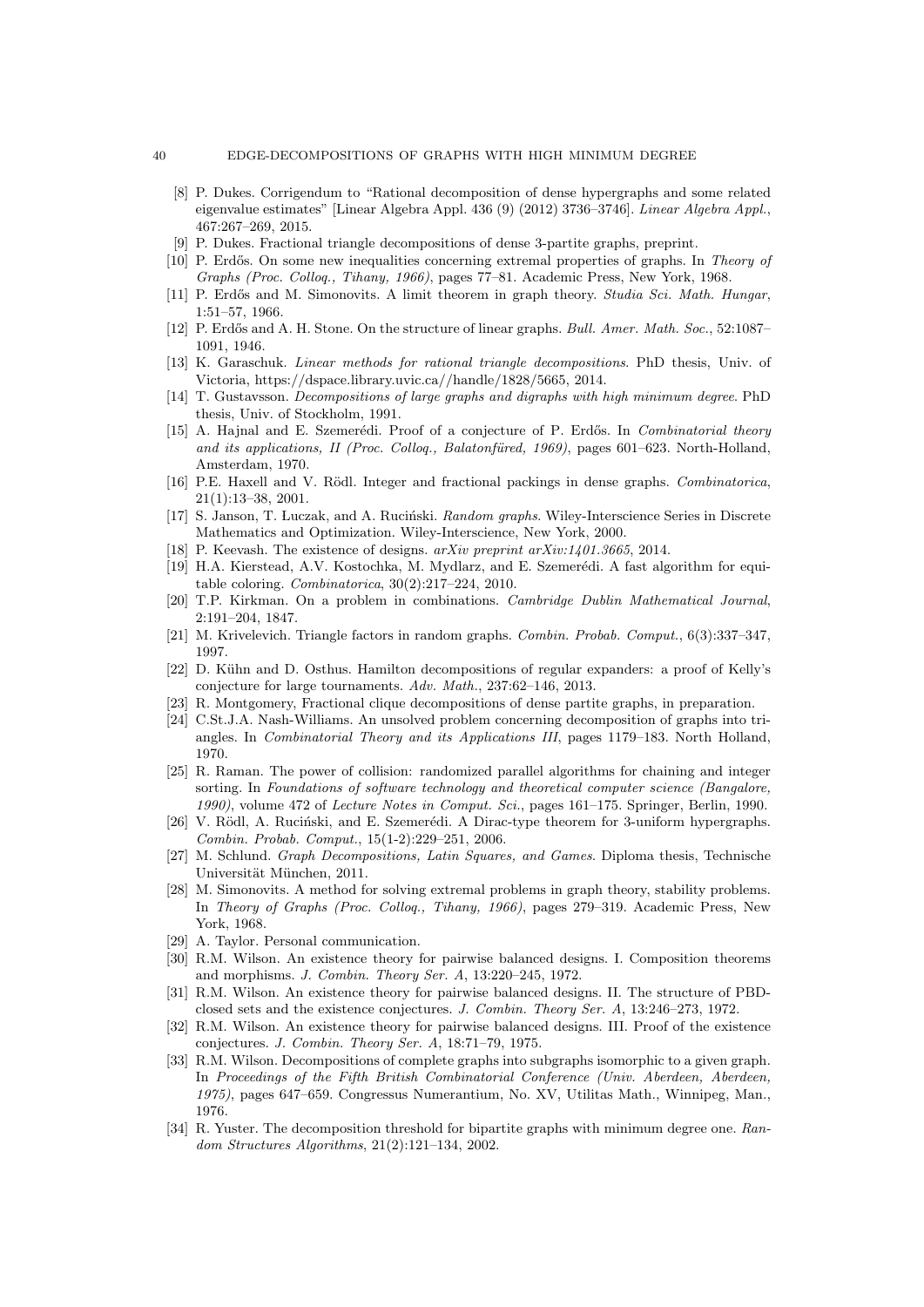[8] P. Dukes. Corrigendum to "Rational decomposition of dense hypergraphs and some related eigenvalue estimates" [Linear Algebra Appl. 436 (9) (2012) 3736–3746]. *Linear Algebra Appl.*, 467:267–269, 2015.

[9] P. Dukes. Fractional triangle decompositions of dense 3-partite graphs, preprint.

[10] P. Erdős. On some new inequalities concerning extremal properties of graphs. In *Theory of Graphs (Proc. Colloq., Tihany, 1966)*, pages 77–81. Academic Press, New York, 1968.

[11] P. Erdős and M. Simonovits. A limit theorem in graph theory. *Studia Sci. Math. Hungar*, 1:51–57, 1966.

[12] P. Erdős and A. H. Stone. On the structure of linear graphs. *Bull. Amer. Math. Soc.*, 52:1087–1091, 1946.

[13] K. Garaschuk. *Linear methods for rational triangle decompositions*. PhD thesis, Univ. of Victoria, https://dspace.library.uvic.ca//handle/1828/5665, 2014.

[14] T. Gustavsson. *Decompositions of large graphs and digraphs with high minimum degree*. PhD thesis, Univ. of Stockholm, 1991.

[15] A. Hajnal and E. Szemerédi. Proof of a conjecture of P. Erdős. In *Combinatorial theory and its applications, II (Proc. Colloq., Balatonfüred, 1969)*, pages 601–623. North-Holland, Amsterdam, 1970.

[16] P.E. Haxell and V. Rödl. Integer and fractional packings in dense graphs. *Combinatorica*, 21(1):13–38, 2001.

[17] S. Janson, T. Łuczak, and A. Ruciński. *Random graphs*. Wiley-Interscience Series in Discrete Mathematics and Optimization. Wiley-Interscience, New York, 2000.

[18] P. Keevash. The existence of designs. *arXiv preprint arXiv:1401.3665*, 2014.

[19] H.A. Kierstead, A.V. Kostochka, M. Mydlarz, and E. Szemerédi. A fast algorithm for equitable coloring. *Combinatorica*, 30(2):217–224, 2010.

[20] T.P. Kirkman. On a problem in combinations. *Cambridge Dublin Mathematical Journal*, 2:191–204, 1847.

[21] M. Krivelevich. Triangle factors in random graphs. *Combin. Probab. Comput.*, 6(3):337–347, 1997.

[22] D. Kühn and D. Osthus. Hamilton decompositions of regular expanders: a proof of Kelly's conjecture for large tournaments. *Adv. Math.*, 237:62–146, 2013.

[23] R. Montgomery, Fractional clique decompositions of dense partite graphs, in preparation.

[24] C.St.J.A. Nash-Williams. An unsolved problem concerning decomposition of graphs into triangles. In *Combinatorial Theory and its Applications III*, pages 1179–183. North Holland, 1970.

[25] R. Raman. The power of collision: randomized parallel algorithms for chaining and integer sorting. In *Foundations of software technology and theoretical computer science (Bangalore, 1990)*, volume 472 of *Lecture Notes in Comput. Sci.*, pages 161–175. Springer, Berlin, 1990.

[26] V. Rödl, A. Ruciński, and E. Szemerédi. A Dirac-type theorem for 3-uniform hypergraphs. *Combin. Probab. Comput.*, 15(1-2):229–251, 2006.

[27] M. Schlund. *Graph Decompositions, Latin Squares, and Games*. Diploma thesis, Technische Universität München, 2011.

[28] M. Simonovits. A method for solving extremal problems in graph theory, stability problems. In *Theory of Graphs (Proc. Colloq., Tihany, 1966)*, pages 279–319. Academic Press, New York, 1968.

[29] A. Taylor. Personal communication.

[30] R.M. Wilson. An existence theory for pairwise balanced designs. I. Composition theorems and morphisms. *J. Combin. Theory Ser. A*, 13:220–245, 1972.

[31] R.M. Wilson. An existence theory for pairwise balanced designs. II. The structure of PBD-closed sets and the existence conjectures. *J. Combin. Theory Ser. A*, 13:246–273, 1972.

[32] R.M. Wilson. An existence theory for pairwise balanced designs. III. Proof of the existence conjectures. *J. Combin. Theory Ser. A*, 18:71–79, 1975.

[33] R.M. Wilson. Decompositions of complete graphs into subgraphs isomorphic to a given graph. In *Proceedings of the Fifth British Combinatorial Conference (Univ. Aberdeen, Aberdeen, 1975)*, pages 647–659. Congressus Numerantium, No. XV, Utilitas Math., Winnipeg, Man., 1976.

[34] R. Yuster. The decomposition threshold for bipartite graphs with minimum degree one. *Random Structures Algorithms*, 21(2):121–134, 2002.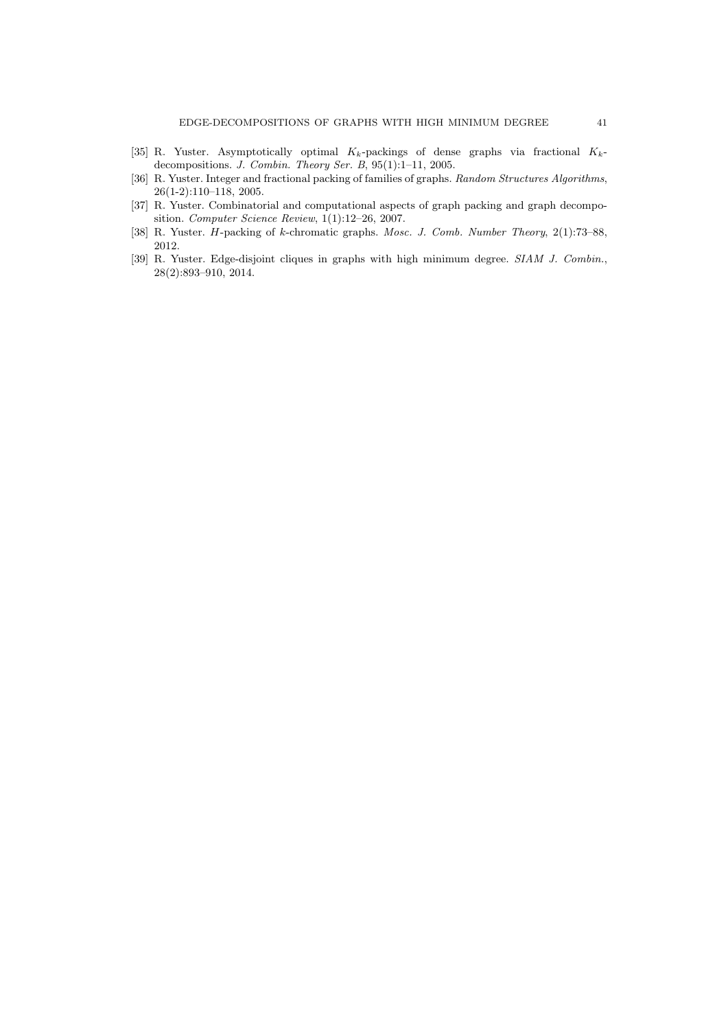[35] R. Yuster. Asymptotically optimal $K_k$-packings of dense graphs via fractional $K_k$-decompositions. *J. Combin. Theory Ser. B*, 95(1):1–11, 2005.

[36] R. Yuster. Integer and fractional packing of families of graphs. *Random Structures Algorithms*, 26(1-2):110–118, 2005.

[37] R. Yuster. Combinatorial and computational aspects of graph packing and graph decomposition. *Computer Science Review*, 1(1):12–26, 2007.

[38] R. Yuster. $H$-packing of $k$-chromatic graphs. *Mosc. J. Comb. Number Theory*, 2(1):73–88, 2012.

[39] R. Yuster. Edge-disjoint cliques in graphs with high minimum degree. *SIAM J. Combin.*, 28(2):893–910, 2014.